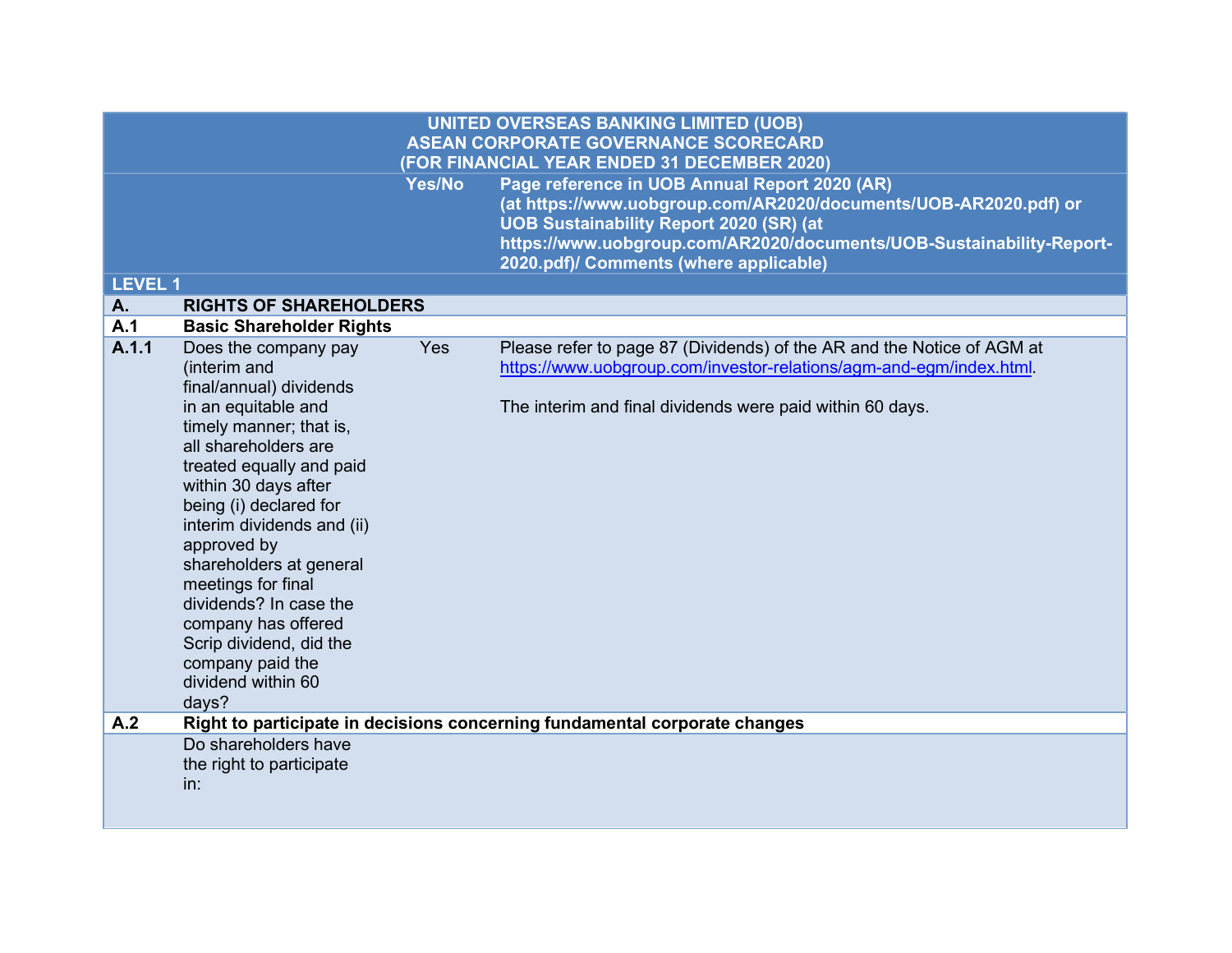| UNITED OVERSEAS BANKING LIMITED (UOB) ASEAN CORPORATE GOVERNANCE SCORECARD (FOR FINANCIAL YEAR ENDED 31 DECEMBER 2020) | | | |
|---|---|---|---|
| | | Yes/No | Page reference in UOB Annual Report 2020 (AR) (at https://www.uobgroup.com/AR2020/documents/UOB-AR2020.pdf) or UOB Sustainability Report 2020 (SR) (at https://www.uobgroup.com/AR2020/documents/UOB-Sustainability-Report-2020.pdf)/ Comments (where applicable) |
| **LEVEL 1** | | | |
| **A.** | **RIGHTS OF SHAREHOLDERS** | | |
| **A.1** | **Basic Shareholder Rights** | | |
| **A.1.1** | Does the company pay (interim and final/annual) dividends in an equitable and timely manner; that is, all shareholders are treated equally and paid within 30 days after being (i) declared for interim dividends and (ii) approved by shareholders at general meetings for final dividends? In case the company has offered Scrip dividend, did the company paid the dividend within 60 days? | Yes | Please refer to page 87 (Dividends) of the AR and the Notice of AGM at https://www.uobgroup.com/investor-relations/agm-and-egm/index.html.<br><br>The interim and final dividends were paid within 60 days. |
| **A.2** | **Right to participate in decisions concerning fundamental corporate changes** | | |
| | Do shareholders have the right to participate in: | | |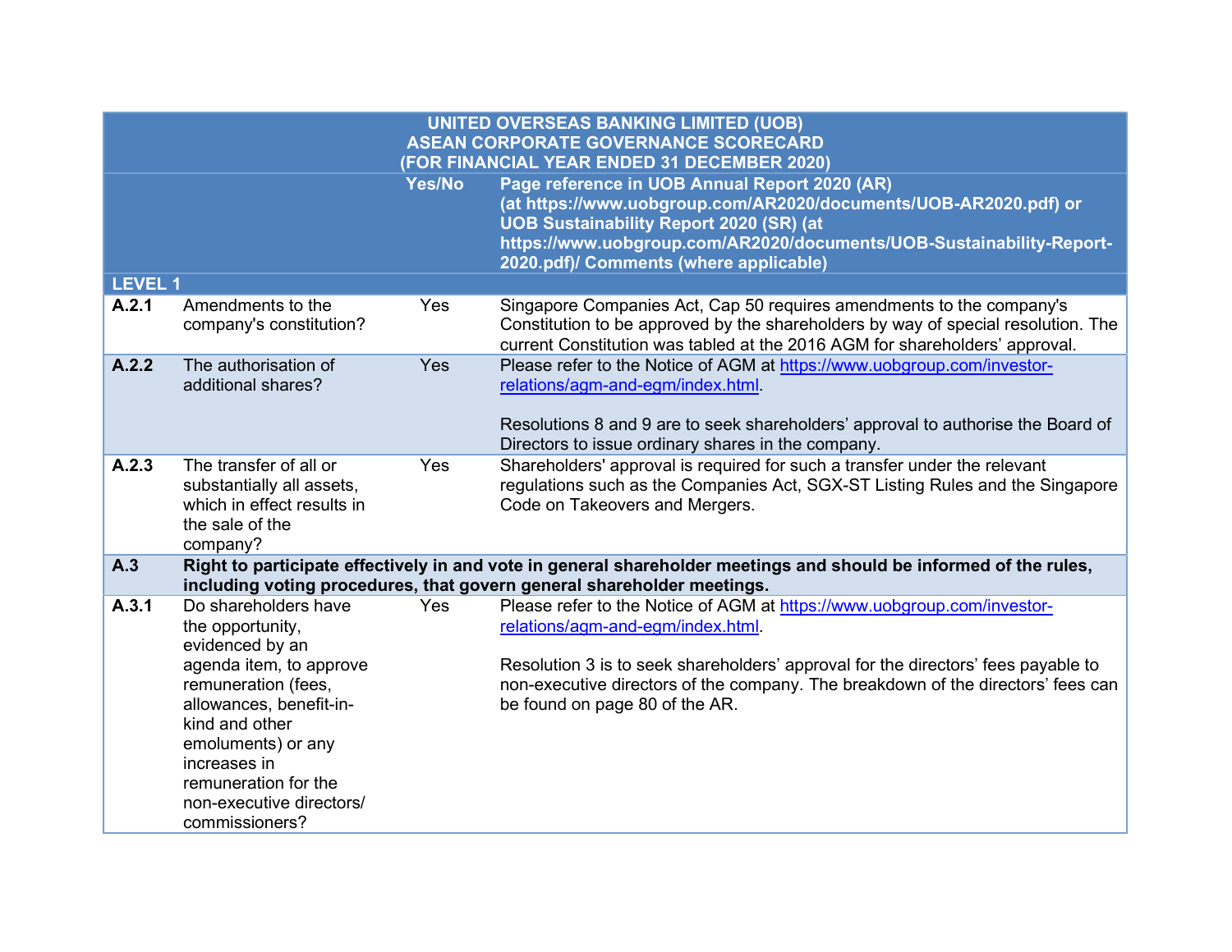| UNITED OVERSEAS BANKING LIMITED (UOB) ASEAN CORPORATE GOVERNANCE SCORECARD (FOR FINANCIAL YEAR ENDED 31 DECEMBER 2020) | | | |
|---|---|---|---|
| | | **Yes/No** | **Page reference in UOB Annual Report 2020 (AR) (at https://www.uobgroup.com/AR2020/documents/UOB-AR2020.pdf) or UOB Sustainability Report 2020 (SR) (at https://www.uobgroup.com/AR2020/documents/UOB-Sustainability-Report-2020.pdf)/ Comments (where applicable)** |
| **LEVEL 1** | | | |
| **A.2.1** | Amendments to the company's constitution? | Yes | Singapore Companies Act, Cap 50 requires amendments to the company's Constitution to be approved by the shareholders by way of special resolution. The current Constitution was tabled at the 2016 AGM for shareholders' approval. |
| **A.2.2** | The authorisation of additional shares? | Yes | Please refer to the Notice of AGM at https://www.uobgroup.com/investor-relations/agm-and-egm/index.html.<br><br>Resolutions 8 and 9 are to seek shareholders' approval to authorise the Board of Directors to issue ordinary shares in the company. |
| **A.2.3** | The transfer of all or substantially all assets, which in effect results in the sale of the company? | Yes | Shareholders' approval is required for such a transfer under the relevant regulations such as the Companies Act, SGX-ST Listing Rules and the Singapore Code on Takeovers and Mergers. |
| **A.3** | **Right to participate effectively in and vote in general shareholder meetings and should be informed of the rules, including voting procedures, that govern general shareholder meetings.** | | |
| **A.3.1** | Do shareholders have the opportunity, evidenced by an agenda item, to approve remuneration (fees, allowances, benefit-in-kind and other emoluments) or any increases in remuneration for the non-executive directors/ commissioners? | Yes | Please refer to the Notice of AGM at https://www.uobgroup.com/investor-relations/agm-and-egm/index.html.<br><br>Resolution 3 is to seek shareholders' approval for the directors' fees payable to non-executive directors of the company. The breakdown of the directors' fees can be found on page 80 of the AR. |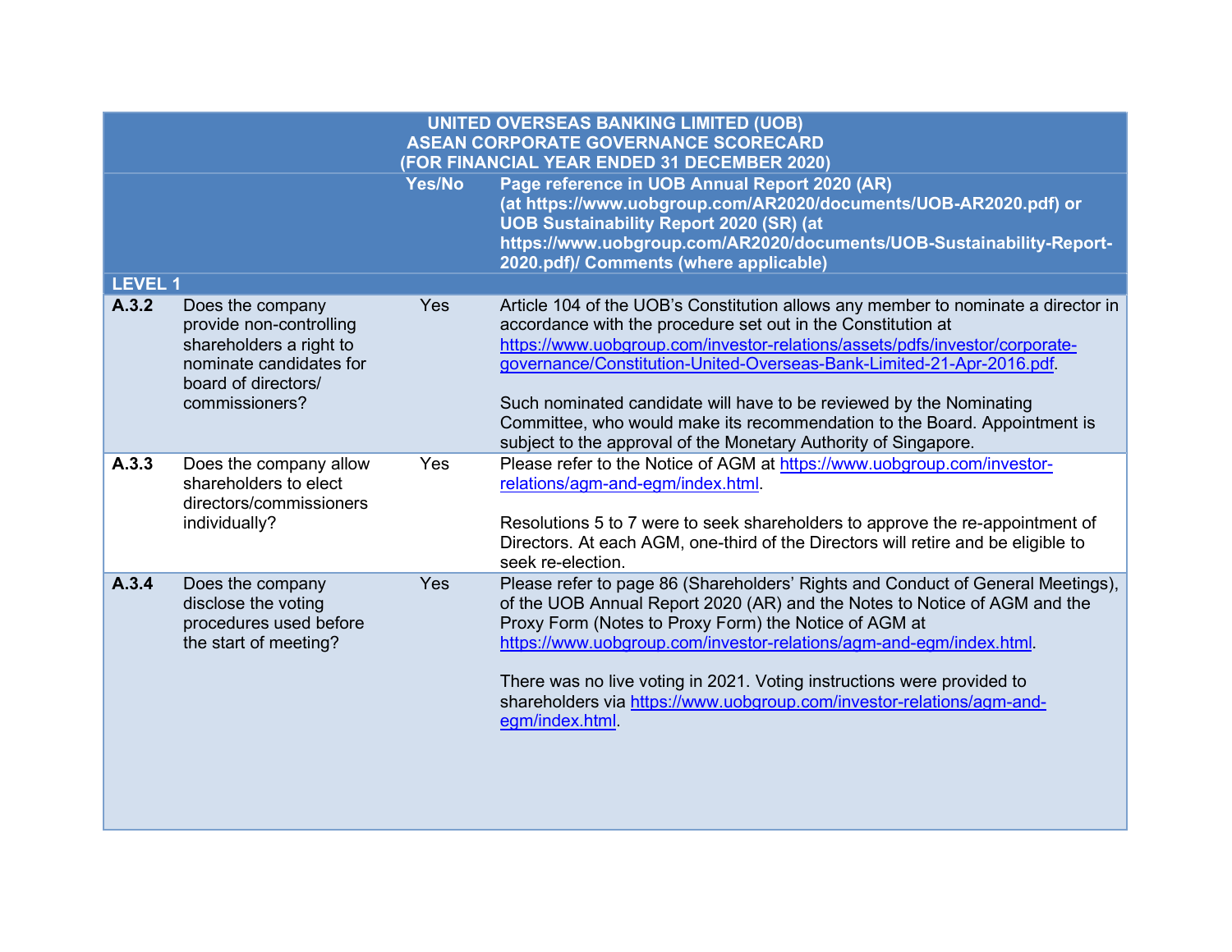| UNITED OVERSEAS BANKING LIMITED (UOB) ASEAN CORPORATE GOVERNANCE SCORECARD (FOR FINANCIAL YEAR ENDED 31 DECEMBER 2020) | | | |
|---|---|---|---|
| | | **Yes/No** | **Page reference in UOB Annual Report 2020 (AR) (at https://www.uobgroup.com/AR2020/documents/UOB-AR2020.pdf) or UOB Sustainability Report 2020 (SR) (at https://www.uobgroup.com/AR2020/documents/UOB-Sustainability-Report-2020.pdf)/ Comments (where applicable)** |
| **LEVEL 1** | | | |
| **A.3.2** | Does the company provide non-controlling shareholders a right to nominate candidates for board of directors/ commissioners? | Yes | Article 104 of the UOB's Constitution allows any member to nominate a director in accordance with the procedure set out in the Constitution at https://www.uobgroup.com/investor-relations/assets/pdfs/investor/corporate-governance/Constitution-United-Overseas-Bank-Limited-21-Apr-2016.pdf.<br><br>Such nominated candidate will have to be reviewed by the Nominating Committee, who would make its recommendation to the Board. Appointment is subject to the approval of the Monetary Authority of Singapore. |
| **A.3.3** | Does the company allow shareholders to elect directors/commissioners individually? | Yes | Please refer to the Notice of AGM at https://www.uobgroup.com/investor-relations/agm-and-egm/index.html.<br><br>Resolutions 5 to 7 were to seek shareholders to approve the re-appointment of Directors. At each AGM, one-third of the Directors will retire and be eligible to seek re-election. |
| **A.3.4** | Does the company disclose the voting procedures used before the start of meeting? | Yes | Please refer to page 86 (Shareholders' Rights and Conduct of General Meetings), of the UOB Annual Report 2020 (AR) and the Notes to Notice of AGM and the Proxy Form (Notes to Proxy Form) the Notice of AGM at https://www.uobgroup.com/investor-relations/agm-and-egm/index.html.<br><br>There was no live voting in 2021. Voting instructions were provided to shareholders via https://www.uobgroup.com/investor-relations/agm-and-egm/index.html. |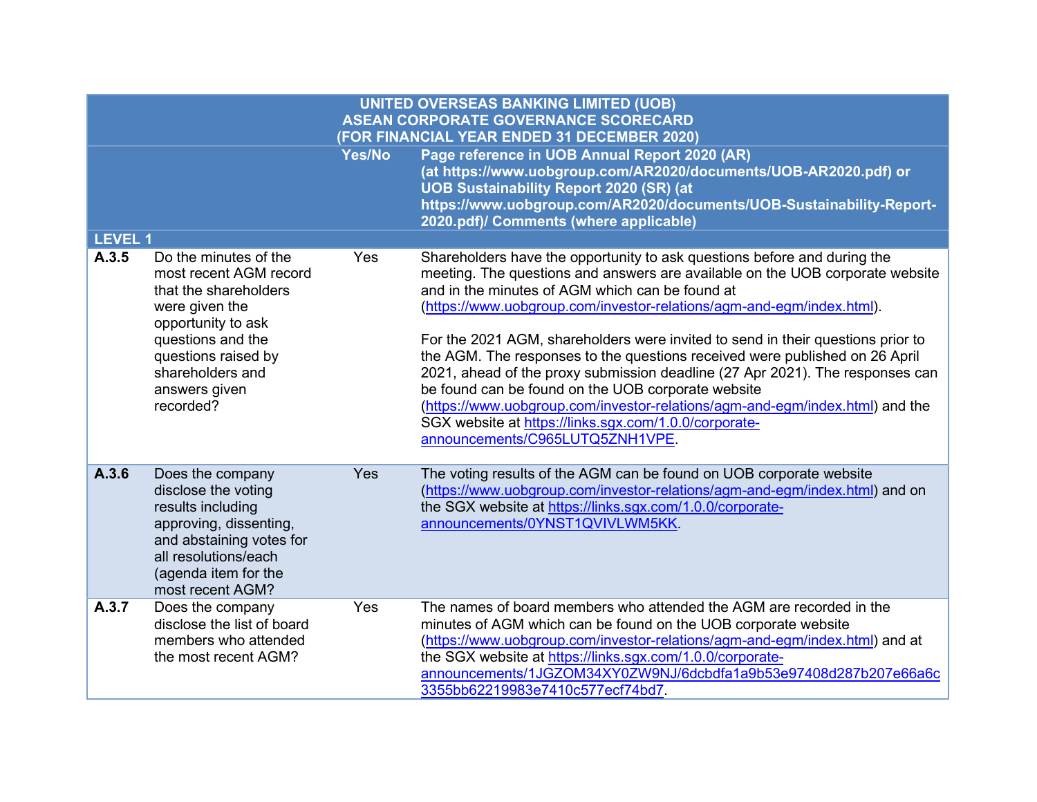| UNITED OVERSEAS BANKING LIMITED (UOB) ASEAN CORPORATE GOVERNANCE SCORECARD (FOR FINANCIAL YEAR ENDED 31 DECEMBER 2020) | | | |
|---|---|---|---|
| | | Yes/No | Page reference in UOB Annual Report 2020 (AR) (at https://www.uobgroup.com/AR2020/documents/UOB-AR2020.pdf) or UOB Sustainability Report 2020 (SR) (at https://www.uobgroup.com/AR2020/documents/UOB-Sustainability-Report-2020.pdf)/ Comments (where applicable) |
| **LEVEL 1** | | | |
| **A.3.5** | Do the minutes of the most recent AGM record that the shareholders were given the opportunity to ask questions and the questions raised by shareholders and answers given recorded? | Yes | Shareholders have the opportunity to ask questions before and during the meeting. The questions and answers are available on the UOB corporate website and in the minutes of AGM which can be found at (https://www.uobgroup.com/investor-relations/agm-and-egm/index.html).<br><br>For the 2021 AGM, shareholders were invited to send in their questions prior to the AGM. The responses to the questions received were published on 26 April 2021, ahead of the proxy submission deadline (27 Apr 2021). The responses can be found can be found on the UOB corporate website (https://www.uobgroup.com/investor-relations/agm-and-egm/index.html) and the SGX website at https://links.sgx.com/1.0.0/corporate-announcements/C965LUTQ5ZNH1VPE. |
| **A.3.6** | Does the company disclose the voting results including approving, dissenting, and abstaining votes for all resolutions/each (agenda item for the most recent AGM? | Yes | The voting results of the AGM can be found on UOB corporate website (https://www.uobgroup.com/investor-relations/agm-and-egm/index.html) and on the SGX website at https://links.sgx.com/1.0.0/corporate-announcements/0YNST1QVIVLWM5KK. |
| **A.3.7** | Does the company disclose the list of board members who attended the most recent AGM? | Yes | The names of board members who attended the AGM are recorded in the minutes of AGM which can be found on the UOB corporate website (https://www.uobgroup.com/investor-relations/agm-and-egm/index.html) and at the SGX website at https://links.sgx.com/1.0.0/corporate-announcements/1JGZOM34XY0ZW9NJ/6dcbdfa1a9b53e97408d287b207e66a6c3355bb62219983e7410c577ecf74bd7. |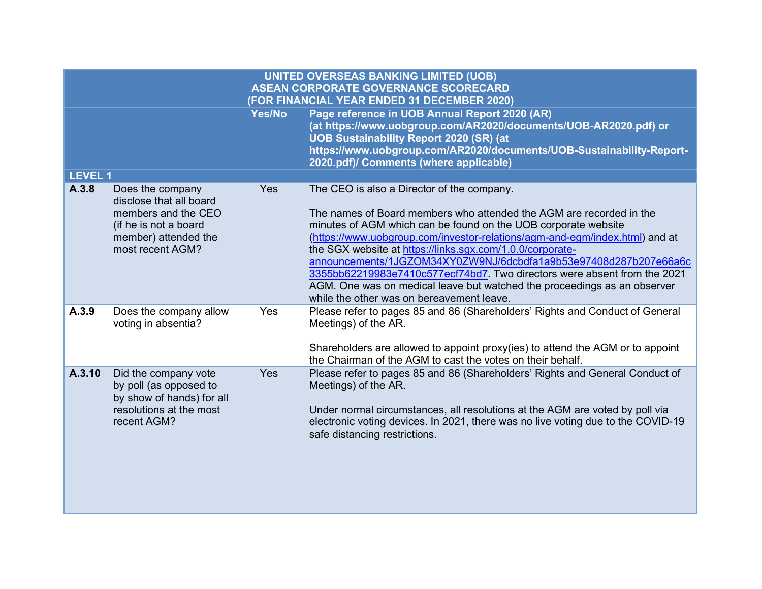| UNITED OVERSEAS BANKING LIMITED (UOB) ASEAN CORPORATE GOVERNANCE SCORECARD (FOR FINANCIAL YEAR ENDED 31 DECEMBER 2020) | | | |
|---|---|---|---|
| | | Yes/No | Page reference in UOB Annual Report 2020 (AR) (at https://www.uobgroup.com/AR2020/documents/UOB-AR2020.pdf) or UOB Sustainability Report 2020 (SR) (at https://www.uobgroup.com/AR2020/documents/UOB-Sustainability-Report-2020.pdf)/ Comments (where applicable) |
| **LEVEL 1** | | | |
| **A.3.8** | Does the company disclose that all board members and the CEO (if he is not a board member) attended the most recent AGM? | Yes | The CEO is also a Director of the company.<br><br>The names of Board members who attended the AGM are recorded in the minutes of AGM which can be found on the UOB corporate website (https://www.uobgroup.com/investor-relations/agm-and-egm/index.html) and at the SGX website at https://links.sgx.com/1.0.0/corporate-announcements/1JGZOM34XY0ZW9NJ/6dcbdfa1a9b53e97408d287b207e66a6c3355bb62219983e7410c577ecf74bd7. Two directors were absent from the 2021 AGM. One was on medical leave but watched the proceedings as an observer while the other was on bereavement leave. |
| **A.3.9** | Does the company allow voting in absentia? | Yes | Please refer to pages 85 and 86 (Shareholders' Rights and Conduct of General Meetings) of the AR.<br><br>Shareholders are allowed to appoint proxy(ies) to attend the AGM or to appoint the Chairman of the AGM to cast the votes on their behalf. |
| **A.3.10** | Did the company vote by poll (as opposed to by show of hands) for all resolutions at the most recent AGM? | Yes | Please refer to pages 85 and 86 (Shareholders' Rights and General Conduct of Meetings) of the AR.<br><br>Under normal circumstances, all resolutions at the AGM are voted by poll via electronic voting devices. In 2021, there was no live voting due to the COVID-19 safe distancing restrictions. |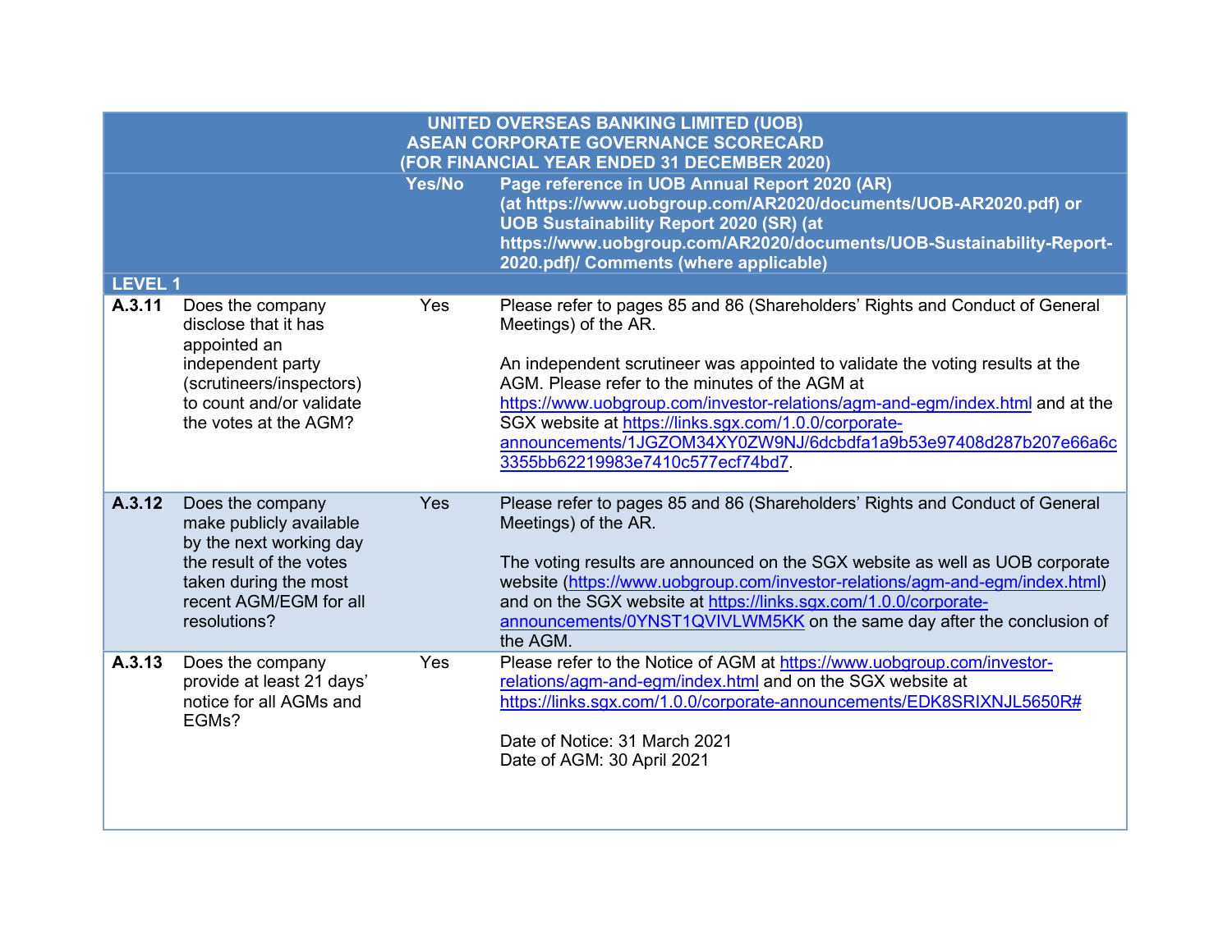| UNITED OVERSEAS BANKING LIMITED (UOB)<br>ASEAN CORPORATE GOVERNANCE SCORECARD<br>(FOR FINANCIAL YEAR ENDED 31 DECEMBER 2020) | | | |
|---|---|---|---|
| | | **Yes/No** | **Page reference in UOB Annual Report 2020 (AR) (at https://www.uobgroup.com/AR2020/documents/UOB-AR2020.pdf) or UOB Sustainability Report 2020 (SR) (at https://www.uobgroup.com/AR2020/documents/UOB-Sustainability-Report-2020.pdf)/ Comments (where applicable)** |
| **LEVEL 1** | | | |
| **A.3.11** | Does the company disclose that it has appointed an independent party (scrutineers/inspectors) to count and/or validate the votes at the AGM? | Yes | Please refer to pages 85 and 86 (Shareholders' Rights and Conduct of General Meetings) of the AR.<br><br>An independent scrutineer was appointed to validate the voting results at the AGM. Please refer to the minutes of the AGM at https://www.uobgroup.com/investor-relations/agm-and-egm/index.html and at the SGX website at https://links.sgx.com/1.0.0/corporate-announcements/1JGZOM34XY0ZW9NJ/6dcbdfa1a9b53e97408d287b207e66a6c3355bb62219983e7410c577ecf74bd7. |
| **A.3.12** | Does the company make publicly available by the next working day the result of the votes taken during the most recent AGM/EGM for all resolutions? | Yes | Please refer to pages 85 and 86 (Shareholders' Rights and Conduct of General Meetings) of the AR.<br><br>The voting results are announced on the SGX website as well as UOB corporate website (https://www.uobgroup.com/investor-relations/agm-and-egm/index.html) and on the SGX website at https://links.sgx.com/1.0.0/corporate-announcements/0YNST1QVIVLWM5KK on the same day after the conclusion of the AGM. |
| **A.3.13** | Does the company provide at least 21 days' notice for all AGMs and EGMs? | Yes | Please refer to the Notice of AGM at https://www.uobgroup.com/investor-relations/agm-and-egm/index.html and on the SGX website at https://links.sgx.com/1.0.0/corporate-announcements/EDK8SRIXNJL5650R#<br><br>Date of Notice: 31 March 2021<br>Date of AGM: 30 April 2021 |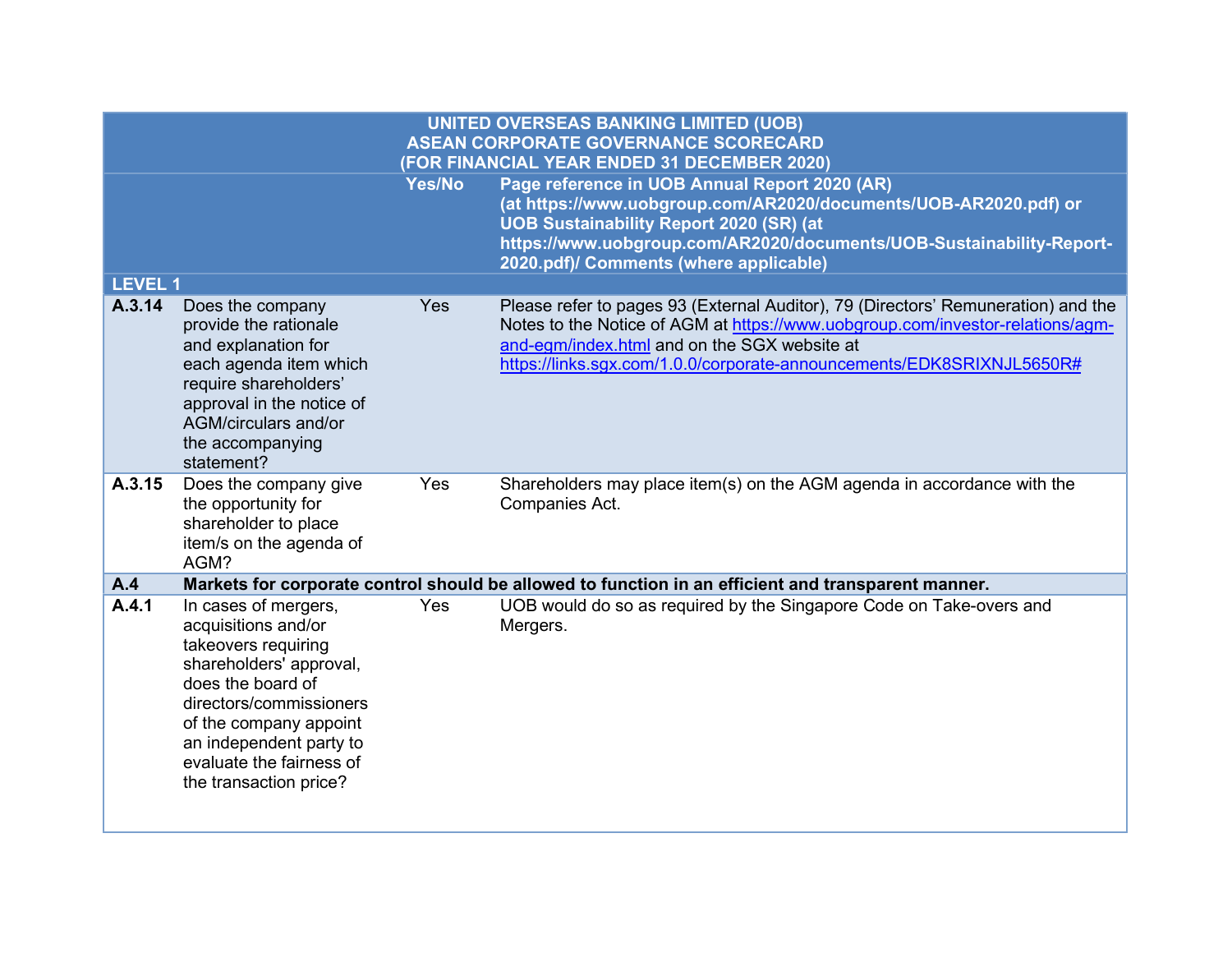| UNITED OVERSEAS BANKING LIMITED (UOB) ASEAN CORPORATE GOVERNANCE SCORECARD (FOR FINANCIAL YEAR ENDED 31 DECEMBER 2020) | | | |
|---|---|---|---|
| | | Yes/No | Page reference in UOB Annual Report 2020 (AR) (at https://www.uobgroup.com/AR2020/documents/UOB-AR2020.pdf) or UOB Sustainability Report 2020 (SR) (at https://www.uobgroup.com/AR2020/documents/UOB-Sustainability-Report-2020.pdf)/ Comments (where applicable) |
| **LEVEL 1** | | | |
| **A.3.14** | Does the company provide the rationale and explanation for each agenda item which require shareholders' approval in the notice of AGM/circulars and/or the accompanying statement? | Yes | Please refer to pages 93 (External Auditor), 79 (Directors' Remuneration) and the Notes to the Notice of AGM at https://www.uobgroup.com/investor-relations/agm-and-egm/index.html and on the SGX website at https://links.sgx.com/1.0.0/corporate-announcements/EDK8SRIXNJL5650R# |
| **A.3.15** | Does the company give the opportunity for shareholder to place item/s on the agenda of AGM? | Yes | Shareholders may place item(s) on the AGM agenda in accordance with the Companies Act. |
| **A.4** | **Markets for corporate control should be allowed to function in an efficient and transparent manner.** | | |
| **A.4.1** | In cases of mergers, acquisitions and/or takeovers requiring shareholders' approval, does the board of directors/commissioners of the company appoint an independent party to evaluate the fairness of the transaction price? | Yes | UOB would do so as required by the Singapore Code on Take-overs and Mergers. |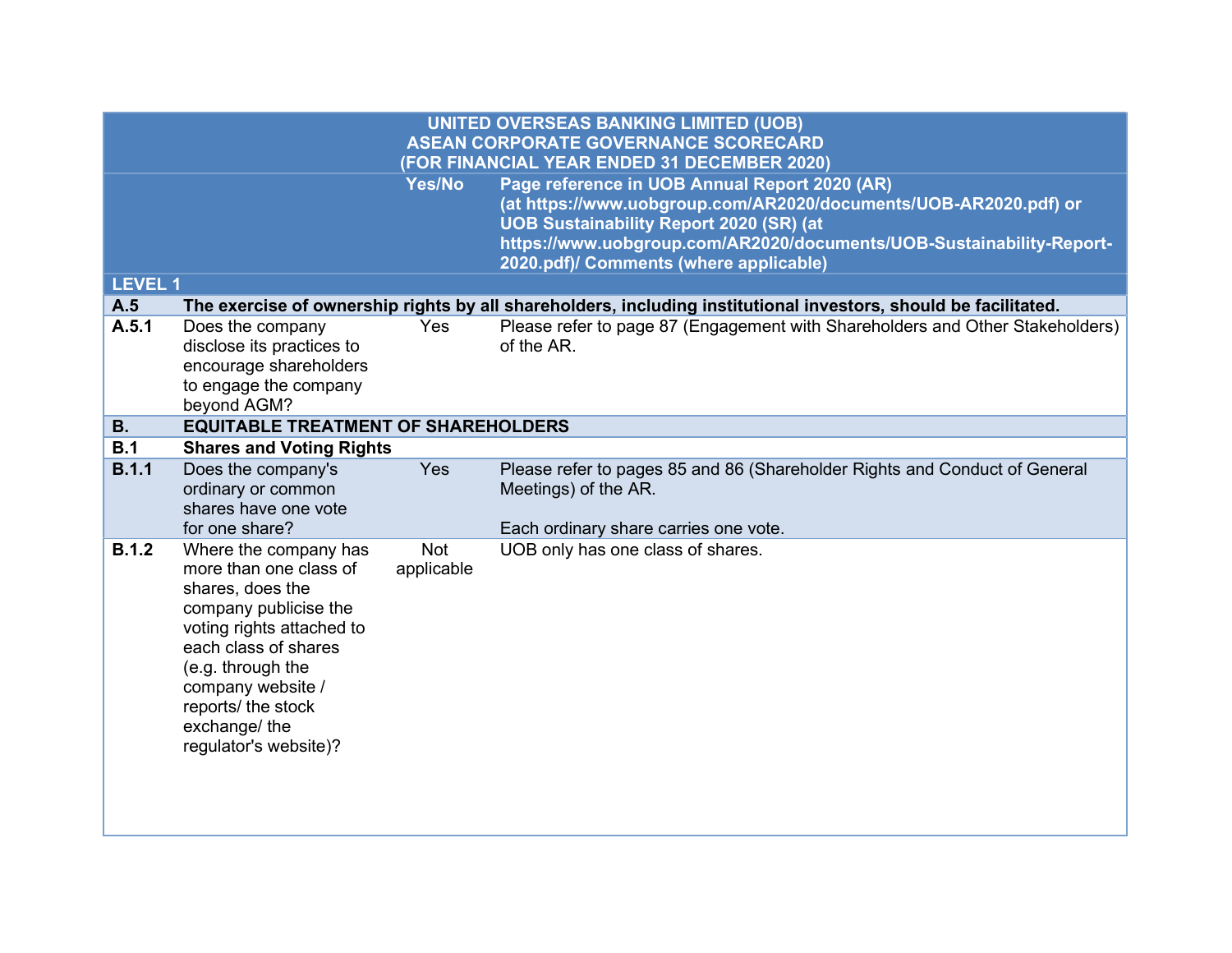| UNITED OVERSEAS BANKING LIMITED (UOB) ASEAN CORPORATE GOVERNANCE SCORECARD (FOR FINANCIAL YEAR ENDED 31 DECEMBER 2020) | | | |
|---|---|---|---|
| | | **Yes/No** | **Page reference in UOB Annual Report 2020 (AR) (at https://www.uobgroup.com/AR2020/documents/UOB-AR2020.pdf) or UOB Sustainability Report 2020 (SR) (at https://www.uobgroup.com/AR2020/documents/UOB-Sustainability-Report-2020.pdf)/ Comments (where applicable)** |
| **LEVEL 1** | | | |
| **A.5** | **The exercise of ownership rights by all shareholders, including institutional investors, should be facilitated.** | | |
| **A.5.1** | Does the company disclose its practices to encourage shareholders to engage the company beyond AGM? | Yes | Please refer to page 87 (Engagement with Shareholders and Other Stakeholders) of the AR. |
| **B.** | **EQUITABLE TREATMENT OF SHAREHOLDERS** | | |
| **B.1** | **Shares and Voting Rights** | | |
| **B.1.1** | Does the company's ordinary or common shares have one vote for one share? | Yes | Please refer to pages 85 and 86 (Shareholder Rights and Conduct of General Meetings) of the AR.<br><br>Each ordinary share carries one vote. |
| **B.1.2** | Where the company has more than one class of shares, does the company publicise the voting rights attached to each class of shares (e.g. through the company website / reports/ the stock exchange/ the regulator's website)? | Not applicable | UOB only has one class of shares. |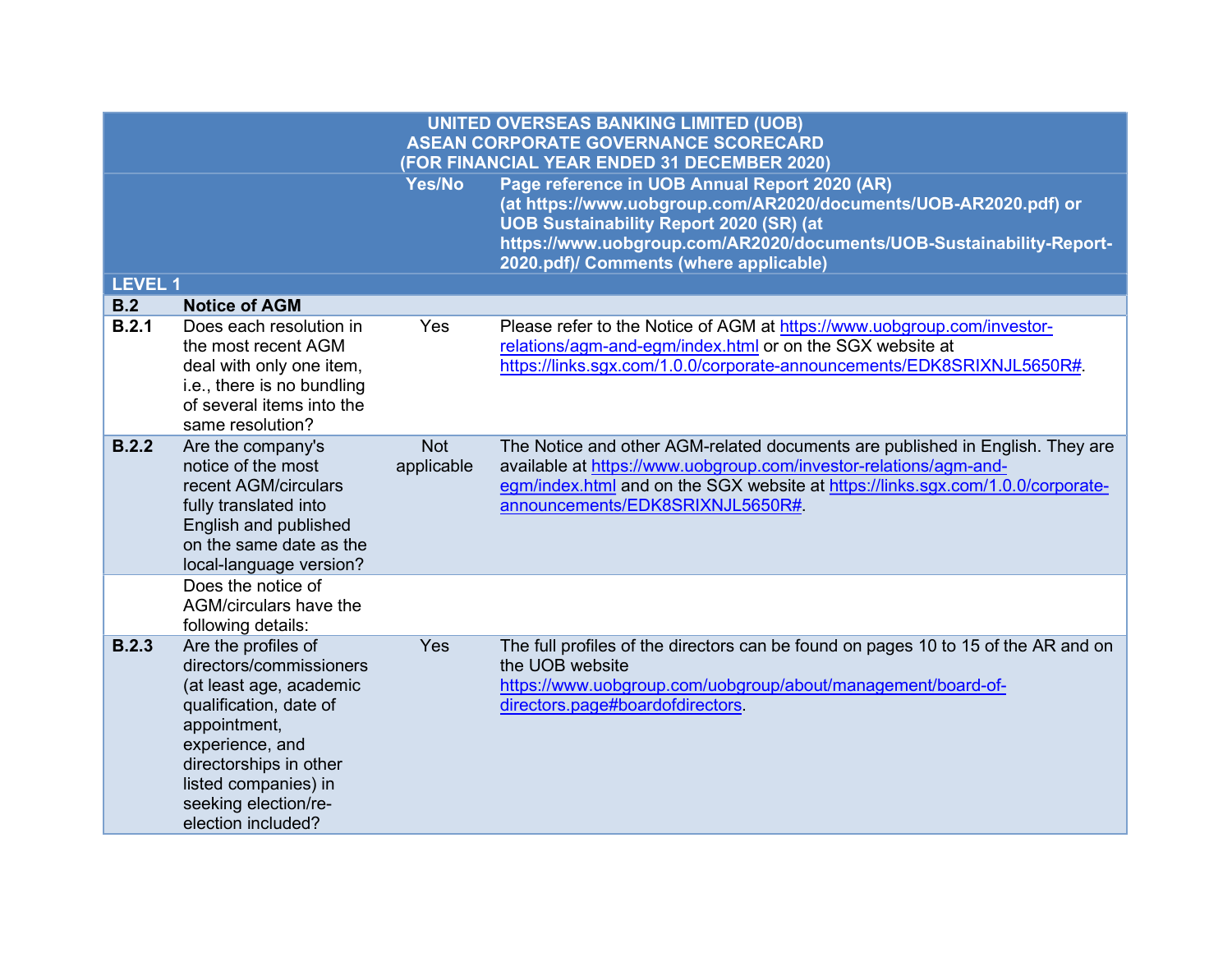| UNITED OVERSEAS BANKING LIMITED (UOB) ASEAN CORPORATE GOVERNANCE SCORECARD (FOR FINANCIAL YEAR ENDED 31 DECEMBER 2020) | | | |
|---|---|---|---|
| | | **Yes/No** | **Page reference in UOB Annual Report 2020 (AR) (at https://www.uobgroup.com/AR2020/documents/UOB-AR2020.pdf) or UOB Sustainability Report 2020 (SR) (at https://www.uobgroup.com/AR2020/documents/UOB-Sustainability-Report-2020.pdf)/ Comments (where applicable)** |
| **LEVEL 1** | | | |
| **B.2** | **Notice of AGM** | | |
| **B.2.1** | Does each resolution in the most recent AGM deal with only one item, i.e., there is no bundling of several items into the same resolution? | Yes | Please refer to the Notice of AGM at https://www.uobgroup.com/investor-relations/agm-and-egm/index.html or on the SGX website at https://links.sgx.com/1.0.0/corporate-announcements/EDK8SRIXNJL5650R#. |
| **B.2.2** | Are the company's notice of the most recent AGM/circulars fully translated into English and published on the same date as the local-language version? | Not applicable | The Notice and other AGM-related documents are published in English. They are available at https://www.uobgroup.com/investor-relations/agm-and-egm/index.html and on the SGX website at https://links.sgx.com/1.0.0/corporate-announcements/EDK8SRIXNJL5650R#. |
| | Does the notice of AGM/circulars have the following details: | | |
| **B.2.3** | Are the profiles of directors/commissioners (at least age, academic qualification, date of appointment, experience, and directorships in other listed companies) in seeking election/re-election included? | Yes | The full profiles of the directors can be found on pages 10 to 15 of the AR and on the UOB website https://www.uobgroup.com/uobgroup/about/management/board-of-directors.page#boardofdirectors. |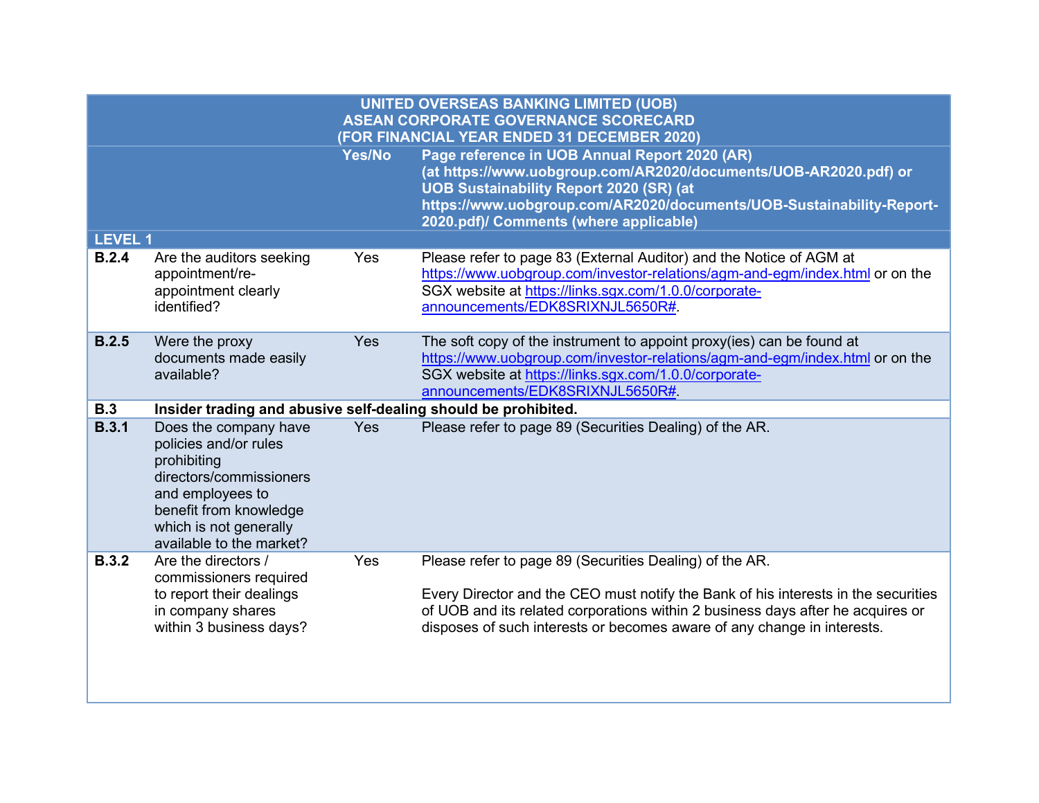| UNITED OVERSEAS BANKING LIMITED (UOB) ASEAN CORPORATE GOVERNANCE SCORECARD (FOR FINANCIAL YEAR ENDED 31 DECEMBER 2020) | | | |
|---|---|---|---|
| | | Yes/No | Page reference in UOB Annual Report 2020 (AR) (at https://www.uobgroup.com/AR2020/documents/UOB-AR2020.pdf) or UOB Sustainability Report 2020 (SR) (at https://www.uobgroup.com/AR2020/documents/UOB-Sustainability-Report-2020.pdf)/ Comments (where applicable) |
| **LEVEL 1** | | | |
| **B.2.4** | Are the auditors seeking appointment/re-appointment clearly identified? | Yes | Please refer to page 83 (External Auditor) and the Notice of AGM at https://www.uobgroup.com/investor-relations/agm-and-egm/index.html or on the SGX website at https://links.sgx.com/1.0.0/corporate-announcements/EDK8SRIXNJL5650R#. |
| **B.2.5** | Were the proxy documents made easily available? | Yes | The soft copy of the instrument to appoint proxy(ies) can be found at https://www.uobgroup.com/investor-relations/agm-and-egm/index.html or on the SGX website at https://links.sgx.com/1.0.0/corporate-announcements/EDK8SRIXNJL5650R#. |
| **B.3** | **Insider trading and abusive self-dealing should be prohibited.** | | |
| **B.3.1** | Does the company have policies and/or rules prohibiting directors/commissioners and employees to benefit from knowledge which is not generally available to the market? | Yes | Please refer to page 89 (Securities Dealing) of the AR. |
| **B.3.2** | Are the directors / commissioners required to report their dealings in company shares within 3 business days? | Yes | Please refer to page 89 (Securities Dealing) of the AR.<br><br>Every Director and the CEO must notify the Bank of his interests in the securities of UOB and its related corporations within 2 business days after he acquires or disposes of such interests or becomes aware of any change in interests. |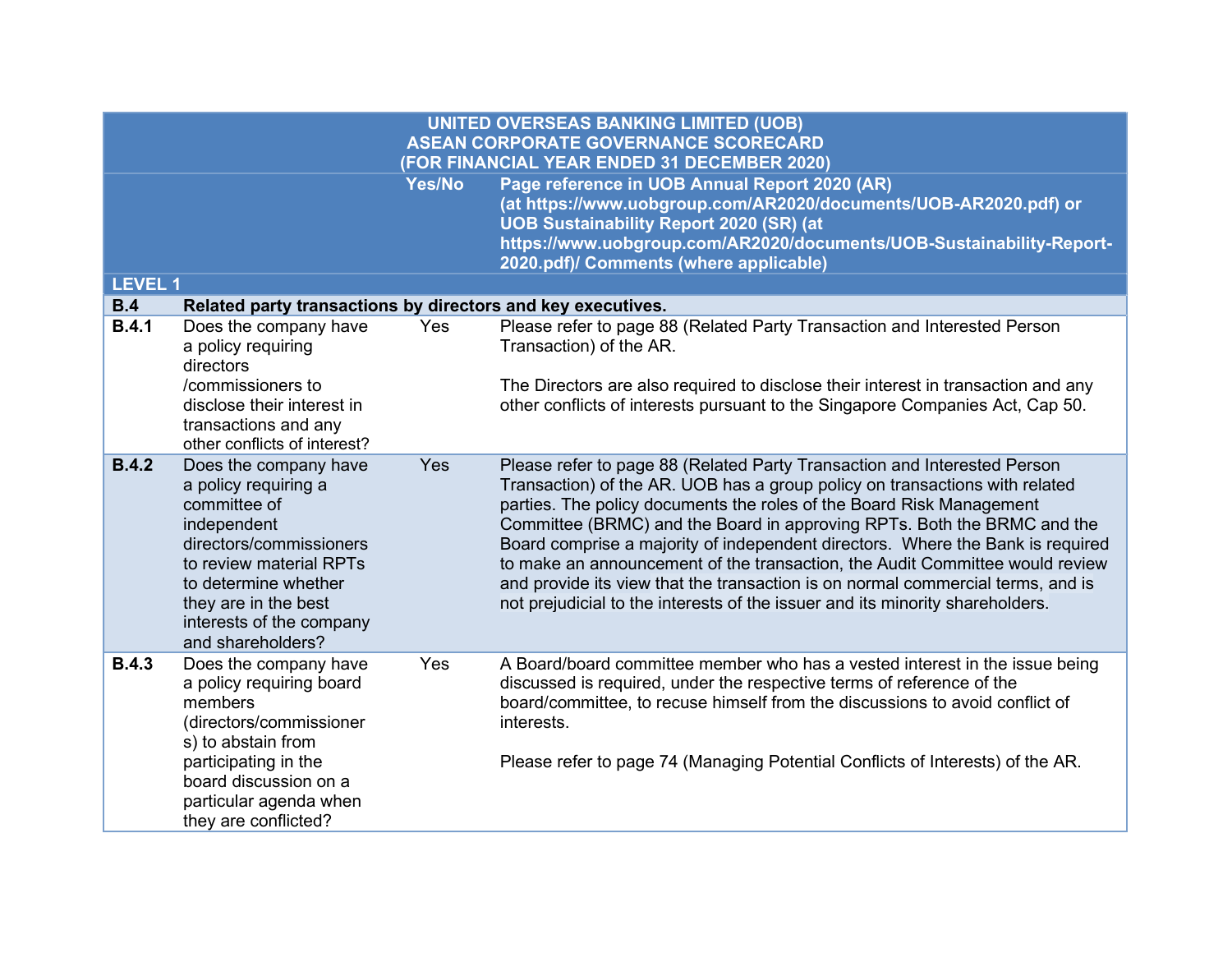| UNITED OVERSEAS BANKING LIMITED (UOB) ASEAN CORPORATE GOVERNANCE SCORECARD (FOR FINANCIAL YEAR ENDED 31 DECEMBER 2020) | | | |
|---|---|---|---|
| | | **Yes/No** | **Page reference in UOB Annual Report 2020 (AR) (at https://www.uobgroup.com/AR2020/documents/UOB-AR2020.pdf) or UOB Sustainability Report 2020 (SR) (at https://www.uobgroup.com/AR2020/documents/UOB-Sustainability-Report-2020.pdf)/ Comments (where applicable)** |
| **LEVEL 1** | | | |
| **B.4** | **Related party transactions by directors and key executives.** | | |
| **B.4.1** | Does the company have a policy requiring directors /commissioners to disclose their interest in transactions and any other conflicts of interest? | Yes | Please refer to page 88 (Related Party Transaction and Interested Person Transaction) of the AR.<br><br>The Directors are also required to disclose their interest in transaction and any other conflicts of interests pursuant to the Singapore Companies Act, Cap 50. |
| **B.4.2** | Does the company have a policy requiring a committee of independent directors/commissioners to review material RPTs to determine whether they are in the best interests of the company and shareholders? | Yes | Please refer to page 88 (Related Party Transaction and Interested Person Transaction) of the AR. UOB has a group policy on transactions with related parties. The policy documents the roles of the Board Risk Management Committee (BRMC) and the Board in approving RPTs. Both the BRMC and the Board comprise a majority of independent directors. Where the Bank is required to make an announcement of the transaction, the Audit Committee would review and provide its view that the transaction is on normal commercial terms, and is not prejudicial to the interests of the issuer and its minority shareholders. |
| **B.4.3** | Does the company have a policy requiring board members (directors/commissioners) to abstain from participating in the board discussion on a particular agenda when they are conflicted? | Yes | A Board/board committee member who has a vested interest in the issue being discussed is required, under the respective terms of reference of the board/committee, to recuse himself from the discussions to avoid conflict of interests.<br><br>Please refer to page 74 (Managing Potential Conflicts of Interests) of the AR. |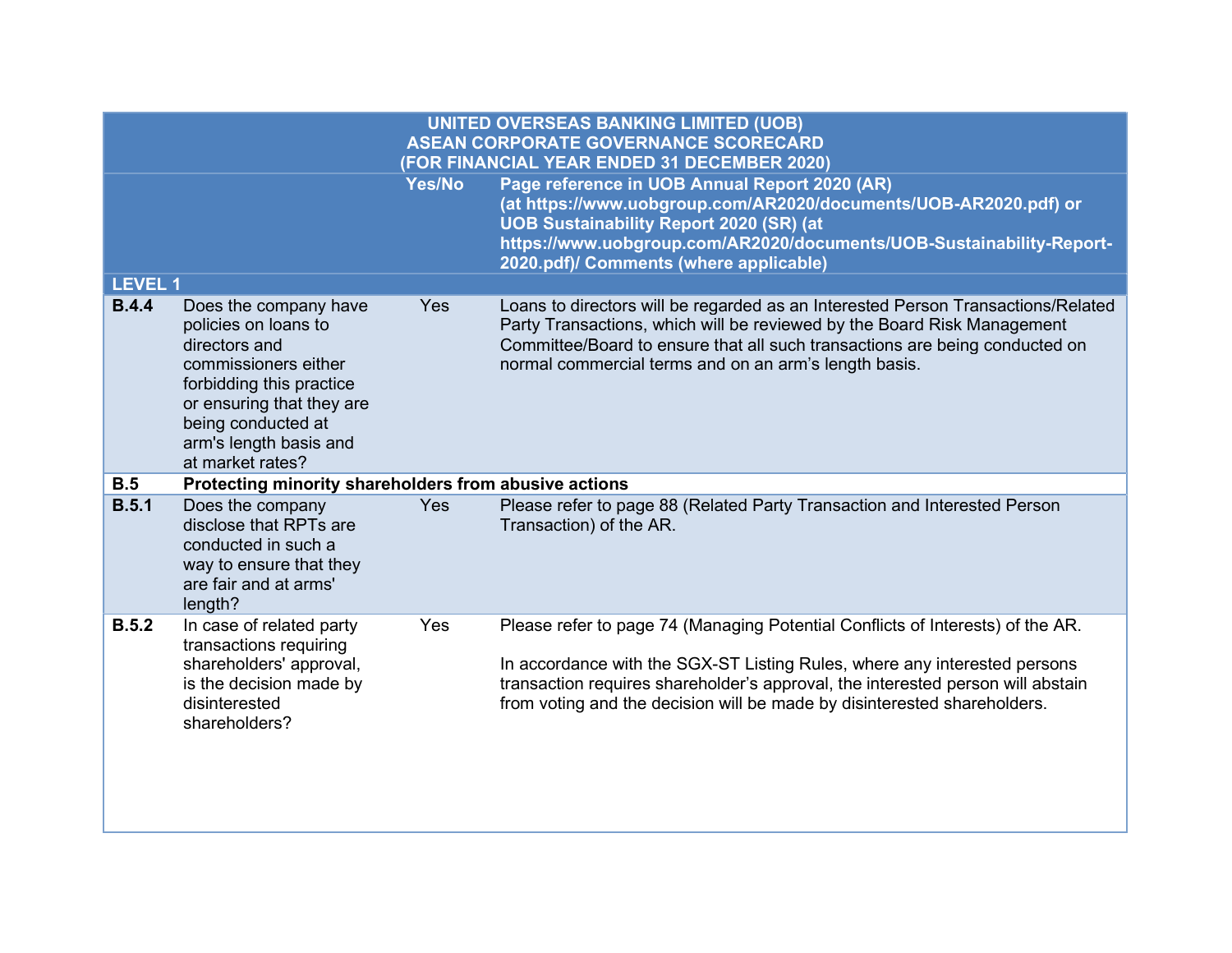| UNITED OVERSEAS BANKING LIMITED (UOB) ASEAN CORPORATE GOVERNANCE SCORECARD (FOR FINANCIAL YEAR ENDED 31 DECEMBER 2020) | | | |
|---|---|---|---|
| | | **Yes/No** | **Page reference in UOB Annual Report 2020 (AR) (at https://www.uobgroup.com/AR2020/documents/UOB-AR2020.pdf) or UOB Sustainability Report 2020 (SR) (at https://www.uobgroup.com/AR2020/documents/UOB-Sustainability-Report-2020.pdf)/ Comments (where applicable)** |
| **LEVEL 1** | | | |
| **B.4.4** | Does the company have policies on loans to directors and commissioners either forbidding this practice or ensuring that they are being conducted at arm's length basis and at market rates? | Yes | Loans to directors will be regarded as an Interested Person Transactions/Related Party Transactions, which will be reviewed by the Board Risk Management Committee/Board to ensure that all such transactions are being conducted on normal commercial terms and on an arm's length basis. |
| **B.5** | **Protecting minority shareholders from abusive actions** | | |
| **B.5.1** | Does the company disclose that RPTs are conducted in such a way to ensure that they are fair and at arms' length? | Yes | Please refer to page 88 (Related Party Transaction and Interested Person Transaction) of the AR. |
| **B.5.2** | In case of related party transactions requiring shareholders' approval, is the decision made by disinterested shareholders? | Yes | Please refer to page 74 (Managing Potential Conflicts of Interests) of the AR.<br><br>In accordance with the SGX-ST Listing Rules, where any interested persons transaction requires shareholder's approval, the interested person will abstain from voting and the decision will be made by disinterested shareholders. |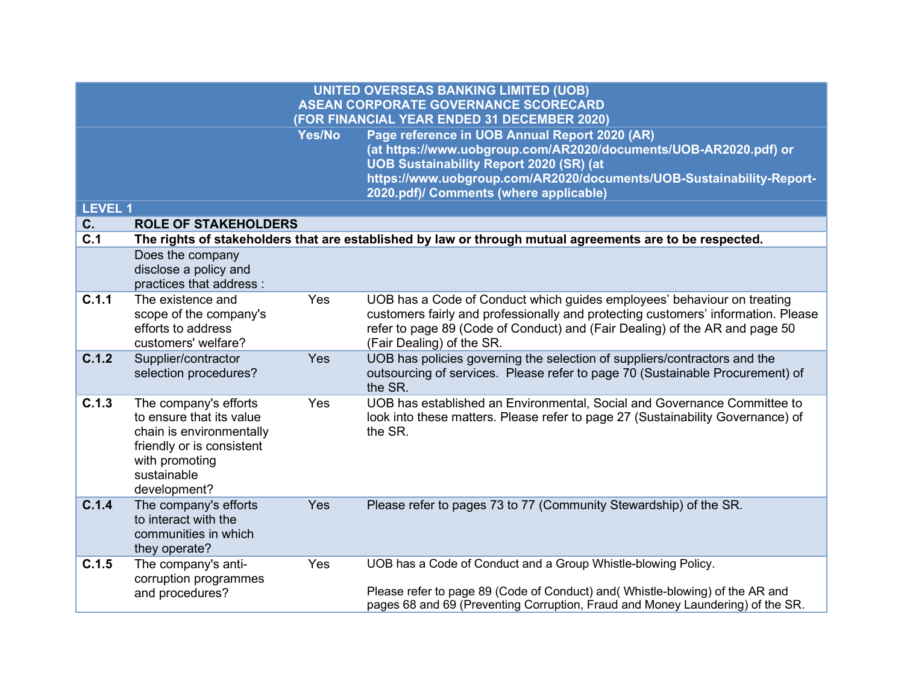| UNITED OVERSEAS BANKING LIMITED (UOB) ASEAN CORPORATE GOVERNANCE SCORECARD (FOR FINANCIAL YEAR ENDED 31 DECEMBER 2020) | | | |
|---|---|---|---|
| | | Yes/No | Page reference in UOB Annual Report 2020 (AR) (at https://www.uobgroup.com/AR2020/documents/UOB-AR2020.pdf) or UOB Sustainability Report 2020 (SR) (at https://www.uobgroup.com/AR2020/documents/UOB-Sustainability-Report-2020.pdf)/ Comments (where applicable) |
| **LEVEL 1** | | | |
| **C.** | **ROLE OF STAKEHOLDERS** | | |
| **C.1** | **The rights of stakeholders that are established by law or through mutual agreements are to be respected.** | | |
| | Does the company disclose a policy and practices that address : | | |
| **C.1.1** | The existence and scope of the company's efforts to address customers' welfare? | Yes | UOB has a Code of Conduct which guides employees' behaviour on treating customers fairly and professionally and protecting customers' information. Please refer to page 89 (Code of Conduct) and (Fair Dealing) of the AR and page 50 (Fair Dealing) of the SR. |
| **C.1.2** | Supplier/contractor selection procedures? | Yes | UOB has policies governing the selection of suppliers/contractors and the outsourcing of services. Please refer to page 70 (Sustainable Procurement) of the SR. |
| **C.1.3** | The company's efforts to ensure that its value chain is environmentally friendly or is consistent with promoting sustainable development? | Yes | UOB has established an Environmental, Social and Governance Committee to look into these matters. Please refer to page 27 (Sustainability Governance) of the SR. |
| **C.1.4** | The company's efforts to interact with the communities in which they operate? | Yes | Please refer to pages 73 to 77 (Community Stewardship) of the SR. |
| **C.1.5** | The company's anti-corruption programmes and procedures? | Yes | UOB has a Code of Conduct and a Group Whistle-blowing Policy.<br><br>Please refer to page 89 (Code of Conduct) and( Whistle-blowing) of the AR and pages 68 and 69 (Preventing Corruption, Fraud and Money Laundering) of the SR. |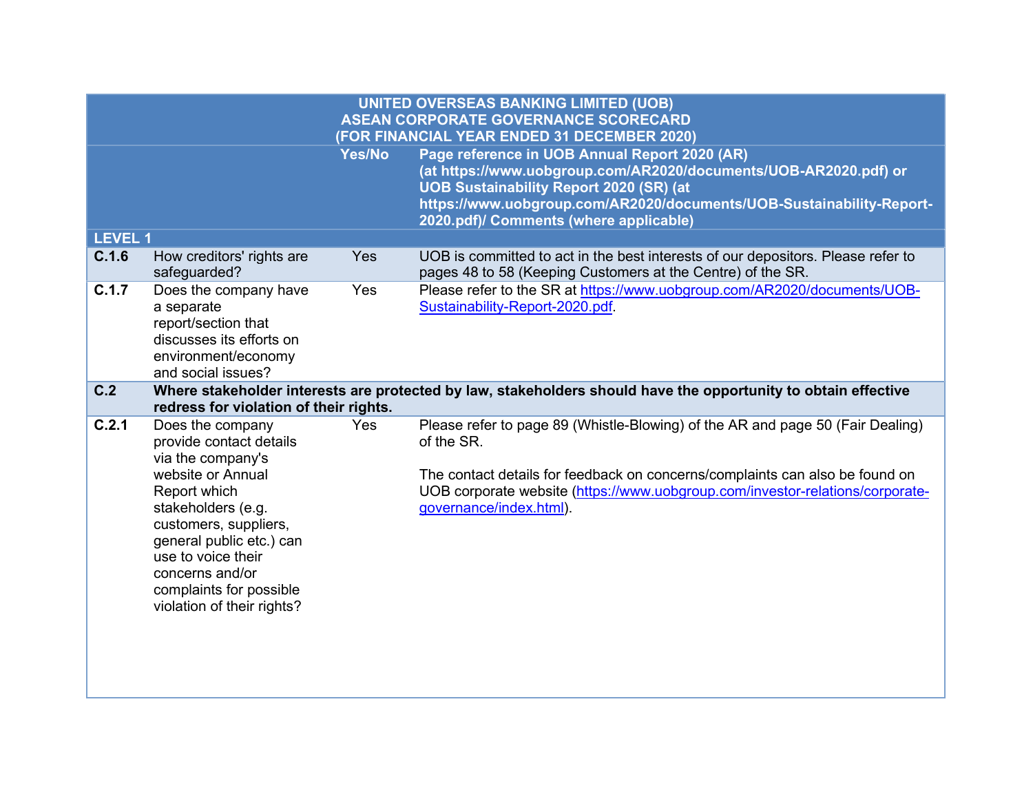| UNITED OVERSEAS BANKING LIMITED (UOB)<br>ASEAN CORPORATE GOVERNANCE SCORECARD<br>(FOR FINANCIAL YEAR ENDED 31 DECEMBER 2020) | | | |
|---|---|---|---|
| | | **Yes/No** | **Page reference in UOB Annual Report 2020 (AR) (at https://www.uobgroup.com/AR2020/documents/UOB-AR2020.pdf) or UOB Sustainability Report 2020 (SR) (at https://www.uobgroup.com/AR2020/documents/UOB-Sustainability-Report-2020.pdf)/ Comments (where applicable)** |
| **LEVEL 1** | | | |
| **C.1.6** | How creditors' rights are safeguarded? | Yes | UOB is committed to act in the best interests of our depositors. Please refer to pages 48 to 58 (Keeping Customers at the Centre) of the SR. |
| **C.1.7** | Does the company have a separate report/section that discusses its efforts on environment/economy and social issues? | Yes | Please refer to the SR at https://www.uobgroup.com/AR2020/documents/UOB-Sustainability-Report-2020.pdf. |
| **C.2** | **Where stakeholder interests are protected by law, stakeholders should have the opportunity to obtain effective redress for violation of their rights.** | | |
| **C.2.1** | Does the company provide contact details via the company's website or Annual Report which stakeholders (e.g. customers, suppliers, general public etc.) can use to voice their concerns and/or complaints for possible violation of their rights? | Yes | Please refer to page 89 (Whistle-Blowing) of the AR and page 50 (Fair Dealing) of the SR.<br><br>The contact details for feedback on concerns/complaints can also be found on UOB corporate website (https://www.uobgroup.com/investor-relations/corporate-governance/index.html). |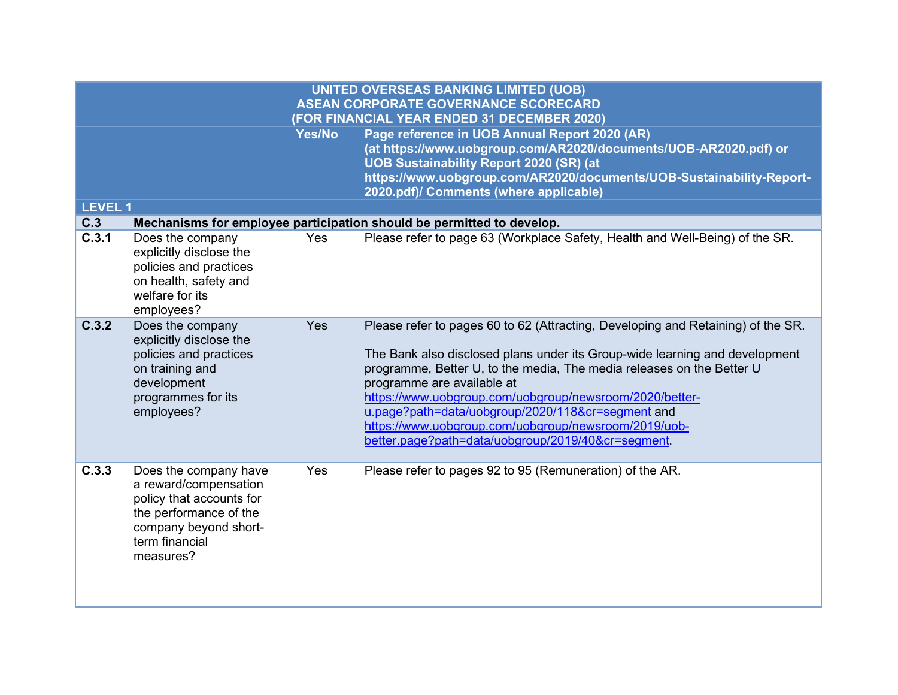| UNITED OVERSEAS BANKING LIMITED (UOB) ASEAN CORPORATE GOVERNANCE SCORECARD (FOR FINANCIAL YEAR ENDED 31 DECEMBER 2020) | | | |
|---|---|---|---|
| | | **Yes/No** | **Page reference in UOB Annual Report 2020 (AR) (at https://www.uobgroup.com/AR2020/documents/UOB-AR2020.pdf) or UOB Sustainability Report 2020 (SR) (at https://www.uobgroup.com/AR2020/documents/UOB-Sustainability-Report-2020.pdf)/ Comments (where applicable)** |
| **LEVEL 1** | | | |
| **C.3** | **Mechanisms for employee participation should be permitted to develop.** | | |
| **C.3.1** | Does the company explicitly disclose the policies and practices on health, safety and welfare for its employees? | Yes | Please refer to page 63 (Workplace Safety, Health and Well-Being) of the SR. |
| **C.3.2** | Does the company explicitly disclose the policies and practices on training and development programmes for its employees? | Yes | Please refer to pages 60 to 62 (Attracting, Developing and Retaining) of the SR.<br><br>The Bank also disclosed plans under its Group-wide learning and development programme, Better U, to the media, The media releases on the Better U programme are available at https://www.uobgroup.com/uobgroup/newsroom/2020/better-u.page?path=data/uobgroup/2020/118&cr=segment and https://www.uobgroup.com/uobgroup/newsroom/2019/uob-better.page?path=data/uobgroup/2019/40&cr=segment. |
| **C.3.3** | Does the company have a reward/compensation policy that accounts for the performance of the company beyond short-term financial measures? | Yes | Please refer to pages 92 to 95 (Remuneration) of the AR. |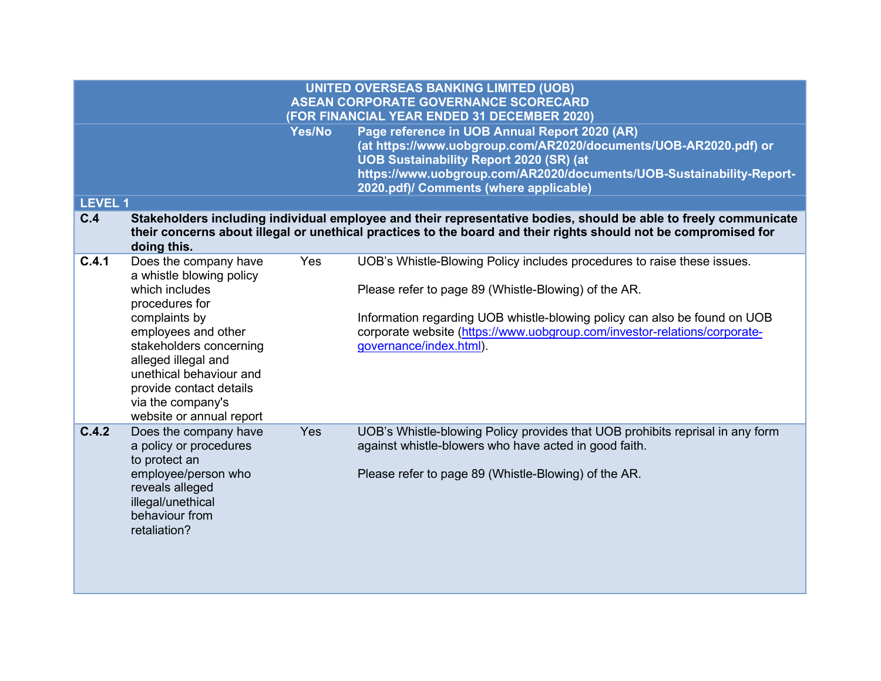| UNITED OVERSEAS BANKING LIMITED (UOB) ASEAN CORPORATE GOVERNANCE SCORECARD (FOR FINANCIAL YEAR ENDED 31 DECEMBER 2020) | | | |
|---|---|---|---|
| | | **Yes/No** | **Page reference in UOB Annual Report 2020 (AR) (at https://www.uobgroup.com/AR2020/documents/UOB-AR2020.pdf) or UOB Sustainability Report 2020 (SR) (at https://www.uobgroup.com/AR2020/documents/UOB-Sustainability-Report-2020.pdf)/ Comments (where applicable)** |
| **LEVEL 1** | | | |
| **C.4** | **Stakeholders including individual employee and their representative bodies, should be able to freely communicate their concerns about illegal or unethical practices to the board and their rights should not be compromised for doing this.** | | |
| **C.4.1** | Does the company have a whistle blowing policy which includes procedures for complaints by employees and other stakeholders concerning alleged illegal and unethical behaviour and provide contact details via the company's website or annual report | Yes | UOB's Whistle-Blowing Policy includes procedures to raise these issues.<br><br>Please refer to page 89 (Whistle-Blowing) of the AR.<br><br>Information regarding UOB whistle-blowing policy can also be found on UOB corporate website (https://www.uobgroup.com/investor-relations/corporate-governance/index.html). |
| **C.4.2** | Does the company have a policy or procedures to protect an employee/person who reveals alleged illegal/unethical behaviour from retaliation? | Yes | UOB's Whistle-blowing Policy provides that UOB prohibits reprisal in any form against whistle-blowers who have acted in good faith.<br><br>Please refer to page 89 (Whistle-Blowing) of the AR. |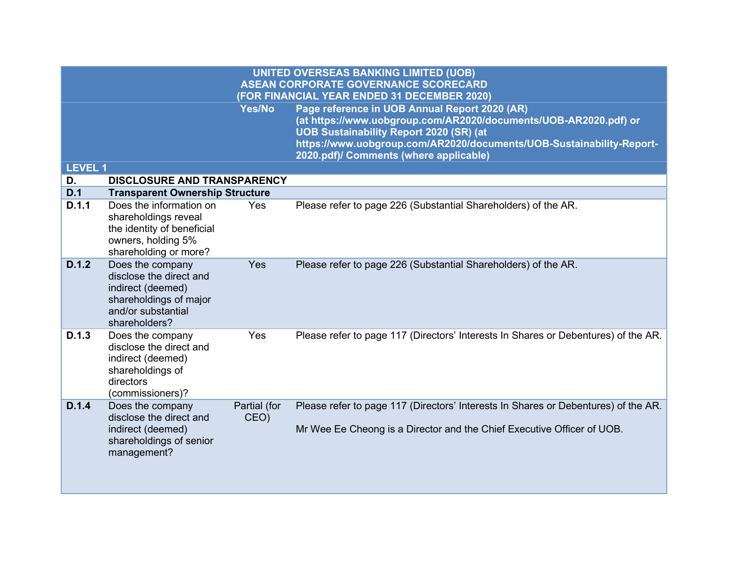| UNITED OVERSEAS BANKING LIMITED (UOB) ASEAN CORPORATE GOVERNANCE SCORECARD (FOR FINANCIAL YEAR ENDED 31 DECEMBER 2020) | | | |
|---|---|---|---|
| | | Yes/No | Page reference in UOB Annual Report 2020 (AR) (at https://www.uobgroup.com/AR2020/documents/UOB-AR2020.pdf) or UOB Sustainability Report 2020 (SR) (at https://www.uobgroup.com/AR2020/documents/UOB-Sustainability-Report-2020.pdf)/ Comments (where applicable) |
| **LEVEL 1** | | | |
| **D.** | **DISCLOSURE AND TRANSPARENCY** | | |
| **D.1** | **Transparent Ownership Structure** | | |
| **D.1.1** | Does the information on shareholdings reveal the identity of beneficial owners, holding 5% shareholding or more? | Yes | Please refer to page 226 (Substantial Shareholders) of the AR. |
| **D.1.2** | Does the company disclose the direct and indirect (deemed) shareholdings of major and/or substantial shareholders? | Yes | Please refer to page 226 (Substantial Shareholders) of the AR. |
| **D.1.3** | Does the company disclose the direct and indirect (deemed) shareholdings of directors (commissioners)? | Yes | Please refer to page 117 (Directors' Interests In Shares or Debentures) of the AR. |
| **D.1.4** | Does the company disclose the direct and indirect (deemed) shareholdings of senior management? | Partial (for CEO) | Please refer to page 117 (Directors' Interests In Shares or Debentures) of the AR.<br><br>Mr Wee Ee Cheong is a Director and the Chief Executive Officer of UOB. |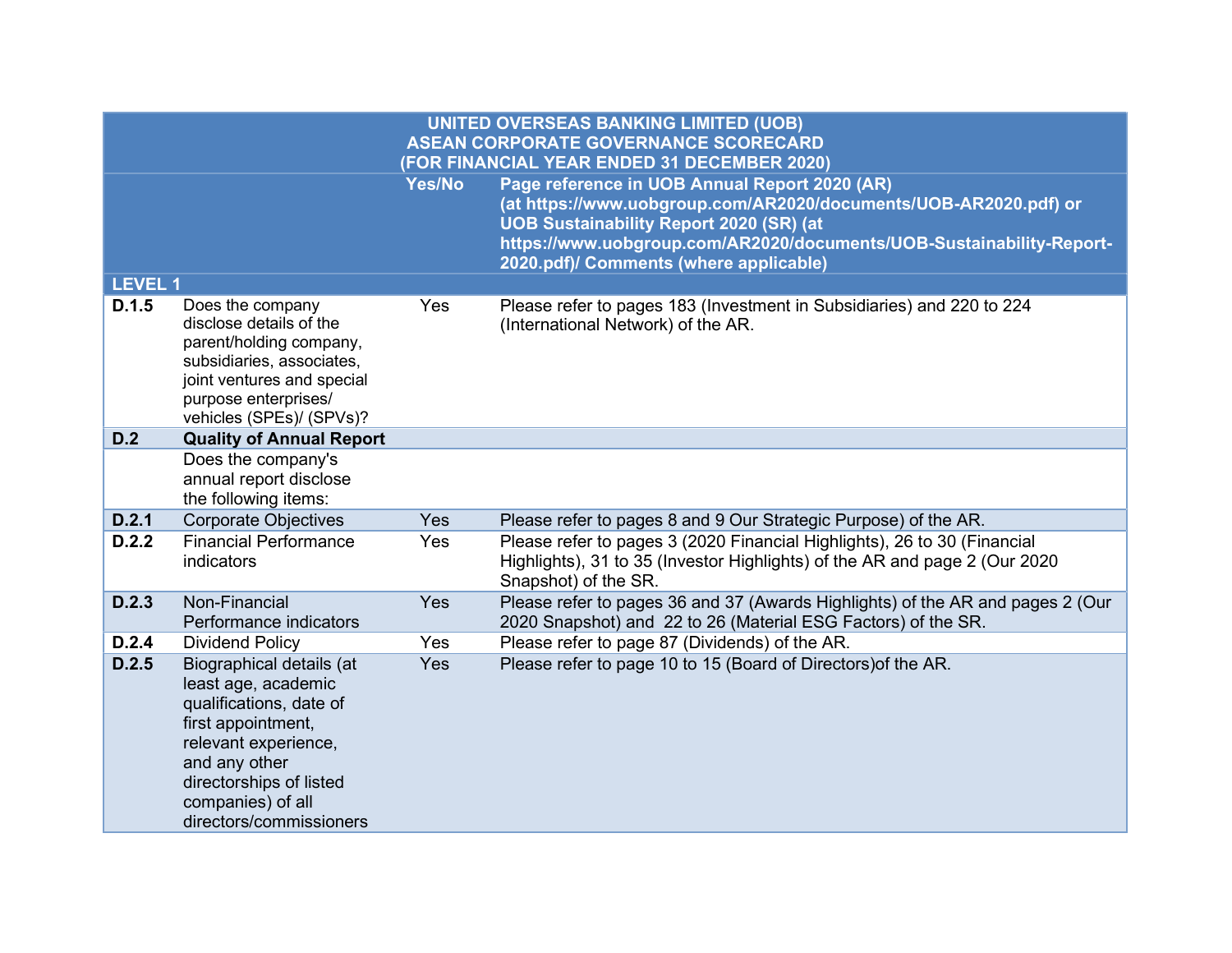| UNITED OVERSEAS BANKING LIMITED (UOB) ASEAN CORPORATE GOVERNANCE SCORECARD (FOR FINANCIAL YEAR ENDED 31 DECEMBER 2020) | | | |
|---|---|---|---|
| | | **Yes/No** | **Page reference in UOB Annual Report 2020 (AR) (at https://www.uobgroup.com/AR2020/documents/UOB-AR2020.pdf) or UOB Sustainability Report 2020 (SR) (at https://www.uobgroup.com/AR2020/documents/UOB-Sustainability-Report-2020.pdf)/ Comments (where applicable)** |
| **LEVEL 1** | | | |
| **D.1.5** | Does the company disclose details of the parent/holding company, subsidiaries, associates, joint ventures and special purpose enterprises/ vehicles (SPEs)/ (SPVs)? | Yes | Please refer to pages 183 (Investment in Subsidiaries) and 220 to 224 (International Network) of the AR. |
| **D.2** | **Quality of Annual Report** | | |
| | Does the company's annual report disclose the following items: | | |
| **D.2.1** | Corporate Objectives | Yes | Please refer to pages 8 and 9 Our Strategic Purpose) of the AR. |
| **D.2.2** | Financial Performance indicators | Yes | Please refer to pages 3 (2020 Financial Highlights), 26 to 30 (Financial Highlights), 31 to 35 (Investor Highlights) of the AR and page 2 (Our 2020 Snapshot) of the SR. |
| **D.2.3** | Non-Financial Performance indicators | Yes | Please refer to pages 36 and 37 (Awards Highlights) of the AR and pages 2 (Our 2020 Snapshot) and 22 to 26 (Material ESG Factors) of the SR. |
| **D.2.4** | Dividend Policy | Yes | Please refer to page 87 (Dividends) of the AR. |
| **D.2.5** | Biographical details (at least age, academic qualifications, date of first appointment, relevant experience, and any other directorships of listed companies) of all directors/commissioners | Yes | Please refer to page 10 to 15 (Board of Directors)of the AR. |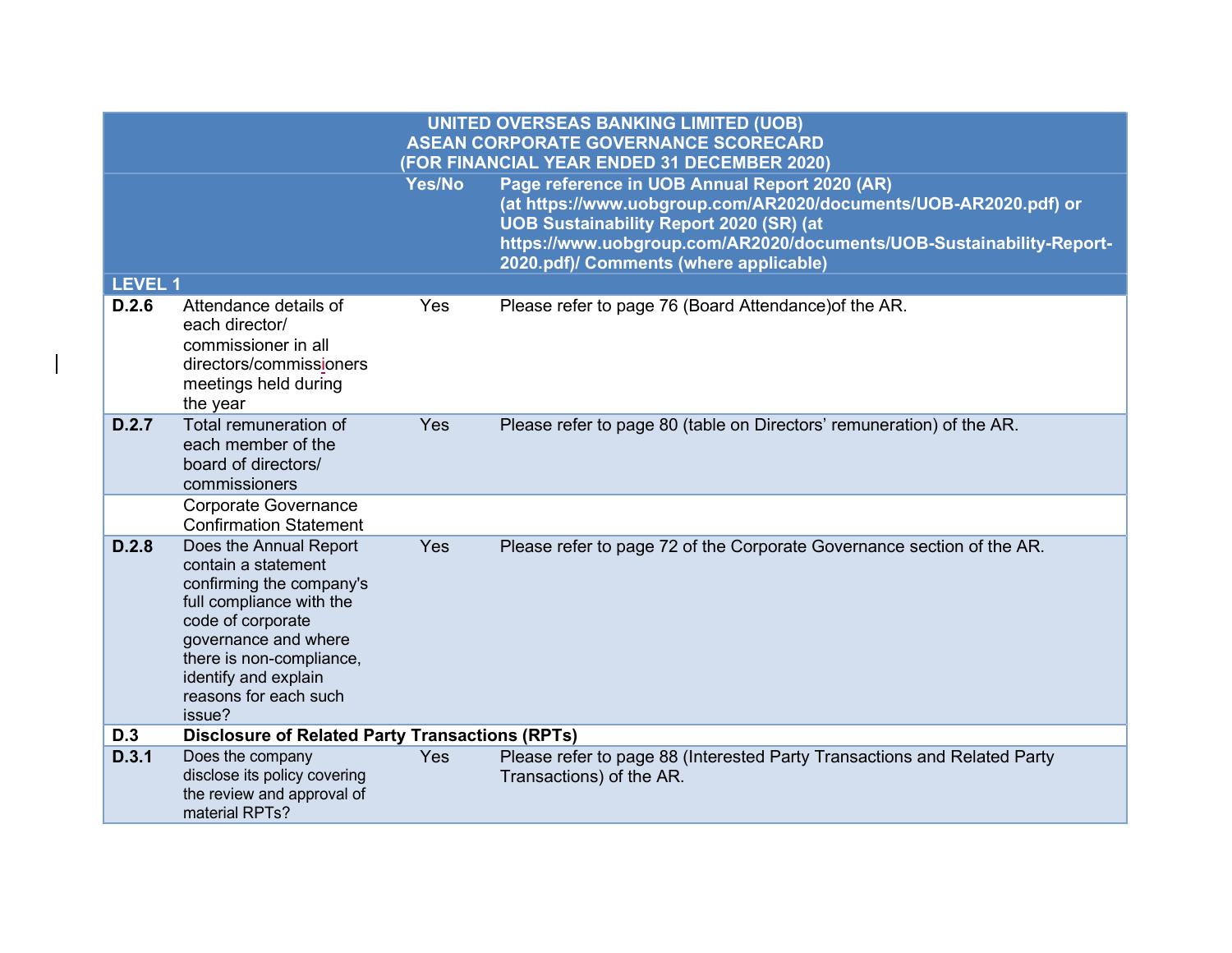| UNITED OVERSEAS BANKING LIMITED (UOB) ASEAN CORPORATE GOVERNANCE SCORECARD (FOR FINANCIAL YEAR ENDED 31 DECEMBER 2020) | | | |
|---|---|---|---|
| | | Yes/No | Page reference in UOB Annual Report 2020 (AR) (at https://www.uobgroup.com/AR2020/documents/UOB-AR2020.pdf) or UOB Sustainability Report 2020 (SR) (at https://www.uobgroup.com/AR2020/documents/UOB-Sustainability-Report-2020.pdf)/ Comments (where applicable) |
| **LEVEL 1** | | | |
| **D.2.6** | Attendance details of each director/ commissioner in all directors/commissioners meetings held during the year | Yes | Please refer to page 76 (Board Attendance)of the AR. |
| **D.2.7** | Total remuneration of each member of the board of directors/ commissioners | Yes | Please refer to page 80 (table on Directors' remuneration) of the AR. |
| | Corporate Governance Confirmation Statement | | |
| **D.2.8** | Does the Annual Report contain a statement confirming the company's full compliance with the code of corporate governance and where there is non-compliance, identify and explain reasons for each such issue? | Yes | Please refer to page 72 of the Corporate Governance section of the AR. |
| **D.3** | **Disclosure of Related Party Transactions (RPTs)** | | |
| **D.3.1** | Does the company disclose its policy covering the review and approval of material RPTs? | Yes | Please refer to page 88 (Interested Party Transactions and Related Party Transactions) of the AR. |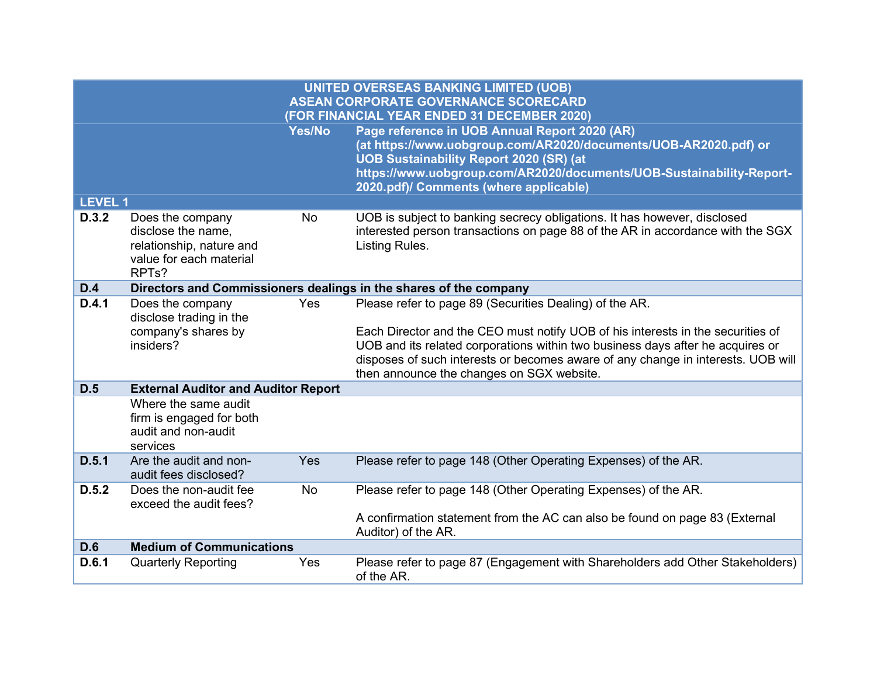| | | Yes/No | Page reference in UOB Annual Report 2020 (AR) (at https://www.uobgroup.com/AR2020/documents/UOB-AR2020.pdf) or UOB Sustainability Report 2020 (SR) (at https://www.uobgroup.com/AR2020/documents/UOB-Sustainability-Report-2020.pdf)/ Comments (where applicable) |
|---|---|---|---|
| **UNITED OVERSEAS BANKING LIMITED (UOB) ASEAN CORPORATE GOVERNANCE SCORECARD (FOR FINANCIAL YEAR ENDED 31 DECEMBER 2020)** | | | |
| **LEVEL 1** | | | |
| **D.3.2** | Does the company disclose the name, relationship, nature and value for each material RPTs? | No | UOB is subject to banking secrecy obligations. It has however, disclosed interested person transactions on page 88 of the AR in accordance with the SGX Listing Rules. |
| **D.4** | **Directors and Commissioners dealings in the shares of the company** | | |
| **D.4.1** | Does the company disclose trading in the company's shares by insiders? | Yes | Please refer to page 89 (Securities Dealing) of the AR.<br><br>Each Director and the CEO must notify UOB of his interests in the securities of UOB and its related corporations within two business days after he acquires or disposes of such interests or becomes aware of any change in interests. UOB will then announce the changes on SGX website. |
| **D.5** | **External Auditor and Auditor Report** | | |
| | Where the same audit firm is engaged for both audit and non-audit services | | |
| **D.5.1** | Are the audit and non-audit fees disclosed? | Yes | Please refer to page 148 (Other Operating Expenses) of the AR. |
| **D.5.2** | Does the non-audit fee exceed the audit fees? | No | Please refer to page 148 (Other Operating Expenses) of the AR.<br><br>A confirmation statement from the AC can also be found on page 83 (External Auditor) of the AR. |
| **D.6** | **Medium of Communications** | | |
| **D.6.1** | Quarterly Reporting | Yes | Please refer to page 87 (Engagement with Shareholders add Other Stakeholders) of the AR. |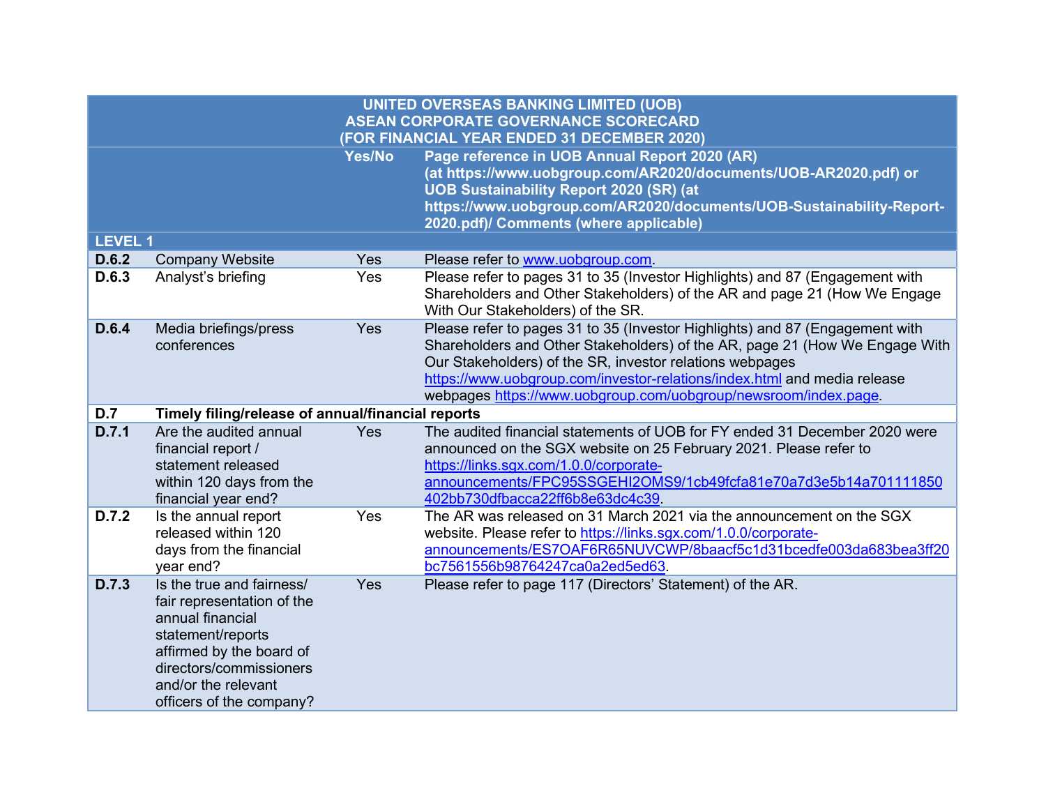| UNITED OVERSEAS BANKING LIMITED (UOB) ASEAN CORPORATE GOVERNANCE SCORECARD (FOR FINANCIAL YEAR ENDED 31 DECEMBER 2020) | | | |
|---|---|---|---|
| | | Yes/No | Page reference in UOB Annual Report 2020 (AR) (at https://www.uobgroup.com/AR2020/documents/UOB-AR2020.pdf) or UOB Sustainability Report 2020 (SR) (at https://www.uobgroup.com/AR2020/documents/UOB-Sustainability-Report-2020.pdf)/ Comments (where applicable) |
| **LEVEL 1** | | | |
| **D.6.2** | Company Website | Yes | Please refer to www.uobgroup.com. |
| **D.6.3** | Analyst's briefing | Yes | Please refer to pages 31 to 35 (Investor Highlights) and 87 (Engagement with Shareholders and Other Stakeholders) of the AR and page 21 (How We Engage With Our Stakeholders) of the SR. |
| **D.6.4** | Media briefings/press conferences | Yes | Please refer to pages 31 to 35 (Investor Highlights) and 87 (Engagement with Shareholders and Other Stakeholders) of the AR, page 21 (How We Engage With Our Stakeholders) of the SR, investor relations webpages https://www.uobgroup.com/investor-relations/index.html and media release webpages https://www.uobgroup.com/uobgroup/newsroom/index.page. |
| **D.7** | **Timely filing/release of annual/financial reports** | | |
| **D.7.1** | Are the audited annual financial report / statement released within 120 days from the financial year end? | Yes | The audited financial statements of UOB for FY ended 31 December 2020 were announced on the SGX website on 25 February 2021. Please refer to https://links.sgx.com/1.0.0/corporate-announcements/FPC95SSGEHI2OMS9/1cb49fcfa81e70a7d3e5b14a701111850402bb730dfbacca22ff6b8e63dc4c39. |
| **D.7.2** | Is the annual report released within 120 days from the financial year end? | Yes | The AR was released on 31 March 2021 via the announcement on the SGX website. Please refer to https://links.sgx.com/1.0.0/corporate-announcements/ES7OAF6R65NUVCWP/8baacf5c1d31bcedfe003da683bea3ff20bc7561556b98764247ca0a2ed5ed63. |
| **D.7.3** | Is the true and fairness/ fair representation of the annual financial statement/reports affirmed by the board of directors/commissioners and/or the relevant officers of the company? | Yes | Please refer to page 117 (Directors' Statement) of the AR. |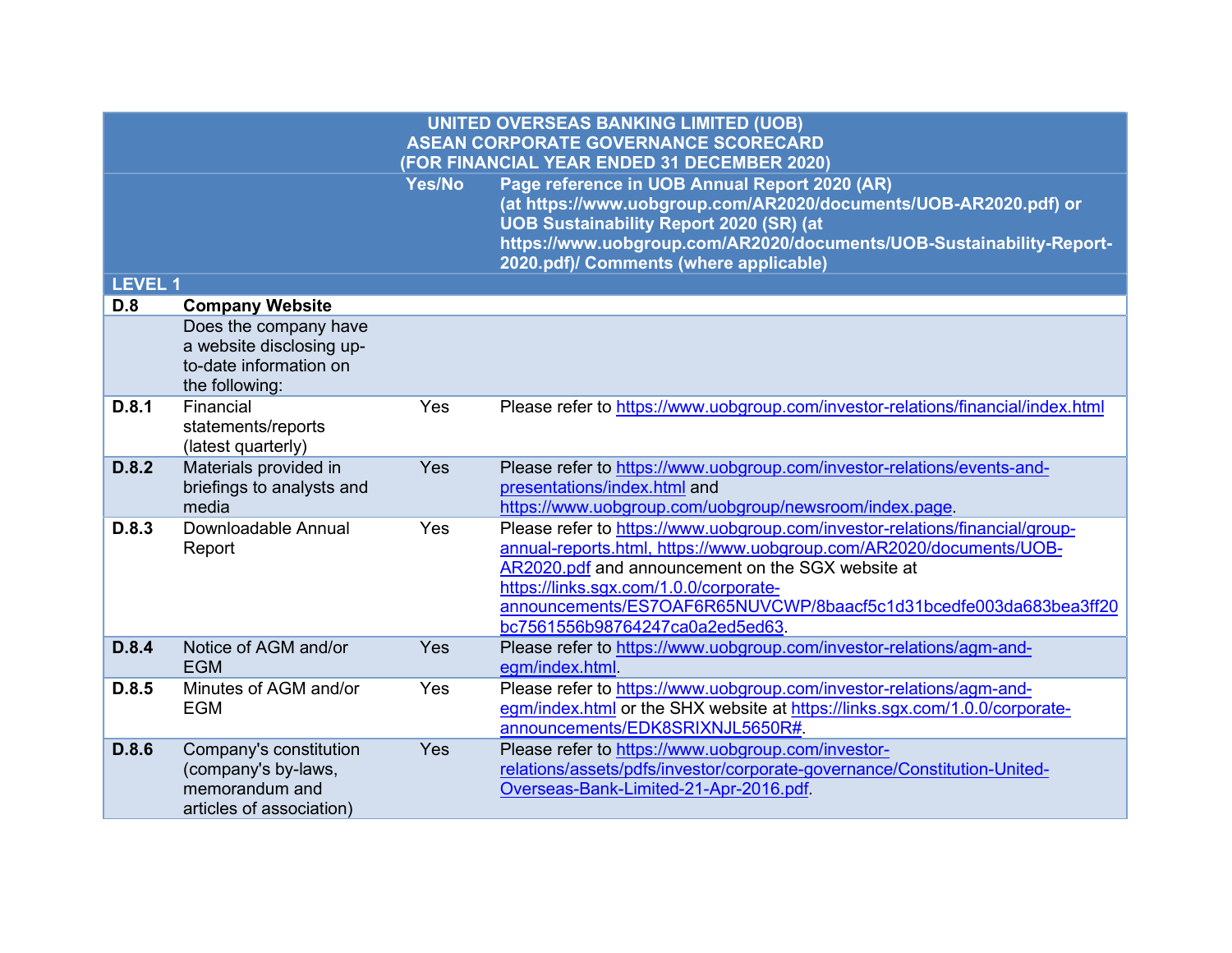| UNITED OVERSEAS BANKING LIMITED (UOB)<br>ASEAN CORPORATE GOVERNANCE SCORECARD<br>(FOR FINANCIAL YEAR ENDED 31 DECEMBER 2020) | | | |
|---|---|---|---|
| | | **Yes/No** | **Page reference in UOB Annual Report 2020 (AR) (at https://www.uobgroup.com/AR2020/documents/UOB-AR2020.pdf) or UOB Sustainability Report 2020 (SR) (at https://www.uobgroup.com/AR2020/documents/UOB-Sustainability-Report-2020.pdf)/ Comments (where applicable)** |
| **LEVEL 1** | | | |
| **D.8** | **Company Website** | | |
| | Does the company have a website disclosing up-to-date information on the following: | | |
| **D.8.1** | Financial statements/reports (latest quarterly) | Yes | Please refer to https://www.uobgroup.com/investor-relations/financial/index.html |
| **D.8.2** | Materials provided in briefings to analysts and media | Yes | Please refer to https://www.uobgroup.com/investor-relations/events-and-presentations/index.html and https://www.uobgroup.com/uobgroup/newsroom/index.page. |
| **D.8.3** | Downloadable Annual Report | Yes | Please refer to https://www.uobgroup.com/investor-relations/financial/group-annual-reports.html, https://www.uobgroup.com/AR2020/documents/UOB-AR2020.pdf and announcement on the SGX website at https://links.sgx.com/1.0.0/corporate-announcements/ES7OAF6R65NUVCWP/8baacf5c1d31bcedfe003da683bea3ff20bc7561556b98764247ca0a2ed5ed63. |
| **D.8.4** | Notice of AGM and/or EGM | Yes | Please refer to https://www.uobgroup.com/investor-relations/agm-and-egm/index.html. |
| **D.8.5** | Minutes of AGM and/or EGM | Yes | Please refer to https://www.uobgroup.com/investor-relations/agm-and-egm/index.html or the SHX website at https://links.sgx.com/1.0.0/corporate-announcements/EDK8SRIXNJL5650R#. |
| **D.8.6** | Company's constitution (company's by-laws, memorandum and articles of association) | Yes | Please refer to https://www.uobgroup.com/investor-relations/assets/pdfs/investor/corporate-governance/Constitution-United-Overseas-Bank-Limited-21-Apr-2016.pdf. |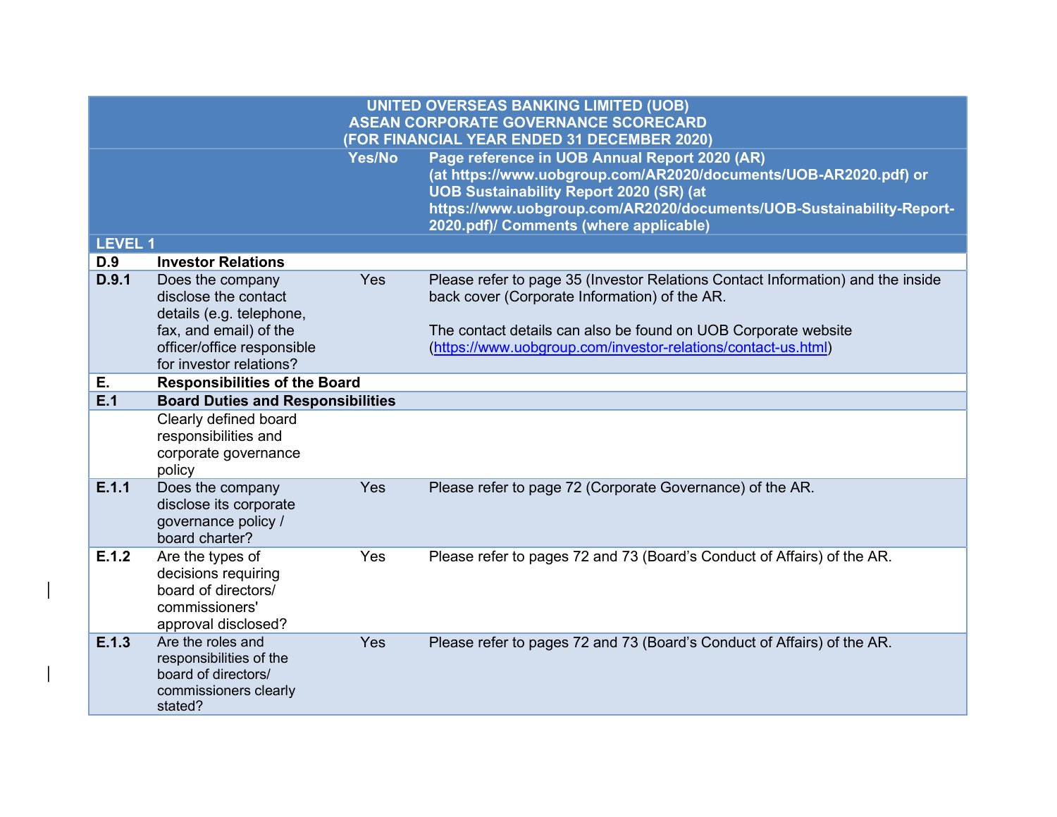| UNITED OVERSEAS BANKING LIMITED (UOB)<br>ASEAN CORPORATE GOVERNANCE SCORECARD<br>(FOR FINANCIAL YEAR ENDED 31 DECEMBER 2020) | | | |
|---|---|---|---|
| | | **Yes/No** | **Page reference in UOB Annual Report 2020 (AR) (at https://www.uobgroup.com/AR2020/documents/UOB-AR2020.pdf) or UOB Sustainability Report 2020 (SR) (at https://www.uobgroup.com/AR2020/documents/UOB-Sustainability-Report-2020.pdf)/ Comments (where applicable)** |
| **LEVEL 1** | | | |
| **D.9** | **Investor Relations** | | |
| **D.9.1** | Does the company disclose the contact details (e.g. telephone, fax, and email) of the officer/office responsible for investor relations? | Yes | Please refer to page 35 (Investor Relations Contact Information) and the inside back cover (Corporate Information) of the AR.<br><br>The contact details can also be found on UOB Corporate website ([https://www.uobgroup.com/investor-relations/contact-us.html](https://www.uobgroup.com/investor-relations/contact-us.html)) |
| **E.** | **Responsibilities of the Board** | | |
| **E.1** | **Board Duties and Responsibilities** | | |
| | Clearly defined board responsibilities and corporate governance policy | | |
| **E.1.1** | Does the company disclose its corporate governance policy / board charter? | Yes | Please refer to page 72 (Corporate Governance) of the AR. |
| **E.1.2** | Are the types of decisions requiring board of directors/ commissioners' approval disclosed? | Yes | Please refer to pages 72 and 73 (Board's Conduct of Affairs) of the AR. |
| **E.1.3** | Are the roles and responsibilities of the board of directors/ commissioners clearly stated? | Yes | Please refer to pages 72 and 73 (Board's Conduct of Affairs) of the AR. |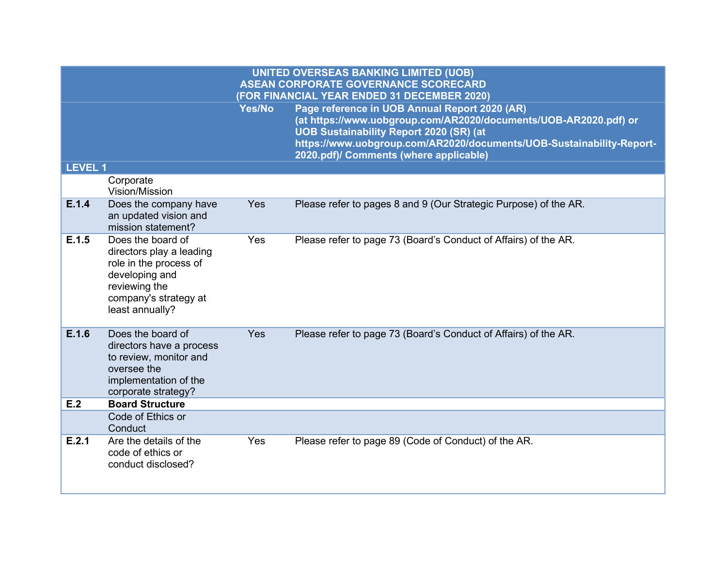| UNITED OVERSEAS BANKING LIMITED (UOB) ASEAN CORPORATE GOVERNANCE SCORECARD (FOR FINANCIAL YEAR ENDED 31 DECEMBER 2020) | | | |
|---|---|---|---|
| | | **Yes/No** | **Page reference in UOB Annual Report 2020 (AR) (at https://www.uobgroup.com/AR2020/documents/UOB-AR2020.pdf) or UOB Sustainability Report 2020 (SR) (at https://www.uobgroup.com/AR2020/documents/UOB-Sustainability-Report-2020.pdf)/ Comments (where applicable)** |
| **LEVEL 1** | | | |
| | Corporate Vision/Mission | | |
| **E.1.4** | Does the company have an updated vision and mission statement? | Yes | Please refer to pages 8 and 9 (Our Strategic Purpose) of the AR. |
| **E.1.5** | Does the board of directors play a leading role in the process of developing and reviewing the company's strategy at least annually? | Yes | Please refer to page 73 (Board's Conduct of Affairs) of the AR. |
| **E.1.6** | Does the board of directors have a process to review, monitor and oversee the implementation of the corporate strategy? | Yes | Please refer to page 73 (Board's Conduct of Affairs) of the AR. |
| **E.2** | **Board Structure** | | |
| | Code of Ethics or Conduct | | |
| **E.2.1** | Are the details of the code of ethics or conduct disclosed? | Yes | Please refer to page 89 (Code of Conduct) of the AR. |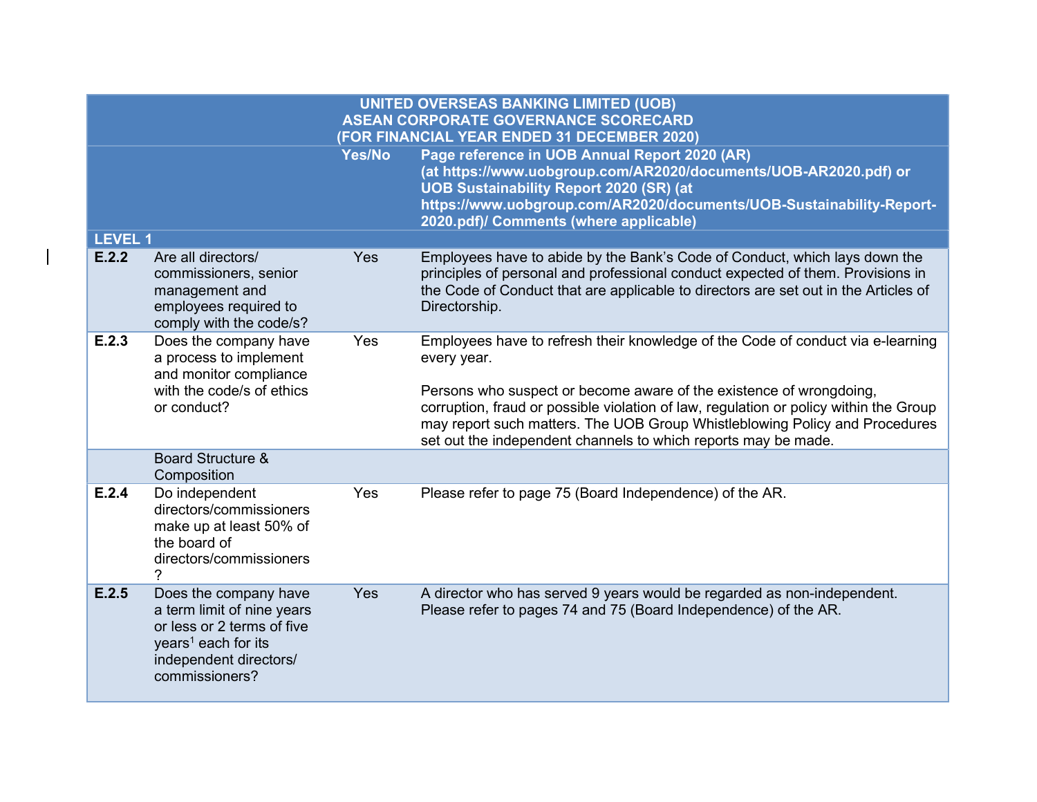| UNITED OVERSEAS BANKING LIMITED (UOB) ASEAN CORPORATE GOVERNANCE SCORECARD (FOR FINANCIAL YEAR ENDED 31 DECEMBER 2020) | | | |
|---|---|---|---|
| | | Yes/No | Page reference in UOB Annual Report 2020 (AR) (at https://www.uobgroup.com/AR2020/documents/UOB-AR2020.pdf) or UOB Sustainability Report 2020 (SR) (at https://www.uobgroup.com/AR2020/documents/UOB-Sustainability-Report-2020.pdf)/ Comments (where applicable) |
| **LEVEL 1** | | | |
| **E.2.2** | Are all directors/ commissioners, senior management and employees required to comply with the code/s? | Yes | Employees have to abide by the Bank's Code of Conduct, which lays down the principles of personal and professional conduct expected of them. Provisions in the Code of Conduct that are applicable to directors are set out in the Articles of Directorship. |
| **E.2.3** | Does the company have a process to implement and monitor compliance with the code/s of ethics or conduct? | Yes | Employees have to refresh their knowledge of the Code of conduct via e-learning every year.<br><br>Persons who suspect or become aware of the existence of wrongdoing, corruption, fraud or possible violation of law, regulation or policy within the Group may report such matters. The UOB Group Whistleblowing Policy and Procedures set out the independent channels to which reports may be made. |
| | Board Structure & Composition | | |
| **E.2.4** | Do independent directors/commissioners make up at least 50% of the board of directors/commissioners ? | Yes | Please refer to page 75 (Board Independence) of the AR. |
| **E.2.5** | Does the company have a term limit of nine years or less or 2 terms of five years[1] each for its independent directors/ commissioners? | Yes | A director who has served 9 years would be regarded as non-independent. Please refer to pages 74 and 75 (Board Independence) of the AR. |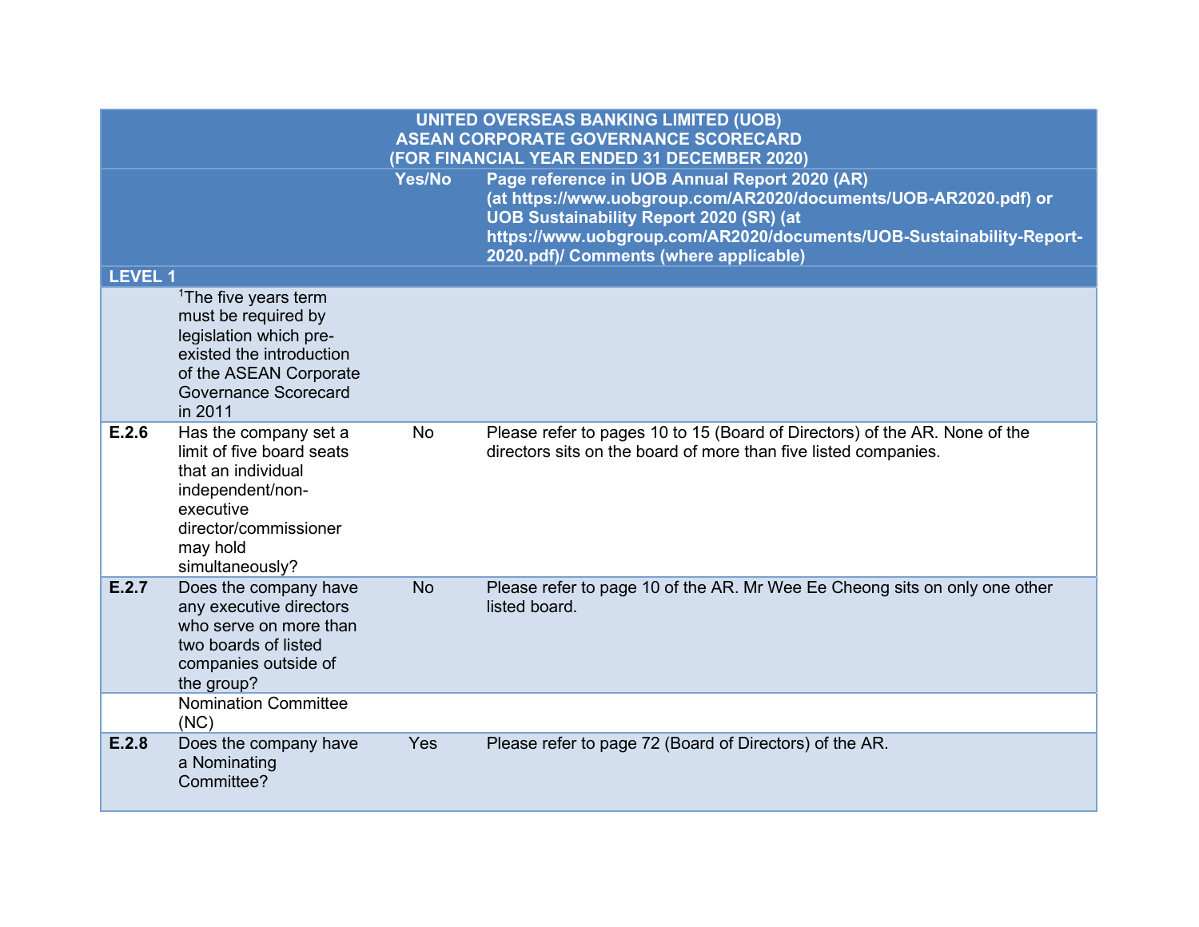| UNITED OVERSEAS BANKING LIMITED (UOB) ASEAN CORPORATE GOVERNANCE SCORECARD (FOR FINANCIAL YEAR ENDED 31 DECEMBER 2020) | | | |
|---|---|---|---|
| | | Yes/No | Page reference in UOB Annual Report 2020 (AR) (at https://www.uobgroup.com/AR2020/documents/UOB-AR2020.pdf) or UOB Sustainability Report 2020 (SR) (at https://www.uobgroup.com/AR2020/documents/UOB-Sustainability-Report-2020.pdf)/ Comments (where applicable) |
| LEVEL 1 | | | |
| | [1]The five years term must be required by legislation which pre-existed the introduction of the ASEAN Corporate Governance Scorecard in 2011 | | |
| E.2.6 | Has the company set a limit of five board seats that an individual independent/non-executive director/commissioner may hold simultaneously? | No | Please refer to pages 10 to 15 (Board of Directors) of the AR. None of the directors sits on the board of more than five listed companies. |
| E.2.7 | Does the company have any executive directors who serve on more than two boards of listed companies outside of the group? | No | Please refer to page 10 of the AR. Mr Wee Ee Cheong sits on only one other listed board. |
| | Nomination Committee (NC) | | |
| E.2.8 | Does the company have a Nominating Committee? | Yes | Please refer to page 72 (Board of Directors) of the AR. |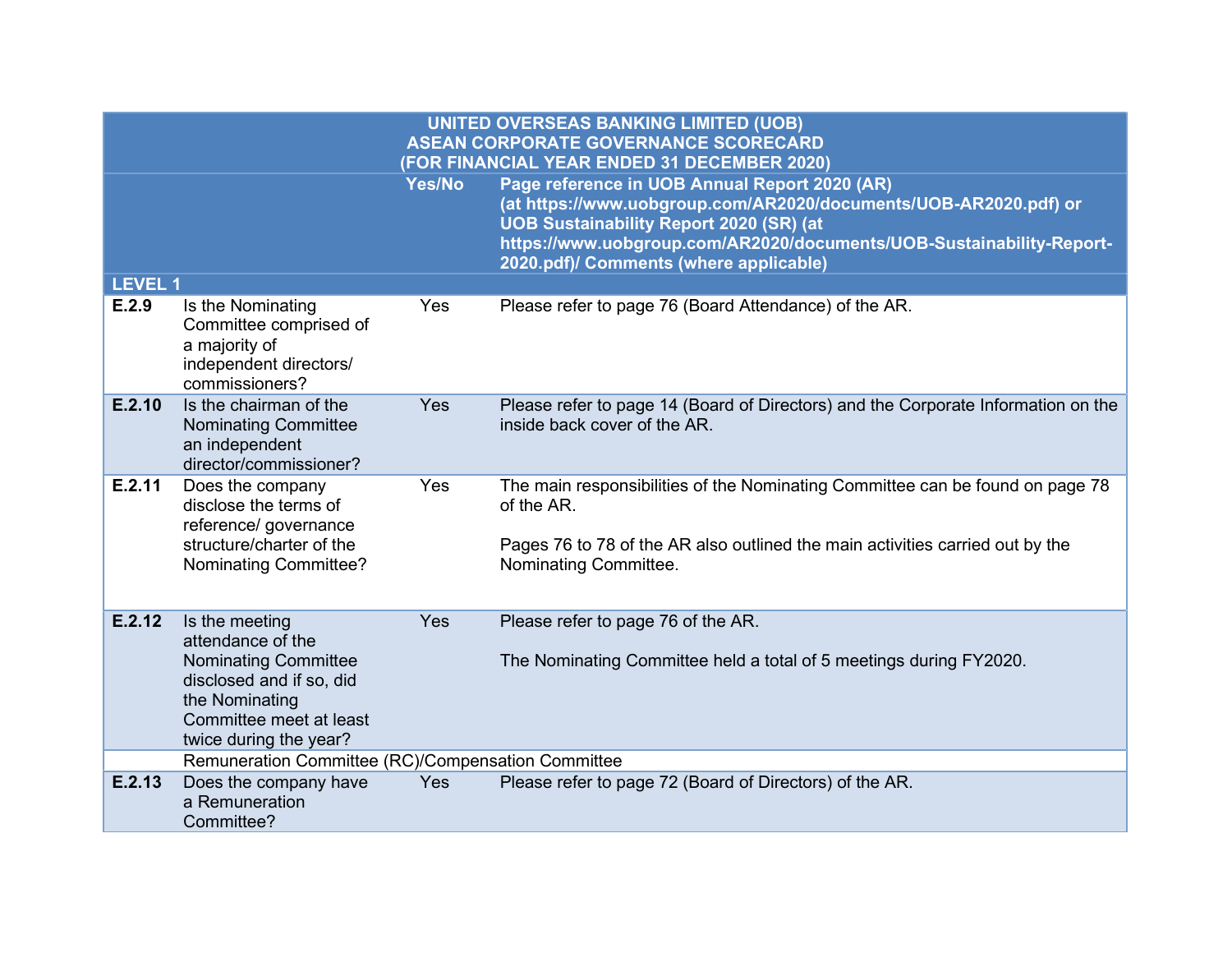| UNITED OVERSEAS BANKING LIMITED (UOB) ASEAN CORPORATE GOVERNANCE SCORECARD (FOR FINANCIAL YEAR ENDED 31 DECEMBER 2020) | | | |
|---|---|---|---|
| | | Yes/No | Page reference in UOB Annual Report 2020 (AR) (at https://www.uobgroup.com/AR2020/documents/UOB-AR2020.pdf) or UOB Sustainability Report 2020 (SR) (at https://www.uobgroup.com/AR2020/documents/UOB-Sustainability-Report-2020.pdf)/ Comments (where applicable) |
| **LEVEL 1** | | | |
| **E.2.9** | Is the Nominating Committee comprised of a majority of independent directors/ commissioners? | Yes | Please refer to page 76 (Board Attendance) of the AR. |
| **E.2.10** | Is the chairman of the Nominating Committee an independent director/commissioner? | Yes | Please refer to page 14 (Board of Directors) and the Corporate Information on the inside back cover of the AR. |
| **E.2.11** | Does the company disclose the terms of reference/ governance structure/charter of the Nominating Committee? | Yes | The main responsibilities of the Nominating Committee can be found on page 78 of the AR.<br><br>Pages 76 to 78 of the AR also outlined the main activities carried out by the Nominating Committee. |
| **E.2.12** | Is the meeting attendance of the Nominating Committee disclosed and if so, did the Nominating Committee meet at least twice during the year? | Yes | Please refer to page 76 of the AR.<br><br>The Nominating Committee held a total of 5 meetings during FY2020. |
| | Remuneration Committee (RC)/Compensation Committee | | |
| **E.2.13** | Does the company have a Remuneration Committee? | Yes | Please refer to page 72 (Board of Directors) of the AR. |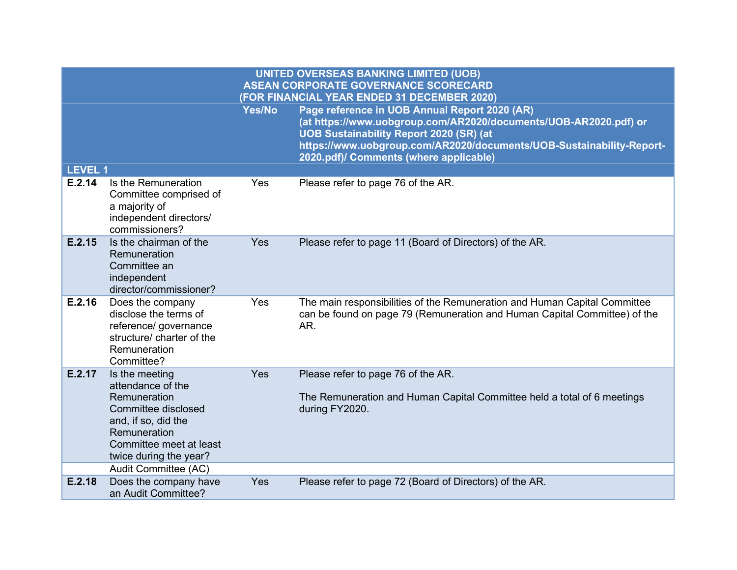| UNITED OVERSEAS BANKING LIMITED (UOB) ASEAN CORPORATE GOVERNANCE SCORECARD (FOR FINANCIAL YEAR ENDED 31 DECEMBER 2020) | | | |
|---|---|---|---|
| | | **Yes/No** | **Page reference in UOB Annual Report 2020 (AR) (at https://www.uobgroup.com/AR2020/documents/UOB-AR2020.pdf) or UOB Sustainability Report 2020 (SR) (at https://www.uobgroup.com/AR2020/documents/UOB-Sustainability-Report-2020.pdf)/ Comments (where applicable)** |
| **LEVEL 1** | | | |
| **E.2.14** | Is the Remuneration Committee comprised of a majority of independent directors/ commissioners? | Yes | Please refer to page 76 of the AR. |
| **E.2.15** | Is the chairman of the Remuneration Committee an independent director/commissioner? | Yes | Please refer to page 11 (Board of Directors) of the AR. |
| **E.2.16** | Does the company disclose the terms of reference/ governance structure/ charter of the Remuneration Committee? | Yes | The main responsibilities of the Remuneration and Human Capital Committee can be found on page 79 (Remuneration and Human Capital Committee) of the AR. |
| **E.2.17** | Is the meeting attendance of the Remuneration Committee disclosed and, if so, did the Remuneration Committee meet at least twice during the year? | Yes | Please refer to page 76 of the AR.<br><br>The Remuneration and Human Capital Committee held a total of 6 meetings during FY2020. |
| | Audit Committee (AC) | | |
| **E.2.18** | Does the company have an Audit Committee? | Yes | Please refer to page 72 (Board of Directors) of the AR. |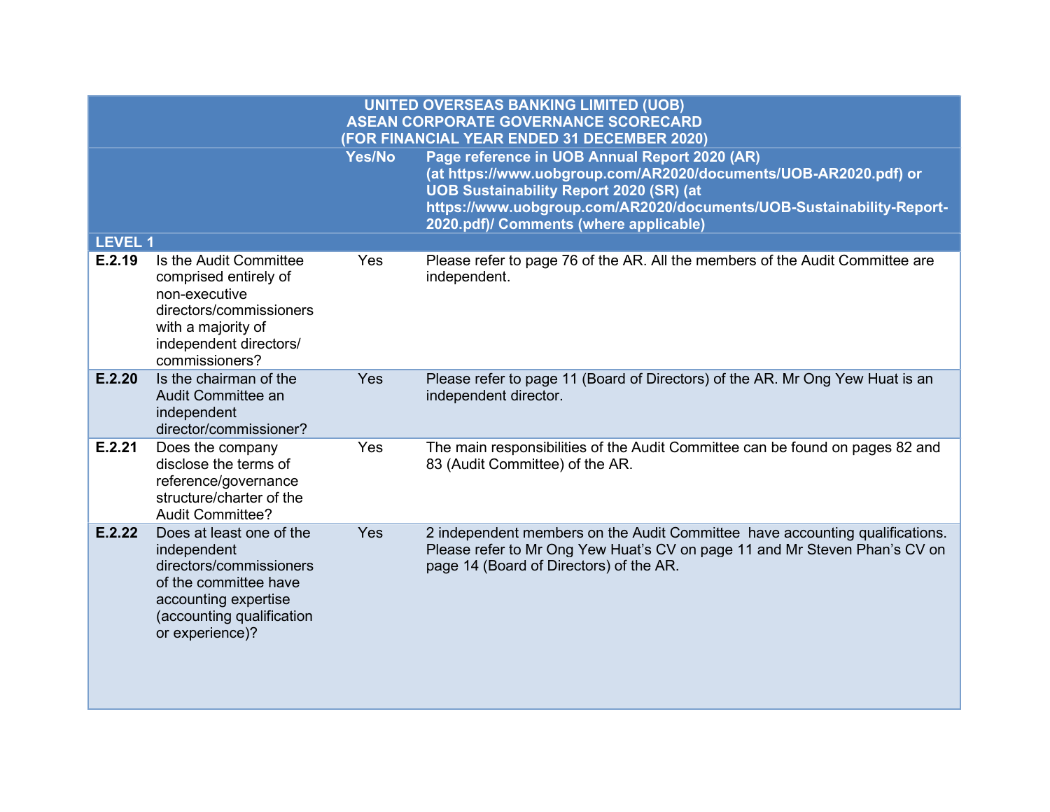| UNITED OVERSEAS BANKING LIMITED (UOB) ASEAN CORPORATE GOVERNANCE SCORECARD (FOR FINANCIAL YEAR ENDED 31 DECEMBER 2020) | | | |
|---|---|---|---|
| | | Yes/No | Page reference in UOB Annual Report 2020 (AR) (at https://www.uobgroup.com/AR2020/documents/UOB-AR2020.pdf) or UOB Sustainability Report 2020 (SR) (at https://www.uobgroup.com/AR2020/documents/UOB-Sustainability-Report-2020.pdf)/ Comments (where applicable) |
| **LEVEL 1** | | | |
| **E.2.19** | Is the Audit Committee comprised entirely of non-executive directors/commissioners with a majority of independent directors/ commissioners? | Yes | Please refer to page 76 of the AR. All the members of the Audit Committee are independent. |
| **E.2.20** | Is the chairman of the Audit Committee an independent director/commissioner? | Yes | Please refer to page 11 (Board of Directors) of the AR. Mr Ong Yew Huat is an independent director. |
| **E.2.21** | Does the company disclose the terms of reference/governance structure/charter of the Audit Committee? | Yes | The main responsibilities of the Audit Committee can be found on pages 82 and 83 (Audit Committee) of the AR. |
| **E.2.22** | Does at least one of the independent directors/commissioners of the committee have accounting expertise (accounting qualification or experience)? | Yes | 2 independent members on the Audit Committee have accounting qualifications. Please refer to Mr Ong Yew Huat's CV on page 11 and Mr Steven Phan's CV on page 14 (Board of Directors) of the AR. |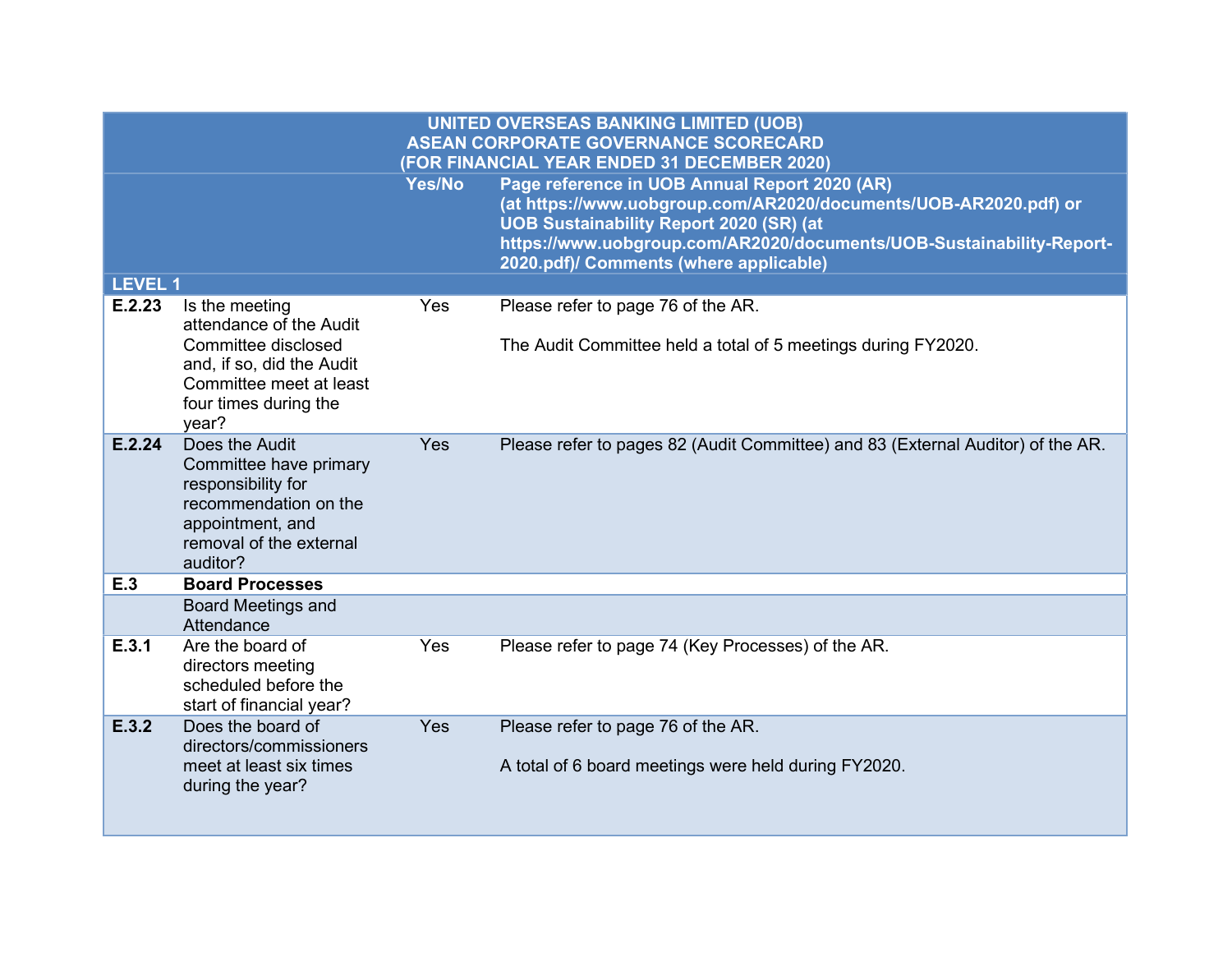| UNITED OVERSEAS BANKING LIMITED (UOB) ASEAN CORPORATE GOVERNANCE SCORECARD (FOR FINANCIAL YEAR ENDED 31 DECEMBER 2020) | | | |
|---|---|---|---|
| | | **Yes/No** | **Page reference in UOB Annual Report 2020 (AR) (at https://www.uobgroup.com/AR2020/documents/UOB-AR2020.pdf) or UOB Sustainability Report 2020 (SR) (at https://www.uobgroup.com/AR2020/documents/UOB-Sustainability-Report-2020.pdf)/ Comments (where applicable)** |
| **LEVEL 1** | | | |
| **E.2.23** | Is the meeting attendance of the Audit Committee disclosed and, if so, did the Audit Committee meet at least four times during the year? | Yes | Please refer to page 76 of the AR.<br><br>The Audit Committee held a total of 5 meetings during FY2020. |
| **E.2.24** | Does the Audit Committee have primary responsibility for recommendation on the appointment, and removal of the external auditor? | Yes | Please refer to pages 82 (Audit Committee) and 83 (External Auditor) of the AR. |
| **E.3** | **Board Processes** | | |
| | Board Meetings and Attendance | | |
| **E.3.1** | Are the board of directors meeting scheduled before the start of financial year? | Yes | Please refer to page 74 (Key Processes) of the AR. |
| **E.3.2** | Does the board of directors/commissioners meet at least six times during the year? | Yes | Please refer to page 76 of the AR.<br><br>A total of 6 board meetings were held during FY2020. |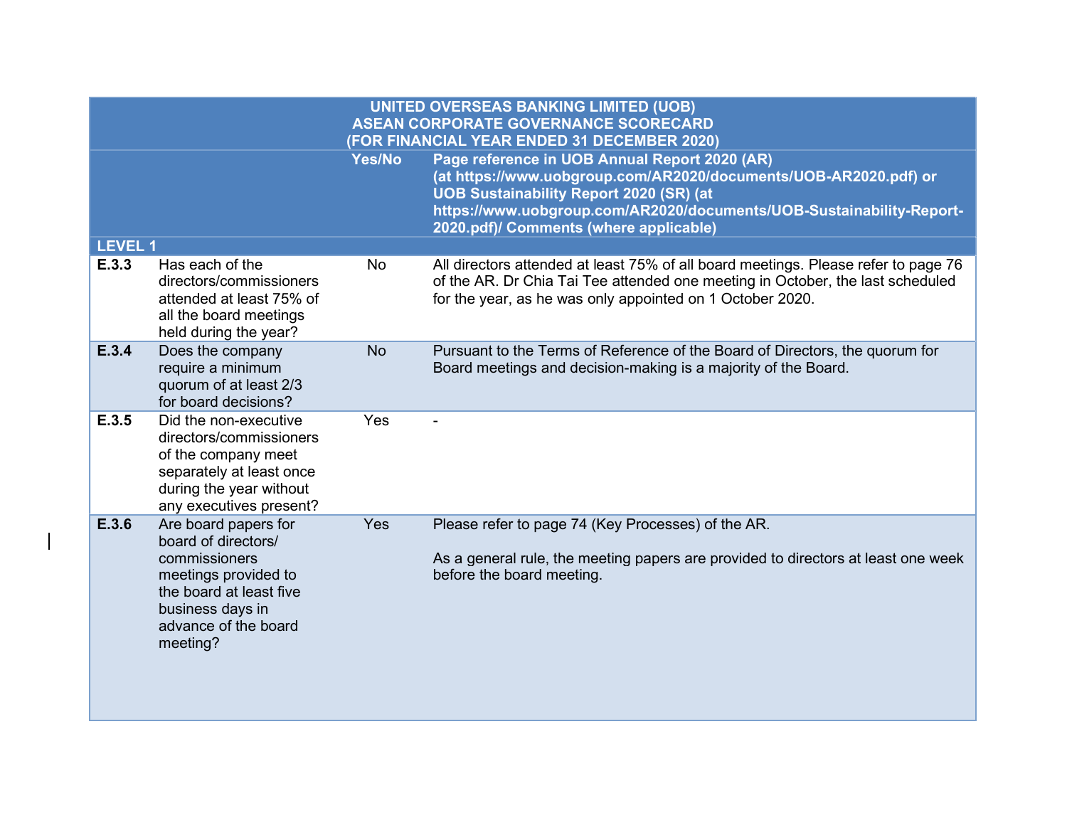| UNITED OVERSEAS BANKING LIMITED (UOB) ASEAN CORPORATE GOVERNANCE SCORECARD (FOR FINANCIAL YEAR ENDED 31 DECEMBER 2020) | | | |
|---|---|---|---|
| | | Yes/No | Page reference in UOB Annual Report 2020 (AR) (at https://www.uobgroup.com/AR2020/documents/UOB-AR2020.pdf) or UOB Sustainability Report 2020 (SR) (at https://www.uobgroup.com/AR2020/documents/UOB-Sustainability-Report-2020.pdf)/ Comments (where applicable) |
| **LEVEL 1** | | | |
| **E.3.3** | Has each of the directors/commissioners attended at least 75% of all the board meetings held during the year? | No | All directors attended at least 75% of all board meetings. Please refer to page 76 of the AR. Dr Chia Tai Tee attended one meeting in October, the last scheduled for the year, as he was only appointed on 1 October 2020. |
| **E.3.4** | Does the company require a minimum quorum of at least 2/3 for board decisions? | No | Pursuant to the Terms of Reference of the Board of Directors, the quorum for Board meetings and decision-making is a majority of the Board. |
| **E.3.5** | Did the non-executive directors/commissioners of the company meet separately at least once during the year without any executives present? | Yes | - |
| **E.3.6** | Are board papers for board of directors/ commissioners meetings provided to the board at least five business days in advance of the board meeting? | Yes | Please refer to page 74 (Key Processes) of the AR.<br><br>As a general rule, the meeting papers are provided to directors at least one week before the board meeting. |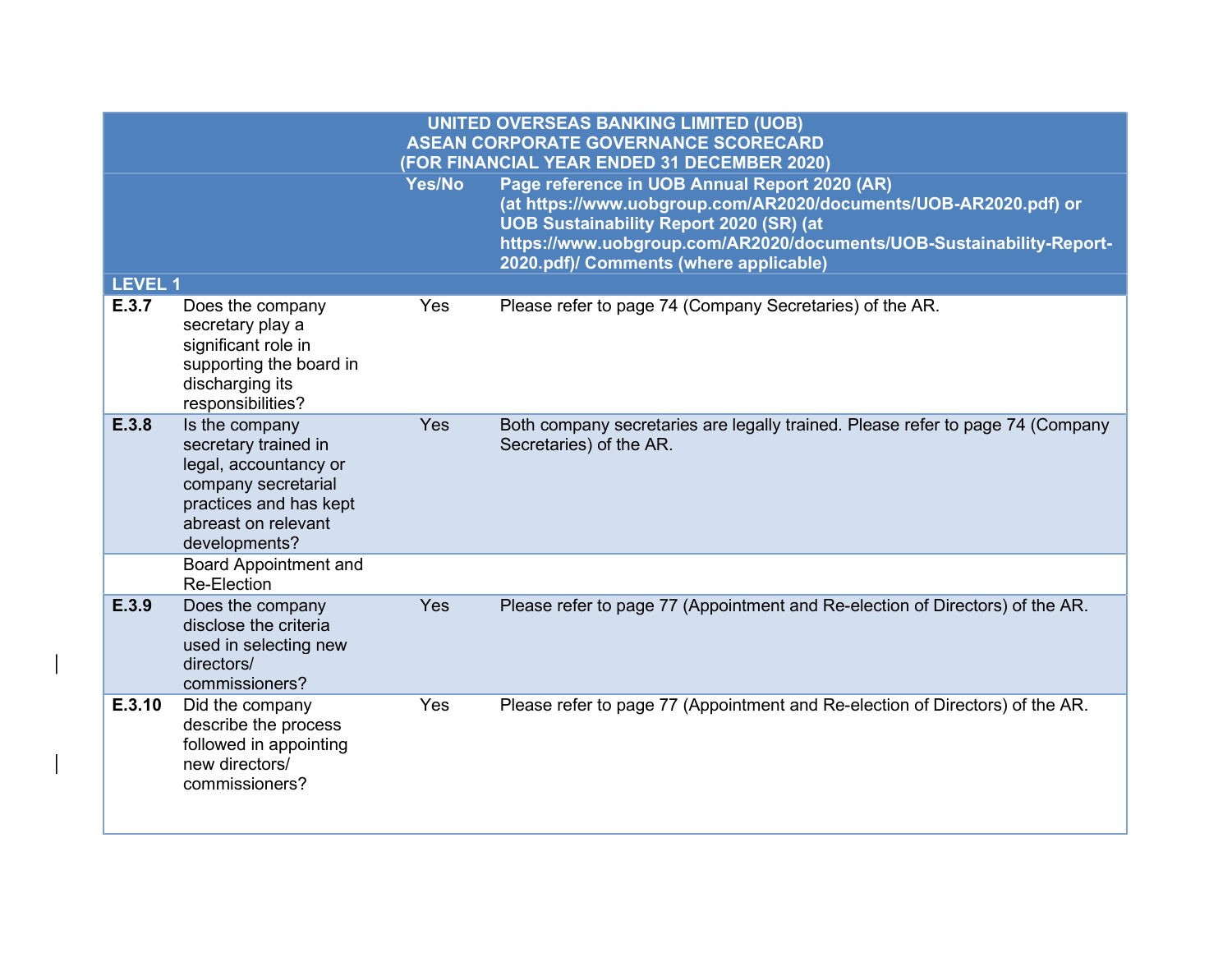| UNITED OVERSEAS BANKING LIMITED (UOB) ASEAN CORPORATE GOVERNANCE SCORECARD (FOR FINANCIAL YEAR ENDED 31 DECEMBER 2020) | | | |
|---|---|---|---|
| | | **Yes/No** | **Page reference in UOB Annual Report 2020 (AR) (at https://www.uobgroup.com/AR2020/documents/UOB-AR2020.pdf) or UOB Sustainability Report 2020 (SR) (at https://www.uobgroup.com/AR2020/documents/UOB-Sustainability-Report-2020.pdf)/ Comments (where applicable)** |
| **LEVEL 1** | | | |
| **E.3.7** | Does the company secretary play a significant role in supporting the board in discharging its responsibilities? | Yes | Please refer to page 74 (Company Secretaries) of the AR. |
| **E.3.8** | Is the company secretary trained in legal, accountancy or company secretarial practices and has kept abreast on relevant developments? | Yes | Both company secretaries are legally trained. Please refer to page 74 (Company Secretaries) of the AR. |
| | Board Appointment and Re-Election | | |
| **E.3.9** | Does the company disclose the criteria used in selecting new directors/ commissioners? | Yes | Please refer to page 77 (Appointment and Re-election of Directors) of the AR. |
| **E.3.10** | Did the company describe the process followed in appointing new directors/ commissioners? | Yes | Please refer to page 77 (Appointment and Re-election of Directors) of the AR. |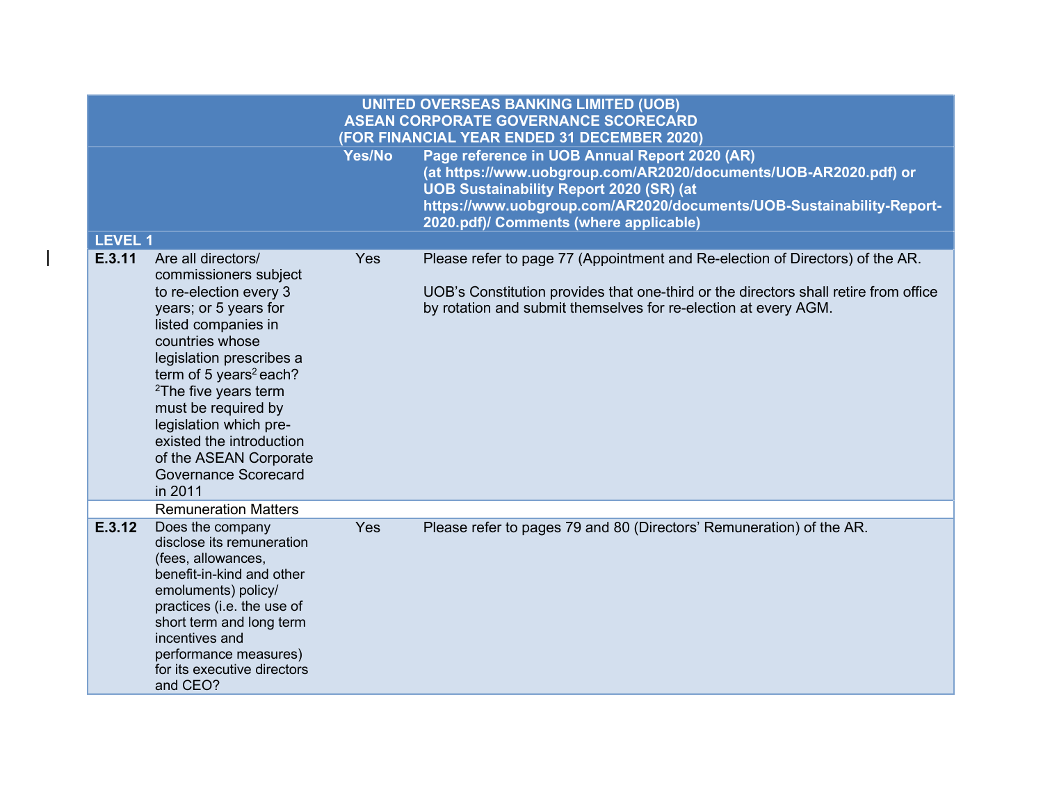| UNITED OVERSEAS BANKING LIMITED (UOB) ASEAN CORPORATE GOVERNANCE SCORECARD (FOR FINANCIAL YEAR ENDED 31 DECEMBER 2020) | | | |
|---|---|---|---|
| | | **Yes/No** | **Page reference in UOB Annual Report 2020 (AR) (at https://www.uobgroup.com/AR2020/documents/UOB-AR2020.pdf) or UOB Sustainability Report 2020 (SR) (at https://www.uobgroup.com/AR2020/documents/UOB-Sustainability-Report-2020.pdf)/ Comments (where applicable)** |
| **LEVEL 1** | | | |
| **E.3.11** | Are all directors/ commissioners subject to re-election every 3 years; or 5 years for listed companies in countries whose legislation prescribes a term of 5 years[2] each? [2]The five years term must be required by legislation which pre-existed the introduction of the ASEAN Corporate Governance Scorecard in 2011 | Yes | Please refer to page 77 (Appointment and Re-election of Directors) of the AR.<br><br>UOB's Constitution provides that one-third or the directors shall retire from office by rotation and submit themselves for re-election at every AGM. |
| | Remuneration Matters | | |
| **E.3.12** | Does the company disclose its remuneration (fees, allowances, benefit-in-kind and other emoluments) policy/ practices (i.e. the use of short term and long term incentives and performance measures) for its executive directors and CEO? | Yes | Please refer to pages 79 and 80 (Directors' Remuneration) of the AR. |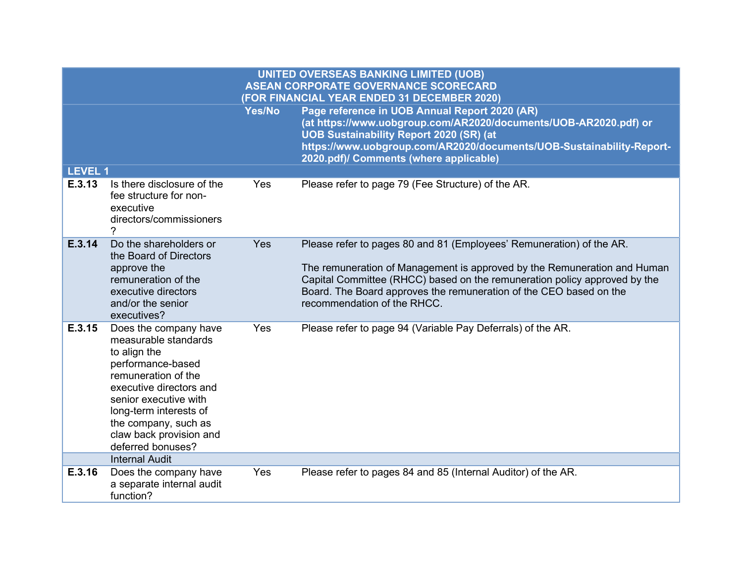| UNITED OVERSEAS BANKING LIMITED (UOB) ASEAN CORPORATE GOVERNANCE SCORECARD (FOR FINANCIAL YEAR ENDED 31 DECEMBER 2020) | | | |
|---|---|---|---|
| | | Yes/No | Page reference in UOB Annual Report 2020 (AR) (at https://www.uobgroup.com/AR2020/documents/UOB-AR2020.pdf) or UOB Sustainability Report 2020 (SR) (at https://www.uobgroup.com/AR2020/documents/UOB-Sustainability-Report-2020.pdf)/ Comments (where applicable) |
| **LEVEL 1** | | | |
| **E.3.13** | Is there disclosure of the fee structure for non-executive directors/commissioners? | Yes | Please refer to page 79 (Fee Structure) of the AR. |
| **E.3.14** | Do the shareholders or the Board of Directors approve the remuneration of the executive directors and/or the senior executives? | Yes | Please refer to pages 80 and 81 (Employees' Remuneration) of the AR.<br><br>The remuneration of Management is approved by the Remuneration and Human Capital Committee (RHCC) based on the remuneration policy approved by the Board. The Board approves the remuneration of the CEO based on the recommendation of the RHCC. |
| **E.3.15** | Does the company have measurable standards to align the performance-based remuneration of the executive directors and senior executive with long-term interests of the company, such as claw back provision and deferred bonuses? | Yes | Please refer to page 94 (Variable Pay Deferrals) of the AR. |
| | Internal Audit | | |
| **E.3.16** | Does the company have a separate internal audit function? | Yes | Please refer to pages 84 and 85 (Internal Auditor) of the AR. |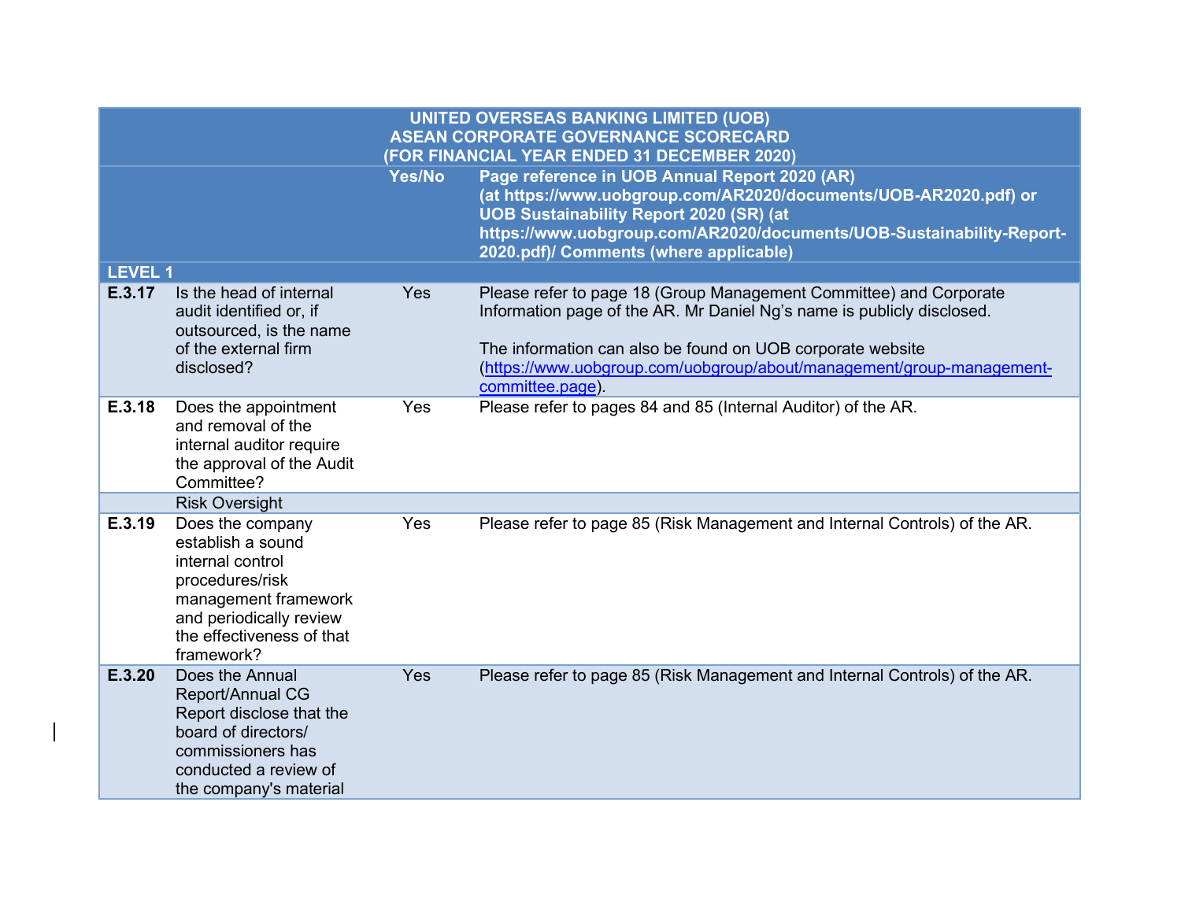| UNITED OVERSEAS BANKING LIMITED (UOB) ASEAN CORPORATE GOVERNANCE SCORECARD (FOR FINANCIAL YEAR ENDED 31 DECEMBER 2020) | | | |
|---|---|---|---|
| | | **Yes/No** | **Page reference in UOB Annual Report 2020 (AR) (at https://www.uobgroup.com/AR2020/documents/UOB-AR2020.pdf) or UOB Sustainability Report 2020 (SR) (at https://www.uobgroup.com/AR2020/documents/UOB-Sustainability-Report-2020.pdf)/ Comments (where applicable)** |
| **LEVEL 1** | | | |
| **E.3.17** | Is the head of internal audit identified or, if outsourced, is the name of the external firm disclosed? | Yes | Please refer to page 18 (Group Management Committee) and Corporate Information page of the AR. Mr Daniel Ng's name is publicly disclosed.<br><br>The information can also be found on UOB corporate website ([https://www.uobgroup.com/uobgroup/about/management/group-management-committee.page](https://www.uobgroup.com/uobgroup/about/management/group-management-committee.page)). |
| **E.3.18** | Does the appointment and removal of the internal auditor require the approval of the Audit Committee? | Yes | Please refer to pages 84 and 85 (Internal Auditor) of the AR. |
| | Risk Oversight | | |
| **E.3.19** | Does the company establish a sound internal control procedures/risk management framework and periodically review the effectiveness of that framework? | Yes | Please refer to page 85 (Risk Management and Internal Controls) of the AR. |
| **E.3.20** | Does the Annual Report/Annual CG Report disclose that the board of directors/ commissioners has conducted a review of the company's material | Yes | Please refer to page 85 (Risk Management and Internal Controls) of the AR. |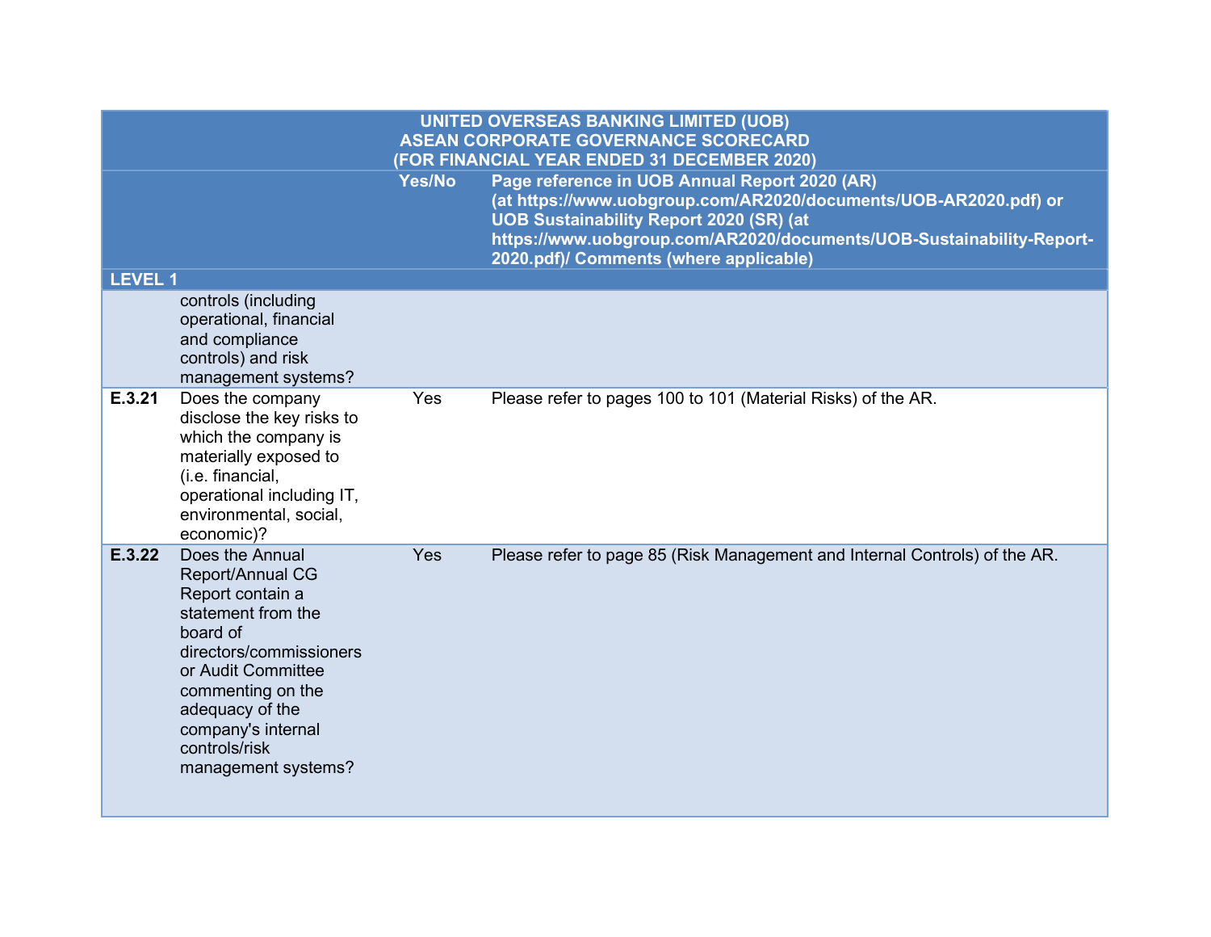| UNITED OVERSEAS BANKING LIMITED (UOB) ASEAN CORPORATE GOVERNANCE SCORECARD (FOR FINANCIAL YEAR ENDED 31 DECEMBER 2020) | | | |
|---|---|---|---|
| | | Yes/No | Page reference in UOB Annual Report 2020 (AR) (at https://www.uobgroup.com/AR2020/documents/UOB-AR2020.pdf) or UOB Sustainability Report 2020 (SR) (at https://www.uobgroup.com/AR2020/documents/UOB-Sustainability-Report-2020.pdf)/ Comments (where applicable) |
| **LEVEL 1** | | | |
| | controls (including operational, financial and compliance controls) and risk management systems? | | |
| **E.3.21** | Does the company disclose the key risks to which the company is materially exposed to (i.e. financial, operational including IT, environmental, social, economic)? | Yes | Please refer to pages 100 to 101 (Material Risks) of the AR. |
| **E.3.22** | Does the Annual Report/Annual CG Report contain a statement from the board of directors/commissioners or Audit Committee commenting on the adequacy of the company's internal controls/risk management systems? | Yes | Please refer to page 85 (Risk Management and Internal Controls) of the AR. |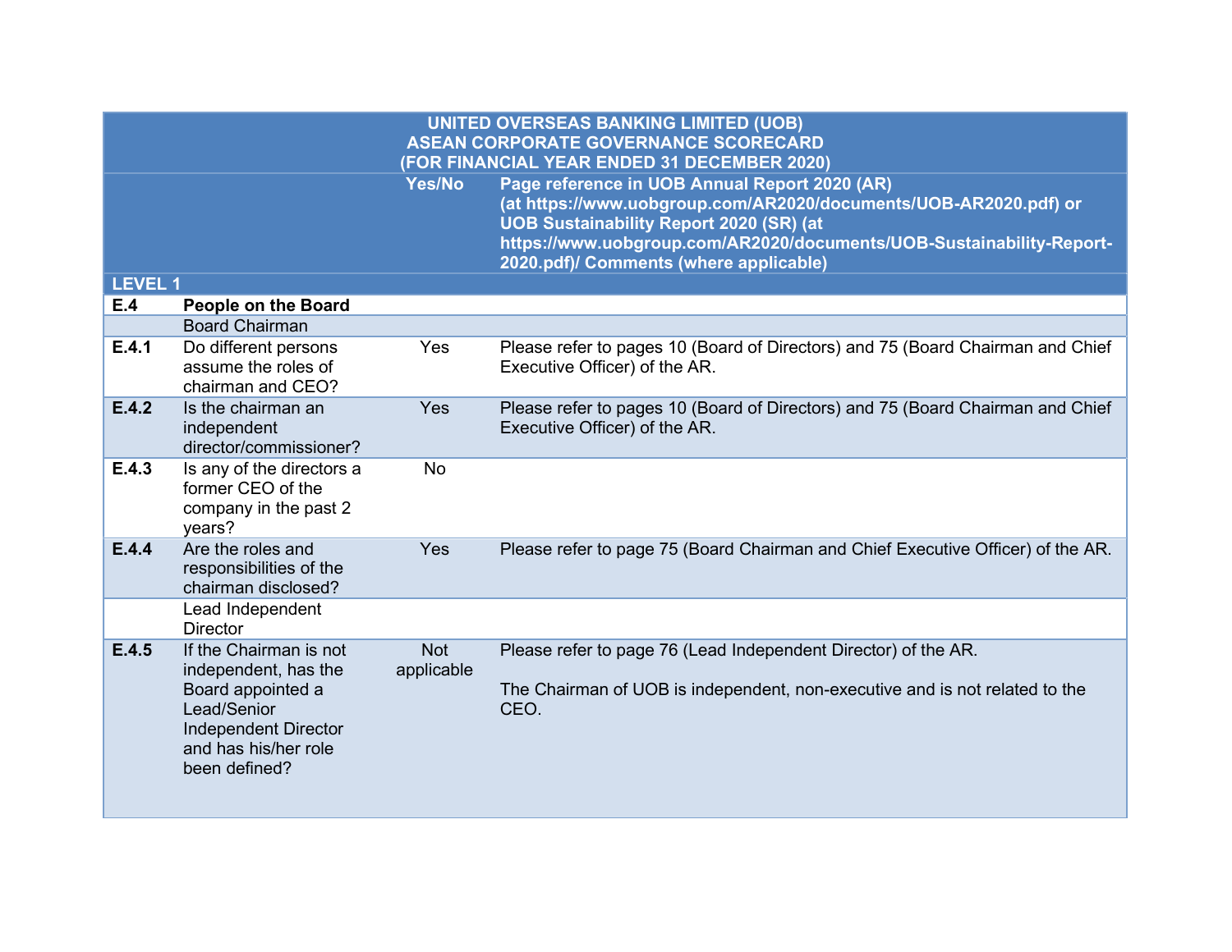| UNITED OVERSEAS BANKING LIMITED (UOB) ASEAN CORPORATE GOVERNANCE SCORECARD (FOR FINANCIAL YEAR ENDED 31 DECEMBER 2020) | | | |
|---|---|---|---|
| | | **Yes/No** | **Page reference in UOB Annual Report 2020 (AR) (at https://www.uobgroup.com/AR2020/documents/UOB-AR2020.pdf) or UOB Sustainability Report 2020 (SR) (at https://www.uobgroup.com/AR2020/documents/UOB-Sustainability-Report-2020.pdf)/ Comments (where applicable)** |
| **LEVEL 1** | | | |
| **E.4** | **People on the Board** | | |
| | Board Chairman | | |
| **E.4.1** | Do different persons assume the roles of chairman and CEO? | Yes | Please refer to pages 10 (Board of Directors) and 75 (Board Chairman and Chief Executive Officer) of the AR. |
| **E.4.2** | Is the chairman an independent director/commissioner? | Yes | Please refer to pages 10 (Board of Directors) and 75 (Board Chairman and Chief Executive Officer) of the AR. |
| **E.4.3** | Is any of the directors a former CEO of the company in the past 2 years? | No | |
| **E.4.4** | Are the roles and responsibilities of the chairman disclosed? | Yes | Please refer to page 75 (Board Chairman and Chief Executive Officer) of the AR. |
| | Lead Independent Director | | |
| **E.4.5** | If the Chairman is not independent, has the Board appointed a Lead/Senior Independent Director and has his/her role been defined? | Not applicable | Please refer to page 76 (Lead Independent Director) of the AR.<br><br>The Chairman of UOB is independent, non-executive and is not related to the CEO. |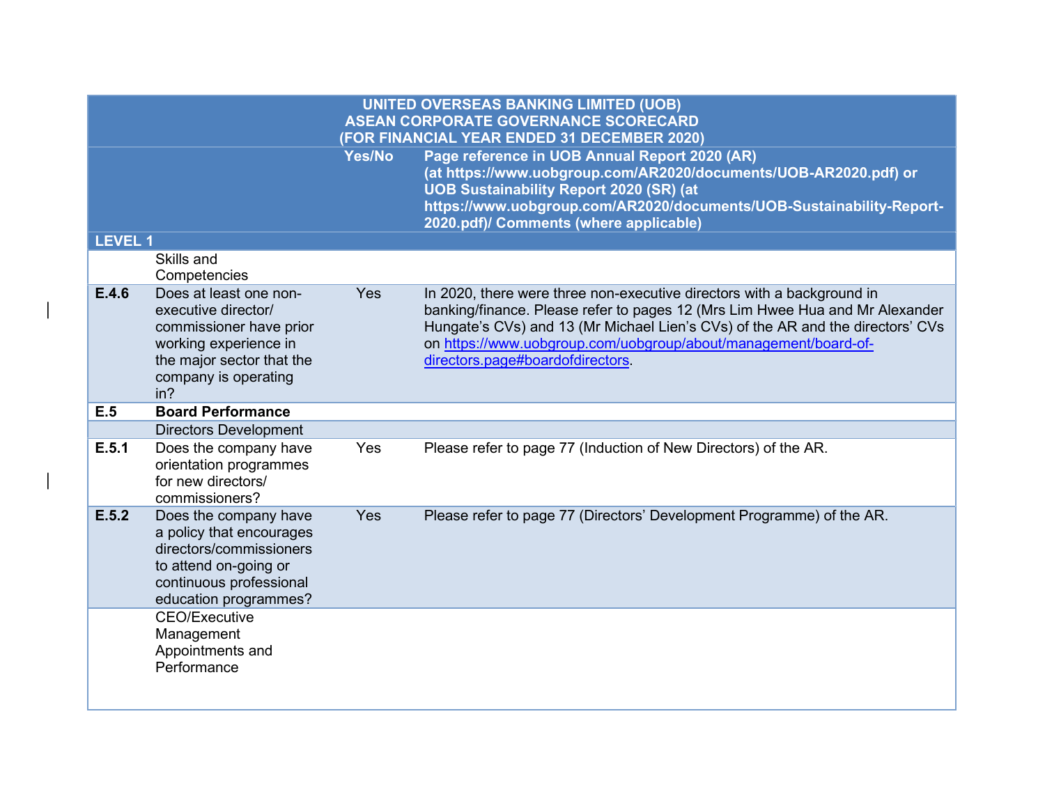| | UNITED OVERSEAS BANKING LIMITED (UOB)<br>ASEAN CORPORATE GOVERNANCE SCORECARD<br>(FOR FINANCIAL YEAR ENDED 31 DECEMBER 2020) | | |
|---|---|---|---|
| | | **Yes/No** | **Page reference in UOB Annual Report 2020 (AR) (at https://www.uobgroup.com/AR2020/documents/UOB-AR2020.pdf) or UOB Sustainability Report 2020 (SR) (at https://www.uobgroup.com/AR2020/documents/UOB-Sustainability-Report-2020.pdf)/ Comments (where applicable)** |
| **LEVEL 1** | | | |
| | Skills and Competencies | | |
| **E.4.6** | Does at least one non-executive director/ commissioner have prior working experience in the major sector that the company is operating in? | Yes | In 2020, there were three non-executive directors with a background in banking/finance. Please refer to pages 12 (Mrs Lim Hwee Hua and Mr Alexander Hungate's CVs) and 13 (Mr Michael Lien's CVs) of the AR and the directors' CVs on https://www.uobgroup.com/uobgroup/about/management/board-of-directors.page#boardofdirectors. |
| **E.5** | **Board Performance** | | |
| | Directors Development | | |
| **E.5.1** | Does the company have orientation programmes for new directors/ commissioners? | Yes | Please refer to page 77 (Induction of New Directors) of the AR. |
| **E.5.2** | Does the company have a policy that encourages directors/commissioners to attend on-going or continuous professional education programmes? | Yes | Please refer to page 77 (Directors' Development Programme) of the AR. |
| | CEO/Executive Management Appointments and Performance | | |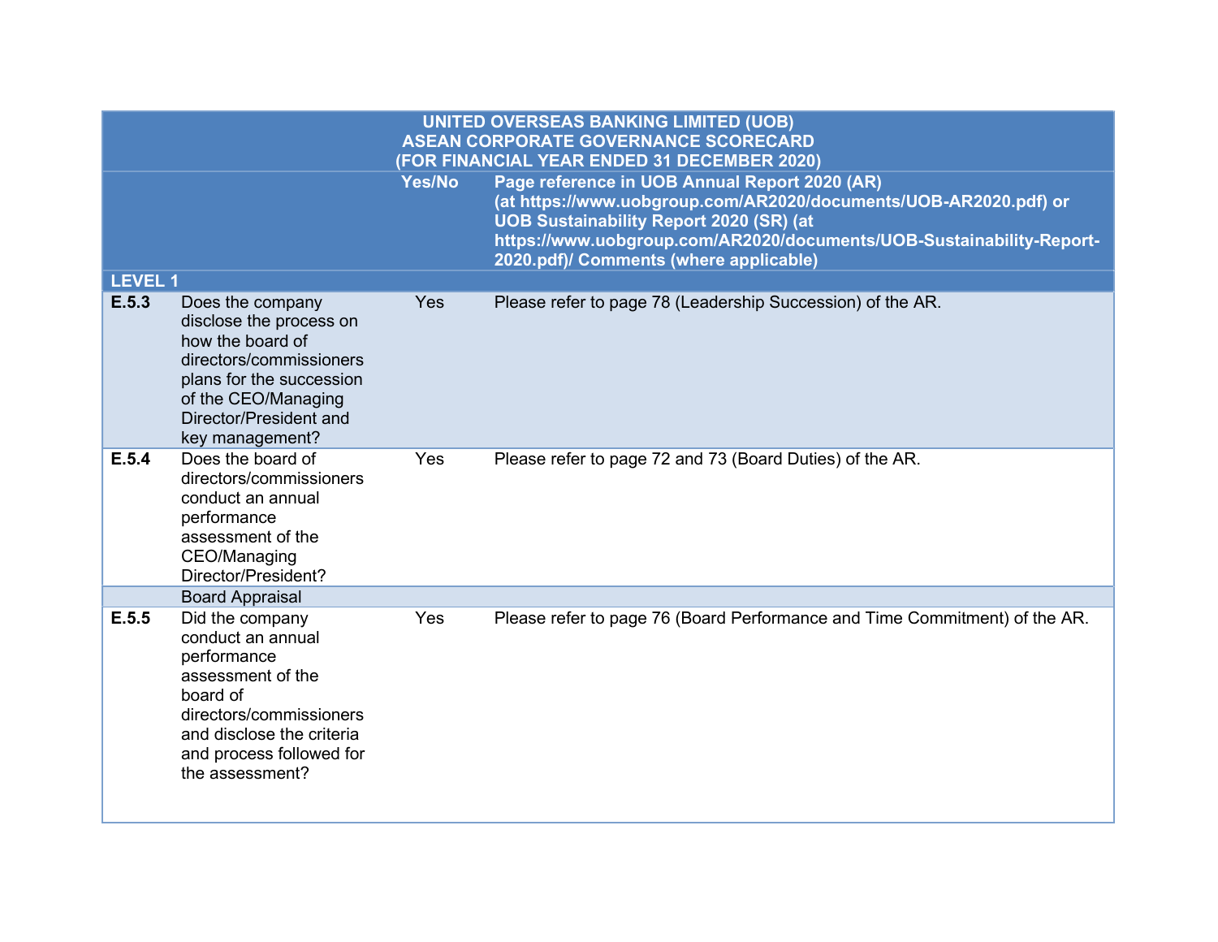| UNITED OVERSEAS BANKING LIMITED (UOB) ASEAN CORPORATE GOVERNANCE SCORECARD (FOR FINANCIAL YEAR ENDED 31 DECEMBER 2020) | | | |
|---|---|---|---|
| | | **Yes/No** | **Page reference in UOB Annual Report 2020 (AR) (at https://www.uobgroup.com/AR2020/documents/UOB-AR2020.pdf) or UOB Sustainability Report 2020 (SR) (at https://www.uobgroup.com/AR2020/documents/UOB-Sustainability-Report-2020.pdf)/ Comments (where applicable)** |
| **LEVEL 1** | | | |
| **E.5.3** | Does the company disclose the process on how the board of directors/commissioners plans for the succession of the CEO/Managing Director/President and key management? | Yes | Please refer to page 78 (Leadership Succession) of the AR. |
| **E.5.4** | Does the board of directors/commissioners conduct an annual performance assessment of the CEO/Managing Director/President? | Yes | Please refer to page 72 and 73 (Board Duties) of the AR. |
| | Board Appraisal | | |
| **E.5.5** | Did the company conduct an annual performance assessment of the board of directors/commissioners and disclose the criteria and process followed for the assessment? | Yes | Please refer to page 76 (Board Performance and Time Commitment) of the AR. |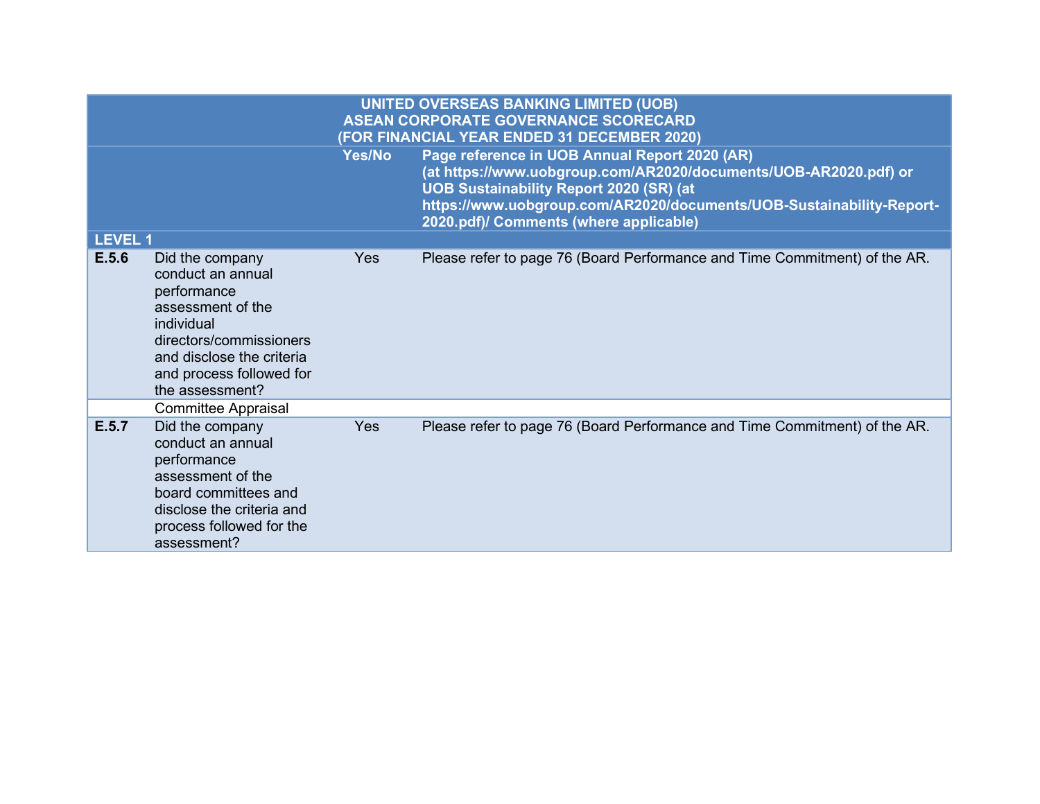| UNITED OVERSEAS BANKING LIMITED (UOB) ASEAN CORPORATE GOVERNANCE SCORECARD (FOR FINANCIAL YEAR ENDED 31 DECEMBER 2020) | | | |
|---|---|---|---|
| | | **Yes/No** | **Page reference in UOB Annual Report 2020 (AR) (at https://www.uobgroup.com/AR2020/documents/UOB-AR2020.pdf) or UOB Sustainability Report 2020 (SR) (at https://www.uobgroup.com/AR2020/documents/UOB-Sustainability-Report-2020.pdf)/ Comments (where applicable)** |
| **LEVEL 1** | | | |
| **E.5.6** | Did the company conduct an annual performance assessment of the individual directors/commissioners and disclose the criteria and process followed for the assessment? | Yes | Please refer to page 76 (Board Performance and Time Commitment) of the AR. |
| | Committee Appraisal | | |
| **E.5.7** | Did the company conduct an annual performance assessment of the board committees and disclose the criteria and process followed for the assessment? | Yes | Please refer to page 76 (Board Performance and Time Commitment) of the AR. |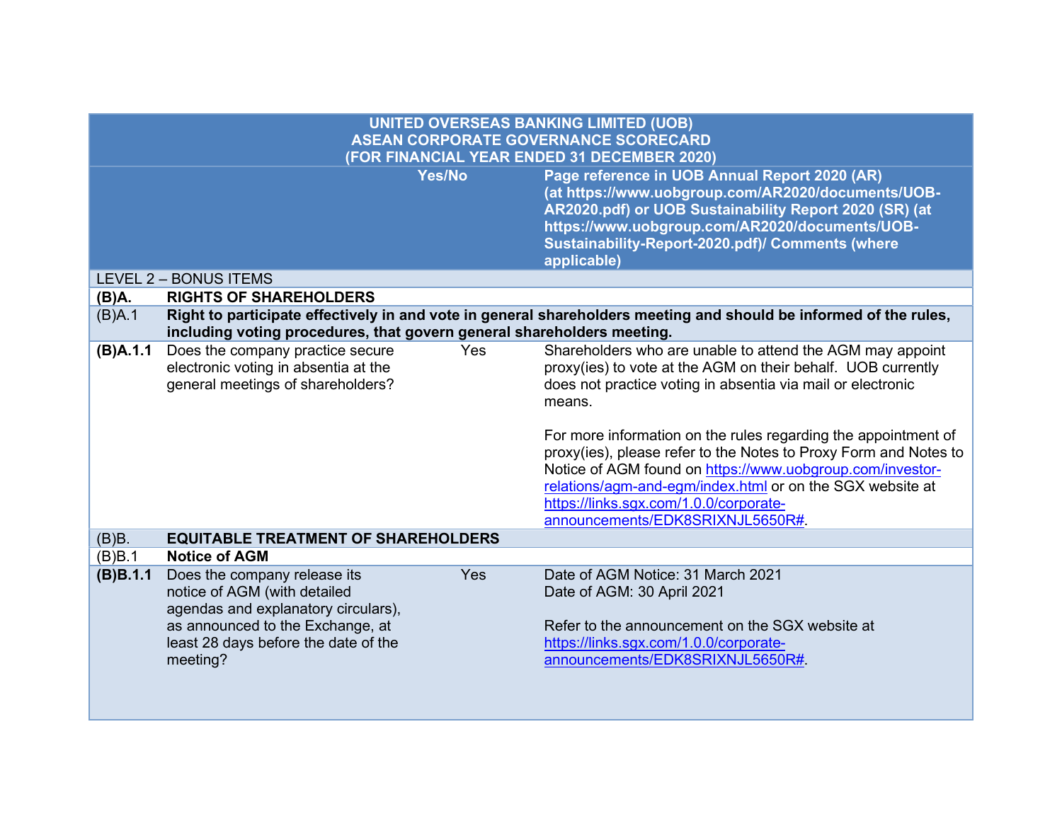| UNITED OVERSEAS BANKING LIMITED (UOB) ASEAN CORPORATE GOVERNANCE SCORECARD (FOR FINANCIAL YEAR ENDED 31 DECEMBER 2020) | | | |
|---|---|---|---|
| | | **Yes/No** | **Page reference in UOB Annual Report 2020 (AR) (at https://www.uobgroup.com/AR2020/documents/UOB-AR2020.pdf) or UOB Sustainability Report 2020 (SR) (at https://www.uobgroup.com/AR2020/documents/UOB-Sustainability-Report-2020.pdf)/ Comments (where applicable)** |
| LEVEL 2 – BONUS ITEMS | | | |
| **(B)A.** | **RIGHTS OF SHAREHOLDERS** | | |
| (B)A.1 | **Right to participate effectively in and vote in general shareholders meeting and should be informed of the rules, including voting procedures, that govern general shareholders meeting.** | | |
| **(B)A.1.1** | Does the company practice secure electronic voting in absentia at the general meetings of shareholders? | Yes | Shareholders who are unable to attend the AGM may appoint proxy(ies) to vote at the AGM on their behalf. UOB currently does not practice voting in absentia via mail or electronic means.<br><br>For more information on the rules regarding the appointment of proxy(ies), please refer to the Notes to Proxy Form and Notes to Notice of AGM found on https://www.uobgroup.com/investor-relations/agm-and-egm/index.html or on the SGX website at https://links.sgx.com/1.0.0/corporate-announcements/EDK8SRIXNJL5650R#. |
| (B)B. | **EQUITABLE TREATMENT OF SHAREHOLDERS** | | |
| (B)B.1 | **Notice of AGM** | | |
| **(B)B.1.1** | Does the company release its notice of AGM (with detailed agendas and explanatory circulars), as announced to the Exchange, at least 28 days before the date of the meeting? | Yes | Date of AGM Notice: 31 March 2021<br>Date of AGM: 30 April 2021<br><br>Refer to the announcement on the SGX website at https://links.sgx.com/1.0.0/corporate-announcements/EDK8SRIXNJL5650R#. |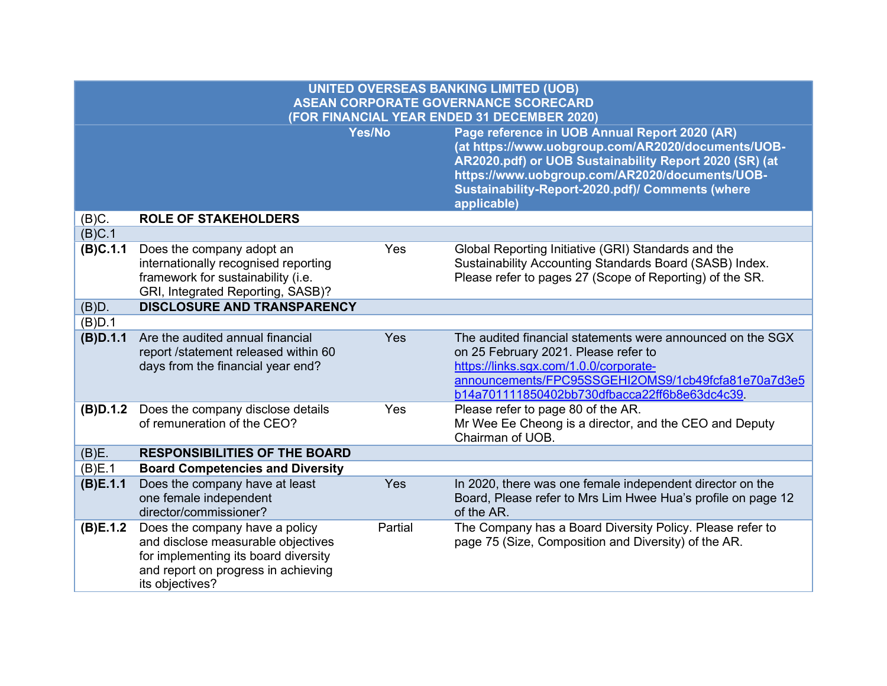| UNITED OVERSEAS BANKING LIMITED (UOB)<br>ASEAN CORPORATE GOVERNANCE SCORECARD<br>(FOR FINANCIAL YEAR ENDED 31 DECEMBER 2020) | | | |
|---|---|---|---|
| | | **Yes/No** | **Page reference in UOB Annual Report 2020 (AR) (at https://www.uobgroup.com/AR2020/documents/UOB-AR2020.pdf) or UOB Sustainability Report 2020 (SR) (at https://www.uobgroup.com/AR2020/documents/UOB-Sustainability-Report-2020.pdf)/ Comments (where applicable)** |
| (B)C. | **ROLE OF STAKEHOLDERS** | | |
| (B)C.1 | | | |
| **(B)C.1.1** | Does the company adopt an internationally recognised reporting framework for sustainability (i.e. GRI, Integrated Reporting, SASB)? | Yes | Global Reporting Initiative (GRI) Standards and the Sustainability Accounting Standards Board (SASB) Index. Please refer to pages 27 (Scope of Reporting) of the SR. |
| (B)D. | **DISCLOSURE AND TRANSPARENCY** | | |
| (B)D.1 | | | |
| **(B)D.1.1** | Are the audited annual financial report /statement released within 60 days from the financial year end? | Yes | The audited financial statements were announced on the SGX on 25 February 2021. Please refer to https://links.sgx.com/1.0.0/corporate-announcements/FPC95SSGEHI2OMS9/1cb49fcfa81e70a7d3e5b14a701111850402bb730dfbacca22ff6b8e63dc4c39. |
| **(B)D.1.2** | Does the company disclose details of remuneration of the CEO? | Yes | Please refer to page 80 of the AR.<br>Mr Wee Ee Cheong is a director, and the CEO and Deputy Chairman of UOB. |
| (B)E. | **RESPONSIBILITIES OF THE BOARD** | | |
| (B)E.1 | **Board Competencies and Diversity** | | |
| **(B)E.1.1** | Does the company have at least one female independent director/commissioner? | Yes | In 2020, there was one female independent director on the Board, Please refer to Mrs Lim Hwee Hua's profile on page 12 of the AR. |
| **(B)E.1.2** | Does the company have a policy and disclose measurable objectives for implementing its board diversity and report on progress in achieving its objectives? | Partial | The Company has a Board Diversity Policy. Please refer to page 75 (Size, Composition and Diversity) of the AR. |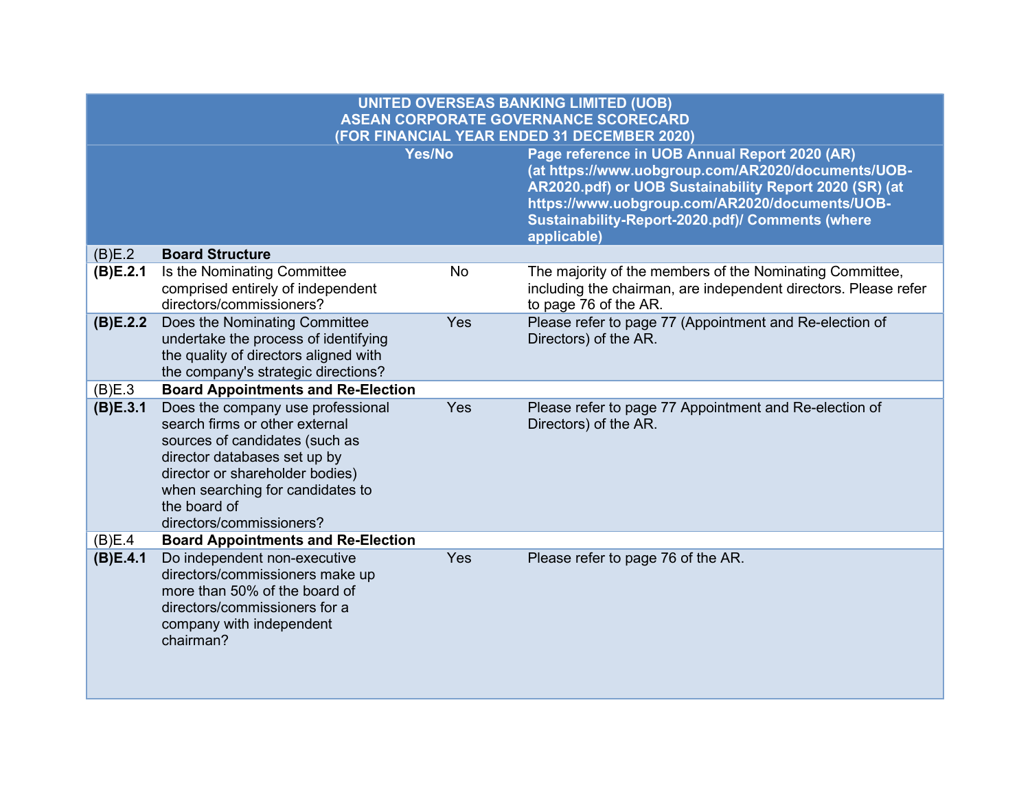| UNITED OVERSEAS BANKING LIMITED (UOB) ASEAN CORPORATE GOVERNANCE SCORECARD (FOR FINANCIAL YEAR ENDED 31 DECEMBER 2020) | | | |
|---|---|---|---|
| | | **Yes/No** | **Page reference in UOB Annual Report 2020 (AR) (at https://www.uobgroup.com/AR2020/documents/UOB-AR2020.pdf) or UOB Sustainability Report 2020 (SR) (at https://www.uobgroup.com/AR2020/documents/UOB-Sustainability-Report-2020.pdf)/ Comments (where applicable)** |
| (B)E.2 | **Board Structure** | | |
| **(B)E.2.1** | Is the Nominating Committee comprised entirely of independent directors/commissioners? | No | The majority of the members of the Nominating Committee, including the chairman, are independent directors. Please refer to page 76 of the AR. |
| **(B)E.2.2** | Does the Nominating Committee undertake the process of identifying the quality of directors aligned with the company's strategic directions? | Yes | Please refer to page 77 (Appointment and Re-election of Directors) of the AR. |
| (B)E.3 | **Board Appointments and Re-Election** | | |
| **(B)E.3.1** | Does the company use professional search firms or other external sources of candidates (such as director databases set up by director or shareholder bodies) when searching for candidates to the board of directors/commissioners? | Yes | Please refer to page 77 Appointment and Re-election of Directors) of the AR. |
| (B)E.4 | **Board Appointments and Re-Election** | | |
| **(B)E.4.1** | Do independent non-executive directors/commissioners make up more than 50% of the board of directors/commissioners for a company with independent chairman? | Yes | Please refer to page 76 of the AR. |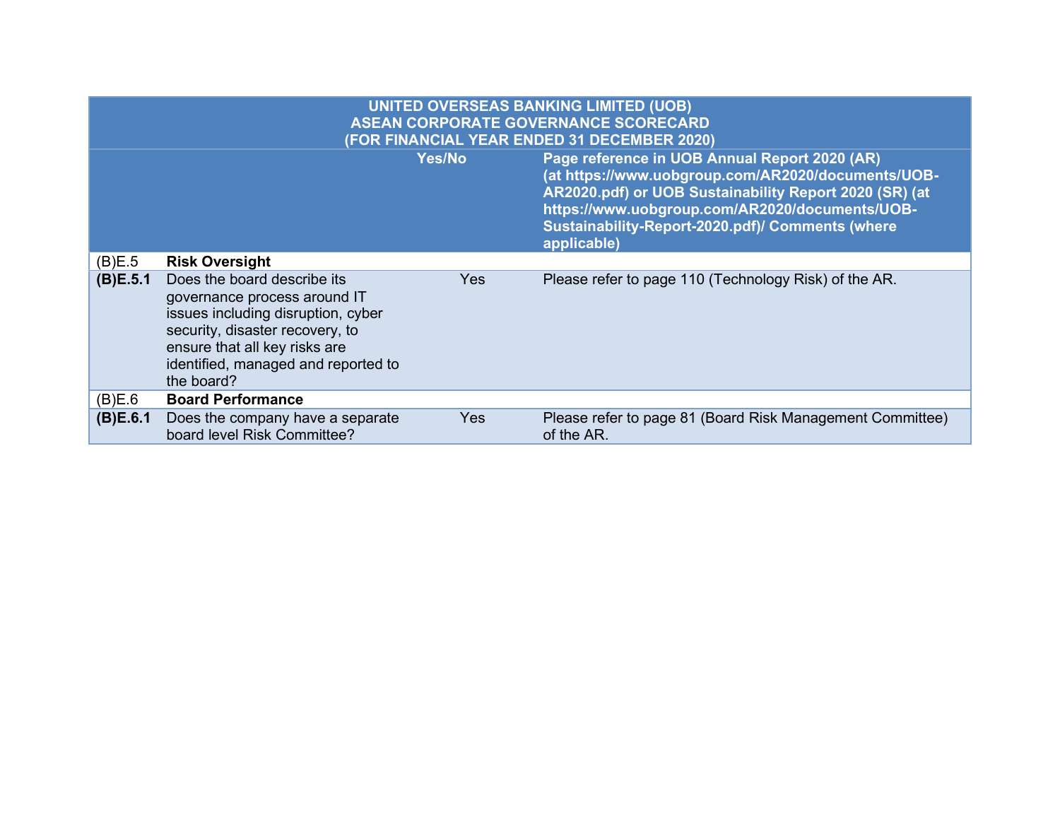| UNITED OVERSEAS BANKING LIMITED (UOB) ASEAN CORPORATE GOVERNANCE SCORECARD (FOR FINANCIAL YEAR ENDED 31 DECEMBER 2020) | | | |
|---|---|---|---|
| | | **Yes/No** | **Page reference in UOB Annual Report 2020 (AR) (at https://www.uobgroup.com/AR2020/documents/UOB-AR2020.pdf) or UOB Sustainability Report 2020 (SR) (at https://www.uobgroup.com/AR2020/documents/UOB-Sustainability-Report-2020.pdf)/ Comments (where applicable)** |
| (B)E.5 | **Risk Oversight** | | |
| **(B)E.5.1** | Does the board describe its governance process around IT issues including disruption, cyber security, disaster recovery, to ensure that all key risks are identified, managed and reported to the board? | Yes | Please refer to page 110 (Technology Risk) of the AR. |
| (B)E.6 | **Board Performance** | | |
| **(B)E.6.1** | Does the company have a separate board level Risk Committee? | Yes | Please refer to page 81 (Board Risk Management Committee) of the AR. |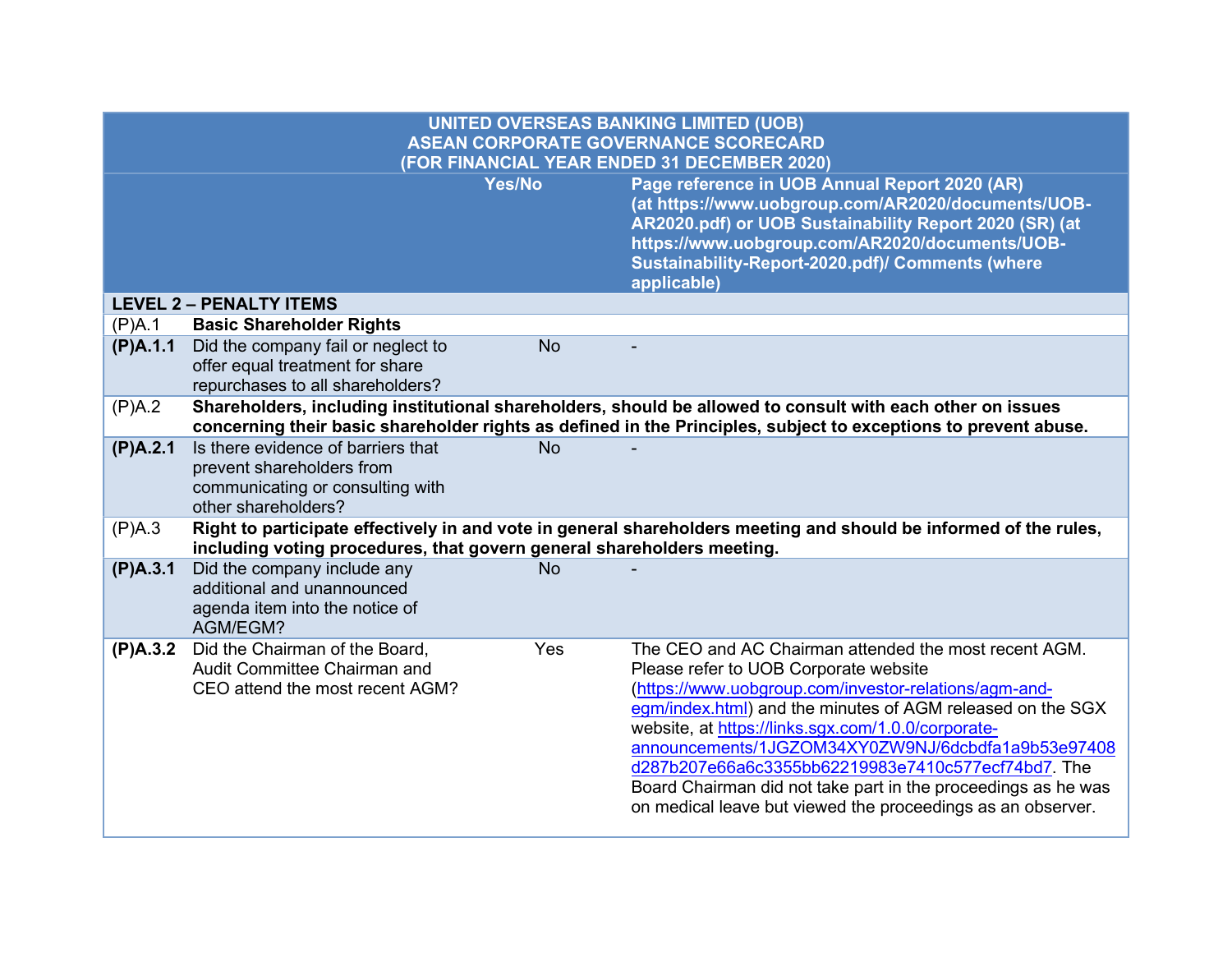| UNITED OVERSEAS BANKING LIMITED (UOB) ASEAN CORPORATE GOVERNANCE SCORECARD (FOR FINANCIAL YEAR ENDED 31 DECEMBER 2020) | | | |
|---|---|---|---|
| | | **Yes/No** | **Page reference in UOB Annual Report 2020 (AR) (at https://www.uobgroup.com/AR2020/documents/UOB-AR2020.pdf) or UOB Sustainability Report 2020 (SR) (at https://www.uobgroup.com/AR2020/documents/UOB-Sustainability-Report-2020.pdf)/ Comments (where applicable)** |
| **LEVEL 2 – PENALTY ITEMS** | | | |
| (P)A.1 | **Basic Shareholder Rights** | | |
| **(P)A.1.1** | Did the company fail or neglect to offer equal treatment for share repurchases to all shareholders? | No | - |
| (P)A.2 | **Shareholders, including institutional shareholders, should be allowed to consult with each other on issues concerning their basic shareholder rights as defined in the Principles, subject to exceptions to prevent abuse.** | | |
| **(P)A.2.1** | Is there evidence of barriers that prevent shareholders from communicating or consulting with other shareholders? | No | - |
| (P)A.3 | **Right to participate effectively in and vote in general shareholders meeting and should be informed of the rules, including voting procedures, that govern general shareholders meeting.** | | |
| **(P)A.3.1** | Did the company include any additional and unannounced agenda item into the notice of AGM/EGM? | No | - |
| **(P)A.3.2** | Did the Chairman of the Board, Audit Committee Chairman and CEO attend the most recent AGM? | Yes | The CEO and AC Chairman attended the most recent AGM. Please refer to UOB Corporate website (https://www.uobgroup.com/investor-relations/agm-and-egm/index.html) and the minutes of AGM released on the SGX website, at https://links.sgx.com/1.0.0/corporate-announcements/1JGZOM34XY0ZW9NJ/6dcbdfa1a9b53e97408d287b207e66a6c3355bb62219983e7410c577ecf74bd7. The Board Chairman did not take part in the proceedings as he was on medical leave but viewed the proceedings as an observer. |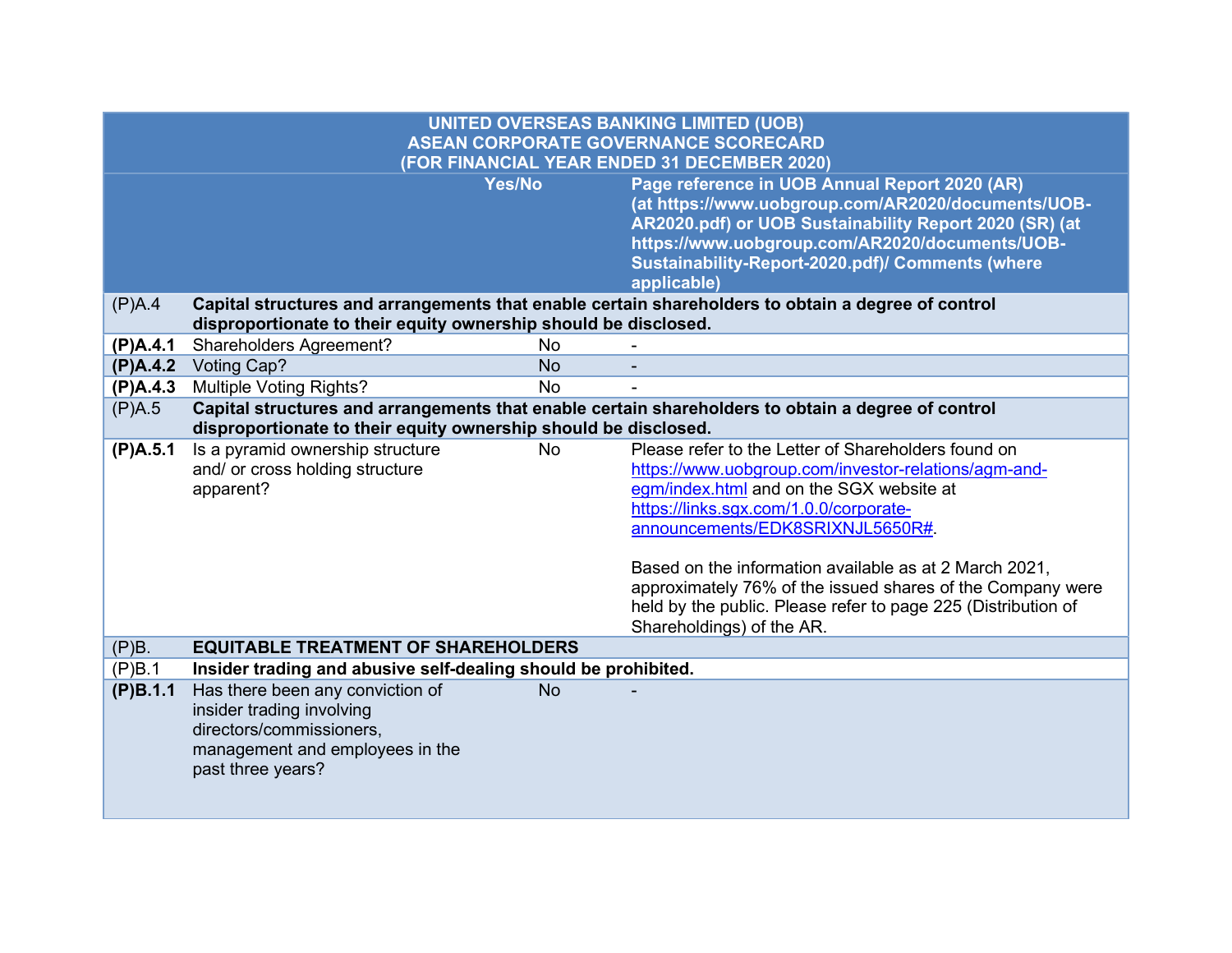| UNITED OVERSEAS BANKING LIMITED (UOB)<br>ASEAN CORPORATE GOVERNANCE SCORECARD<br>(FOR FINANCIAL YEAR ENDED 31 DECEMBER 2020) | | | |
|---|---|---|---|
| | | **Yes/No** | **Page reference in UOB Annual Report 2020 (AR) (at https://www.uobgroup.com/AR2020/documents/UOB-AR2020.pdf) or UOB Sustainability Report 2020 (SR) (at https://www.uobgroup.com/AR2020/documents/UOB-Sustainability-Report-2020.pdf)/ Comments (where applicable)** |
| (P)A.4 | **Capital structures and arrangements that enable certain shareholders to obtain a degree of control disproportionate to their equity ownership should be disclosed.** | | |
| **(P)A.4.1** | Shareholders Agreement? | No | - |
| **(P)A.4.2** | Voting Cap? | No | - |
| **(P)A.4.3** | Multiple Voting Rights? | No | - |
| (P)A.5 | **Capital structures and arrangements that enable certain shareholders to obtain a degree of control disproportionate to their equity ownership should be disclosed.** | | |
| **(P)A.5.1** | Is a pyramid ownership structure and/ or cross holding structure apparent? | No | Please refer to the Letter of Shareholders found on https://www.uobgroup.com/investor-relations/agm-and-egm/index.html and on the SGX website at https://links.sgx.com/1.0.0/corporate-announcements/EDK8SRIXNJL5650R#.<br><br>Based on the information available as at 2 March 2021, approximately 76% of the issued shares of the Company were held by the public. Please refer to page 225 (Distribution of Shareholdings) of the AR. |
| (P)B. | **EQUITABLE TREATMENT OF SHAREHOLDERS** | | |
| (P)B.1 | **Insider trading and abusive self-dealing should be prohibited.** | | |
| **(P)B.1.1** | Has there been any conviction of insider trading involving directors/commissioners, management and employees in the past three years? | No | - |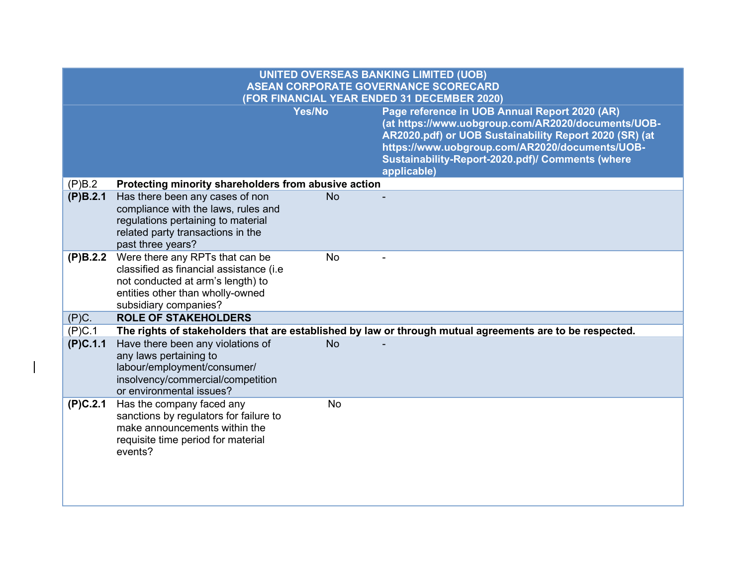| | UNITED OVERSEAS BANKING LIMITED (UOB) ASEAN CORPORATE GOVERNANCE SCORECARD (FOR FINANCIAL YEAR ENDED 31 DECEMBER 2020) | | |
|---|---|---|---|
| | | **Yes/No** | **Page reference in UOB Annual Report 2020 (AR) (at https://www.uobgroup.com/AR2020/documents/UOB-AR2020.pdf) or UOB Sustainability Report 2020 (SR) (at https://www.uobgroup.com/AR2020/documents/UOB-Sustainability-Report-2020.pdf)/ Comments (where applicable)** |
| (P)B.2 | **Protecting minority shareholders from abusive action** | | |
| **(P)B.2.1** | Has there been any cases of non compliance with the laws, rules and regulations pertaining to material related party transactions in the past three years? | No | - |
| **(P)B.2.2** | Were there any RPTs that can be classified as financial assistance (i.e not conducted at arm's length) to entities other than wholly-owned subsidiary companies? | No | - |
| (P)C. | **ROLE OF STAKEHOLDERS** | | |
| (P)C.1 | **The rights of stakeholders that are established by law or through mutual agreements are to be respected.** | | |
| **(P)C.1.1** | Have there been any violations of any laws pertaining to labour/employment/consumer/insolvency/commercial/competition or environmental issues? | No | - |
| **(P)C.2.1** | Has the company faced any sanctions by regulators for failure to make announcements within the requisite time period for material events? | No | |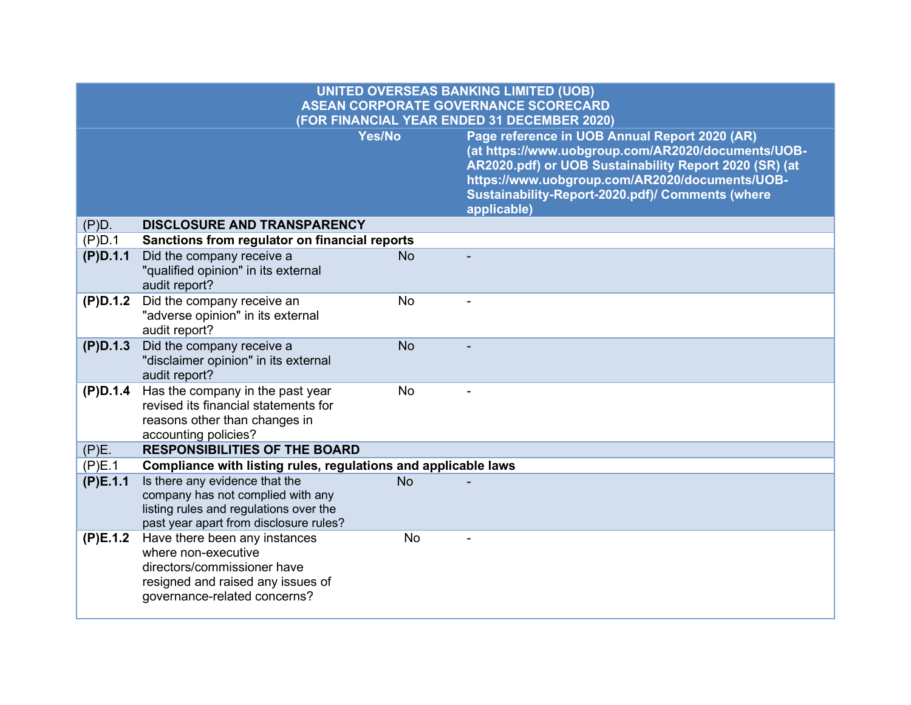| UNITED OVERSEAS BANKING LIMITED (UOB) ASEAN CORPORATE GOVERNANCE SCORECARD (FOR FINANCIAL YEAR ENDED 31 DECEMBER 2020) | | | |
|---|---|---|---|
| | | **Yes/No** | **Page reference in UOB Annual Report 2020 (AR) (at https://www.uobgroup.com/AR2020/documents/UOB-AR2020.pdf) or UOB Sustainability Report 2020 (SR) (at https://www.uobgroup.com/AR2020/documents/UOB-Sustainability-Report-2020.pdf)/ Comments (where applicable)** |
| (P)D. | **DISCLOSURE AND TRANSPARENCY** | | |
| (P)D.1 | **Sanctions from regulator on financial reports** | | |
| **(P)D.1.1** | Did the company receive a "qualified opinion" in its external audit report? | No | - |
| **(P)D.1.2** | Did the company receive an "adverse opinion" in its external audit report? | No | - |
| **(P)D.1.3** | Did the company receive a "disclaimer opinion" in its external audit report? | No | - |
| **(P)D.1.4** | Has the company in the past year revised its financial statements for reasons other than changes in accounting policies? | No | - |
| (P)E. | **RESPONSIBILITIES OF THE BOARD** | | |
| (P)E.1 | **Compliance with listing rules, regulations and applicable laws** | | |
| **(P)E.1.1** | Is there any evidence that the company has not complied with any listing rules and regulations over the past year apart from disclosure rules? | No | - |
| **(P)E.1.2** | Have there been any instances where non-executive directors/commissioner have resigned and raised any issues of governance-related concerns? | No | - |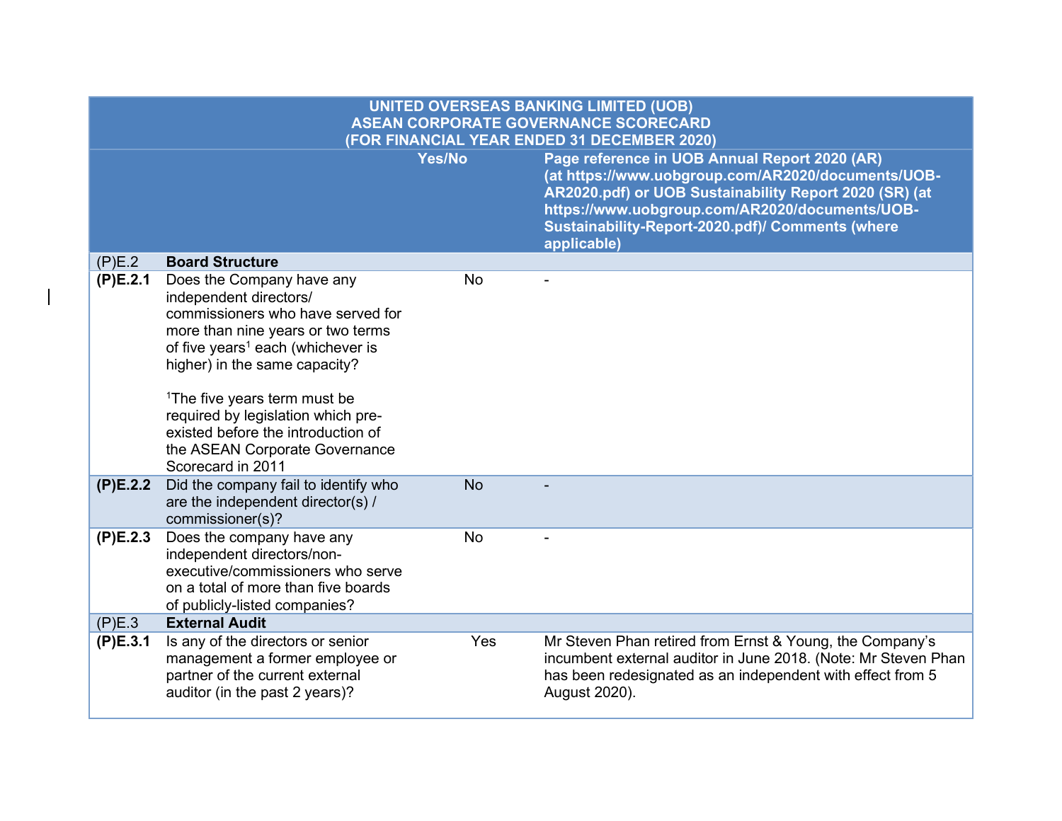| UNITED OVERSEAS BANKING LIMITED (UOB) ASEAN CORPORATE GOVERNANCE SCORECARD (FOR FINANCIAL YEAR ENDED 31 DECEMBER 2020) | | | |
|---|---|---|---|
| | | **Yes/No** | **Page reference in UOB Annual Report 2020 (AR) (at https://www.uobgroup.com/AR2020/documents/UOB-AR2020.pdf) or UOB Sustainability Report 2020 (SR) (at https://www.uobgroup.com/AR2020/documents/UOB-Sustainability-Report-2020.pdf)/ Comments (where applicable)** |
| (P)E.2 | **Board Structure** | | |
| **(P)E.2.1** | Does the Company have any independent directors/ commissioners who have served for more than nine years or two terms of five years[1] each (whichever is higher) in the same capacity?<br><br>[1]The five years term must be required by legislation which pre-existed before the introduction of the ASEAN Corporate Governance Scorecard in 2011 | No | - |
| **(P)E.2.2** | Did the company fail to identify who are the independent director(s) / commissioner(s)? | No | - |
| **(P)E.2.3** | Does the company have any independent directors/non-executive/commissioners who serve on a total of more than five boards of publicly-listed companies? | No | - |
| (P)E.3 | **External Audit** | | |
| **(P)E.3.1** | Is any of the directors or senior management a former employee or partner of the current external auditor (in the past 2 years)? | Yes | Mr Steven Phan retired from Ernst & Young, the Company's incumbent external auditor in June 2018. (Note: Mr Steven Phan has been redesignated as an independent with effect from 5 August 2020). |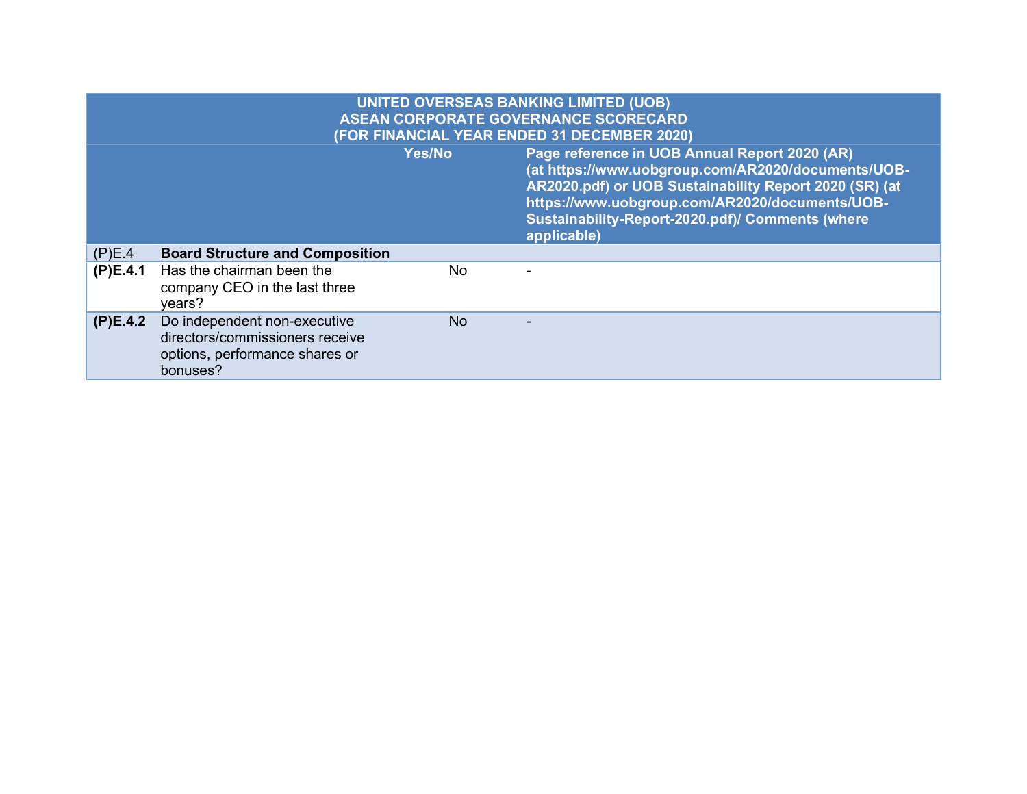| UNITED OVERSEAS BANKING LIMITED (UOB) ASEAN CORPORATE GOVERNANCE SCORECARD (FOR FINANCIAL YEAR ENDED 31 DECEMBER 2020) | | | |
|---|---|---|---|
| | | **Yes/No** | **Page reference in UOB Annual Report 2020 (AR) (at https://www.uobgroup.com/AR2020/documents/UOB-AR2020.pdf) or UOB Sustainability Report 2020 (SR) (at https://www.uobgroup.com/AR2020/documents/UOB-Sustainability-Report-2020.pdf)/ Comments (where applicable)** |
| (P)E.4 | **Board Structure and Composition** | | |
| **(P)E.4.1** | Has the chairman been the company CEO in the last three years? | No | - |
| **(P)E.4.2** | Do independent non-executive directors/commissioners receive options, performance shares or bonuses? | No | - |